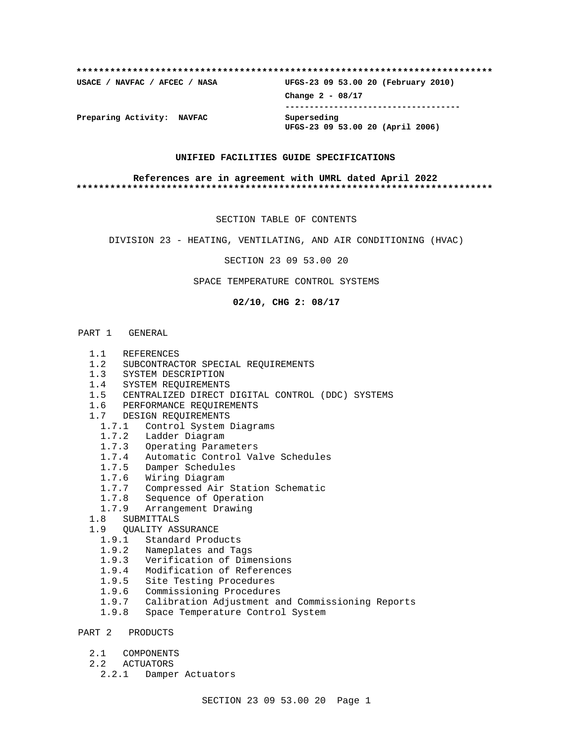**************************************************************************

**USACE / NAVFAC / AFCEC / NASA** | **UFGS-23 09 53.00 20 (February 2010)**

**Change 2 - 08/17**

-----------------------------------

**Preparing Activity: NAVFAC** | **Superseding UFGS-23 09 53.00 20 (April 2006)**

**UNIFIED FACILITIES GUIDE SPECIFICATIONS**

**References are in agreement with UMRL dated April 2022**

**************************************************************************

SECTION TABLE OF CONTENTS

DIVISION 23 - HEATING, VENTILATING, AND AIR CONDITIONING (HVAC)

SECTION 23 09 53.00 20

SPACE TEMPERATURE CONTROL SYSTEMS

**02/10, CHG 2: 08/17**

PART 1 GENERAL

- 1.1 REFERENCES
- 1.2 SUBCONTRACTOR SPECIAL REQUIREMENTS
- 1.3 SYSTEM DESCRIPTION
- 1.4 SYSTEM REQUIREMENTS
- 1.5 CENTRALIZED DIRECT DIGITAL CONTROL (DDC) SYSTEMS
- 1.6 PERFORMANCE REQUIREMENTS
- 1.7 DESIGN REQUIREMENTS
  - 1.7.1 Control System Diagrams
  - 1.7.2 Ladder Diagram
  - 1.7.3 Operating Parameters
  - 1.7.4 Automatic Control Valve Schedules
  - 1.7.5 Damper Schedules
  - 1.7.6 Wiring Diagram
  - 1.7.7 Compressed Air Station Schematic
  - 1.7.8 Sequence of Operation
  - 1.7.9 Arrangement Drawing
- 1.8 SUBMITTALS
- 1.9 QUALITY ASSURANCE
  - 1.9.1 Standard Products
  - 1.9.2 Nameplates and Tags
  - 1.9.3 Verification of Dimensions
  - 1.9.4 Modification of References
  - 1.9.5 Site Testing Procedures
  - 1.9.6 Commissioning Procedures
  - 1.9.7 Calibration Adjustment and Commissioning Reports
  - 1.9.8 Space Temperature Control System

PART 2 PRODUCTS

- 2.1 COMPONENTS
- 2.2 ACTUATORS
  - 2.2.1 Damper Actuators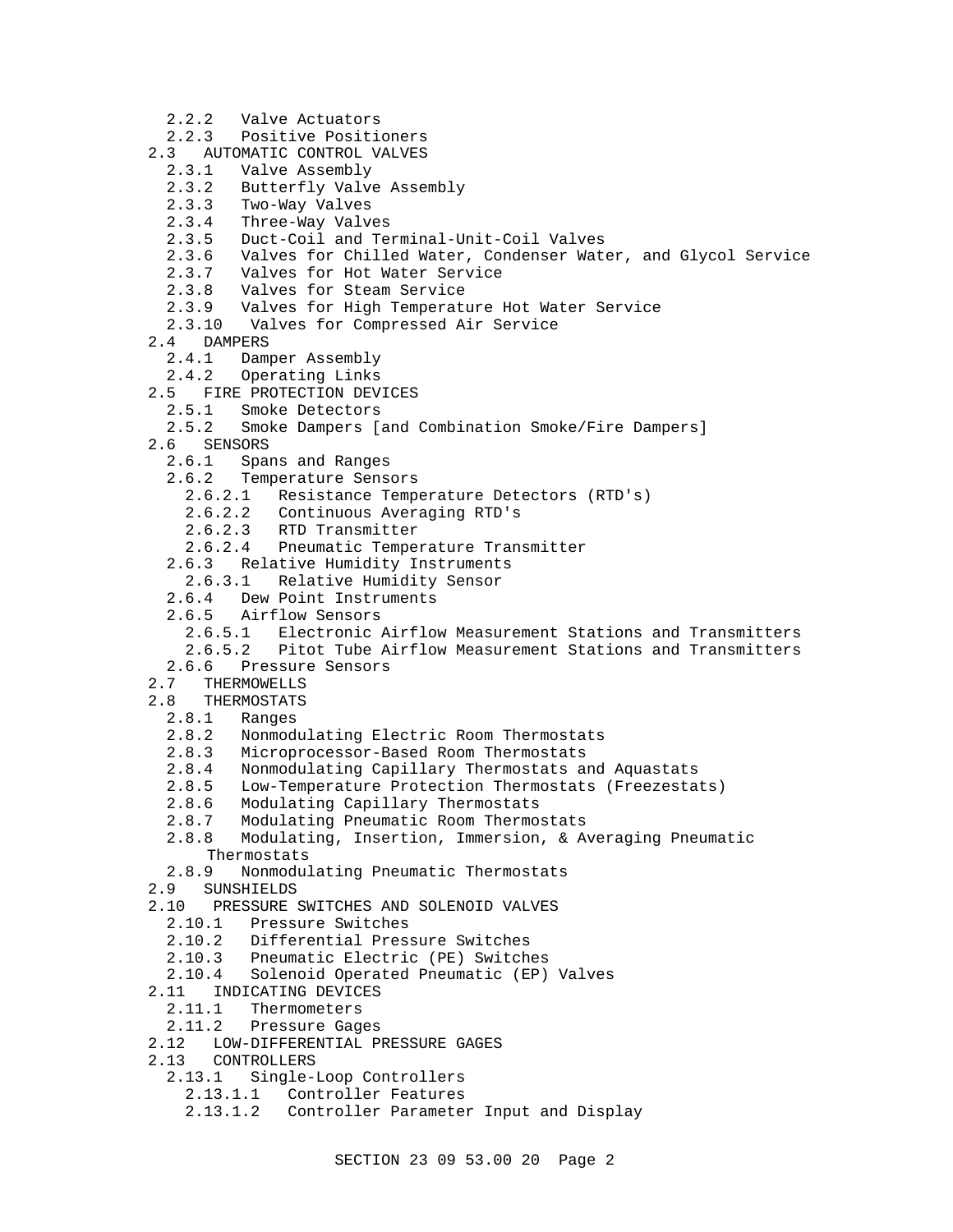2.2.2 Valve Actuators
2.2.3 Positive Positioners
2.3 AUTOMATIC CONTROL VALVES
2.3.1 Valve Assembly
2.3.2 Butterfly Valve Assembly
2.3.3 Two-Way Valves
2.3.4 Three-Way Valves
2.3.5 Duct-Coil and Terminal-Unit-Coil Valves
2.3.6 Valves for Chilled Water, Condenser Water, and Glycol Service
2.3.7 Valves for Hot Water Service
2.3.8 Valves for Steam Service
2.3.9 Valves for High Temperature Hot Water Service
2.3.10 Valves for Compressed Air Service
2.4 DAMPERS
2.4.1 Damper Assembly
2.4.2 Operating Links
2.5 FIRE PROTECTION DEVICES
2.5.1 Smoke Detectors
2.5.2 Smoke Dampers [and Combination Smoke/Fire Dampers]
2.6 SENSORS
2.6.1 Spans and Ranges
2.6.2 Temperature Sensors
2.6.2.1 Resistance Temperature Detectors (RTD's)
2.6.2.2 Continuous Averaging RTD's
2.6.2.3 RTD Transmitter
2.6.2.4 Pneumatic Temperature Transmitter
2.6.3 Relative Humidity Instruments
2.6.3.1 Relative Humidity Sensor
2.6.4 Dew Point Instruments
2.6.5 Airflow Sensors
2.6.5.1 Electronic Airflow Measurement Stations and Transmitters
2.6.5.2 Pitot Tube Airflow Measurement Stations and Transmitters
2.6.6 Pressure Sensors
2.7 THERMOWELLS
2.8 THERMOSTATS
2.8.1 Ranges
2.8.2 Nonmodulating Electric Room Thermostats
2.8.3 Microprocessor-Based Room Thermostats
2.8.4 Nonmodulating Capillary Thermostats and Aquastats
2.8.5 Low-Temperature Protection Thermostats (Freezestats)
2.8.6 Modulating Capillary Thermostats
2.8.7 Modulating Pneumatic Room Thermostats
2.8.8 Modulating, Insertion, Immersion, & Averaging Pneumatic Thermostats
2.8.9 Nonmodulating Pneumatic Thermostats
2.9 SUNSHIELDS
2.10 PRESSURE SWITCHES AND SOLENOID VALVES
2.10.1 Pressure Switches
2.10.2 Differential Pressure Switches
2.10.3 Pneumatic Electric (PE) Switches
2.10.4 Solenoid Operated Pneumatic (EP) Valves
2.11 INDICATING DEVICES
2.11.1 Thermometers
2.11.2 Pressure Gages
2.12 LOW-DIFFERENTIAL PRESSURE GAGES
2.13 CONTROLLERS
2.13.1 Single-Loop Controllers
2.13.1.1 Controller Features
2.13.1.2 Controller Parameter Input and Display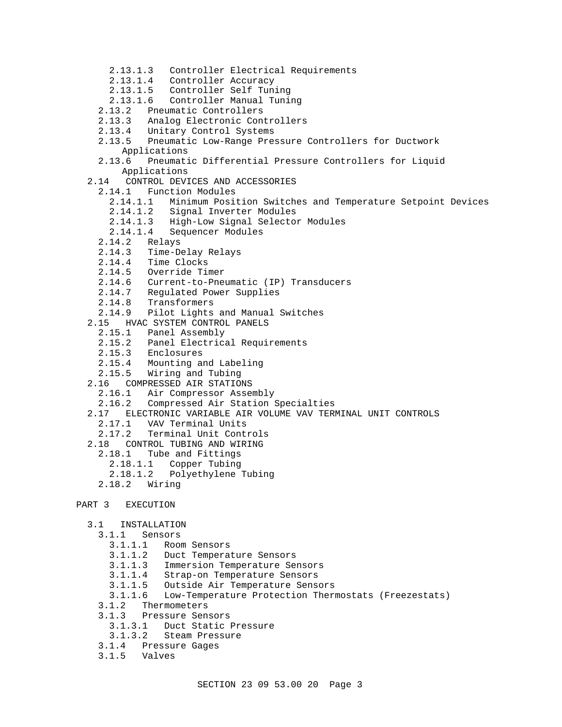2.13.1.3 Controller Electrical Requirements
2.13.1.4 Controller Accuracy
2.13.1.5 Controller Self Tuning
2.13.1.6 Controller Manual Tuning
2.13.2 Pneumatic Controllers
2.13.3 Analog Electronic Controllers
2.13.4 Unitary Control Systems
2.13.5 Pneumatic Low-Range Pressure Controllers for Ductwork Applications
2.13.6 Pneumatic Differential Pressure Controllers for Liquid Applications
2.14 CONTROL DEVICES AND ACCESSORIES
2.14.1 Function Modules
2.14.1.1 Minimum Position Switches and Temperature Setpoint Devices
2.14.1.2 Signal Inverter Modules
2.14.1.3 High-Low Signal Selector Modules
2.14.1.4 Sequencer Modules
2.14.2 Relays
2.14.3 Time-Delay Relays
2.14.4 Time Clocks
2.14.5 Override Timer
2.14.6 Current-to-Pneumatic (IP) Transducers
2.14.7 Regulated Power Supplies
2.14.8 Transformers
2.14.9 Pilot Lights and Manual Switches
2.15 HVAC SYSTEM CONTROL PANELS
2.15.1 Panel Assembly
2.15.2 Panel Electrical Requirements
2.15.3 Enclosures
2.15.4 Mounting and Labeling
2.15.5 Wiring and Tubing
2.16 COMPRESSED AIR STATIONS
2.16.1 Air Compressor Assembly
2.16.2 Compressed Air Station Specialties
2.17 ELECTRONIC VARIABLE AIR VOLUME VAV TERMINAL UNIT CONTROLS
2.17.1 VAV Terminal Units
2.17.2 Terminal Unit Controls
2.18 CONTROL TUBING AND WIRING
2.18.1 Tube and Fittings
2.18.1.1 Copper Tubing
2.18.1.2 Polyethylene Tubing
2.18.2 Wiring

PART 3 EXECUTION

3.1 INSTALLATION
3.1.1 Sensors
3.1.1.1 Room Sensors
3.1.1.2 Duct Temperature Sensors
3.1.1.3 Immersion Temperature Sensors
3.1.1.4 Strap-on Temperature Sensors
3.1.1.5 Outside Air Temperature Sensors
3.1.1.6 Low-Temperature Protection Thermostats (Freezestats)
3.1.2 Thermometers
3.1.3 Pressure Sensors
3.1.3.1 Duct Static Pressure
3.1.3.2 Steam Pressure
3.1.4 Pressure Gages
3.1.5 Valves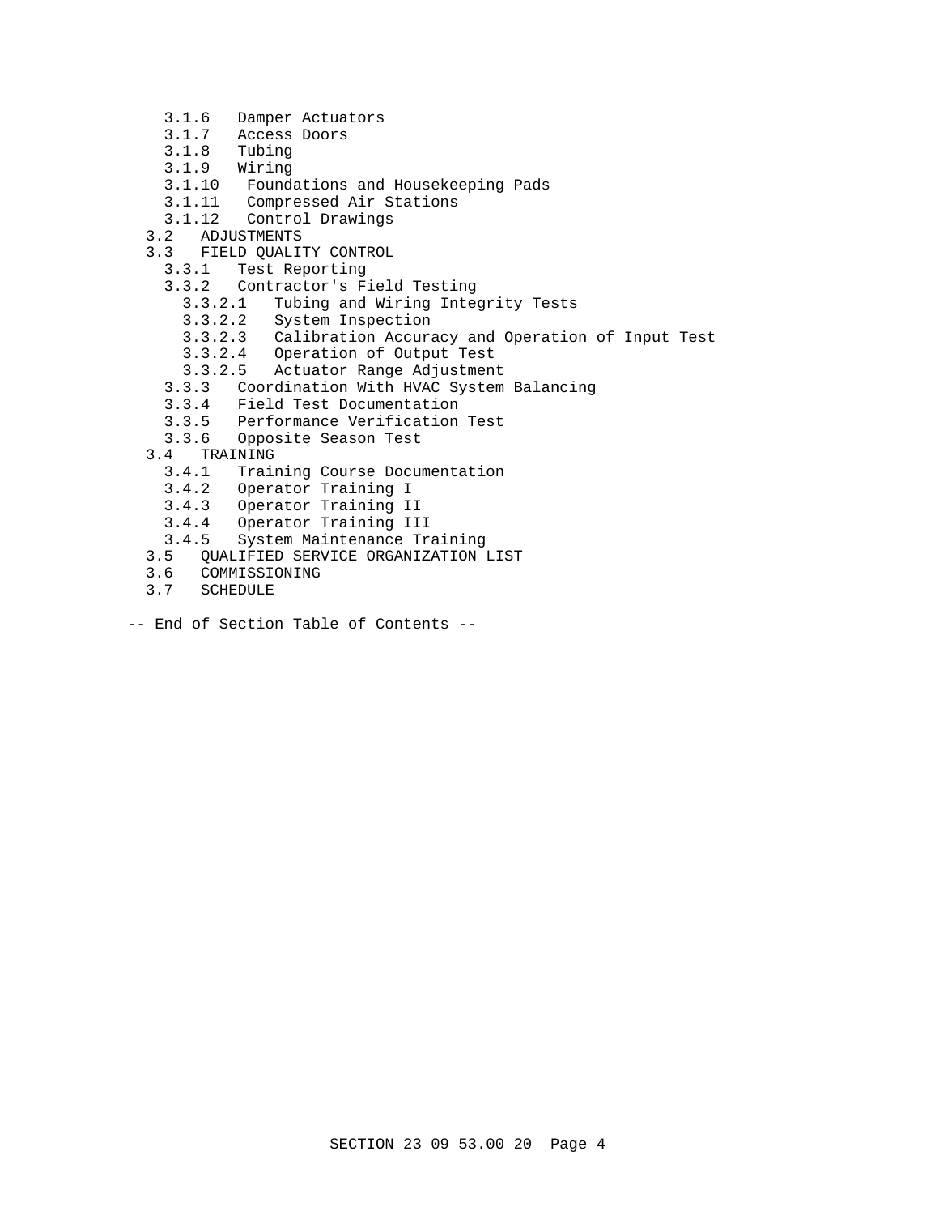- 3.1.6 Damper Actuators
- 3.1.7 Access Doors
- 3.1.8 Tubing
- 3.1.9 Wiring
- 3.1.10 Foundations and Housekeeping Pads
- 3.1.11 Compressed Air Stations
- 3.1.12 Control Drawings

3.2 ADJUSTMENTS

3.3 FIELD QUALITY CONTROL

- 3.3.1 Test Reporting
- 3.3.2 Contractor's Field Testing
  - 3.3.2.1 Tubing and Wiring Integrity Tests
  - 3.3.2.2 System Inspection
  - 3.3.2.3 Calibration Accuracy and Operation of Input Test
  - 3.3.2.4 Operation of Output Test
  - 3.3.2.5 Actuator Range Adjustment
- 3.3.3 Coordination With HVAC System Balancing
- 3.3.4 Field Test Documentation
- 3.3.5 Performance Verification Test
- 3.3.6 Opposite Season Test

3.4 TRAINING

- 3.4.1 Training Course Documentation
- 3.4.2 Operator Training I
- 3.4.3 Operator Training II
- 3.4.4 Operator Training III
- 3.4.5 System Maintenance Training

3.5 QUALIFIED SERVICE ORGANIZATION LIST

3.6 COMMISSIONING

3.7 SCHEDULE

-- End of Section Table of Contents --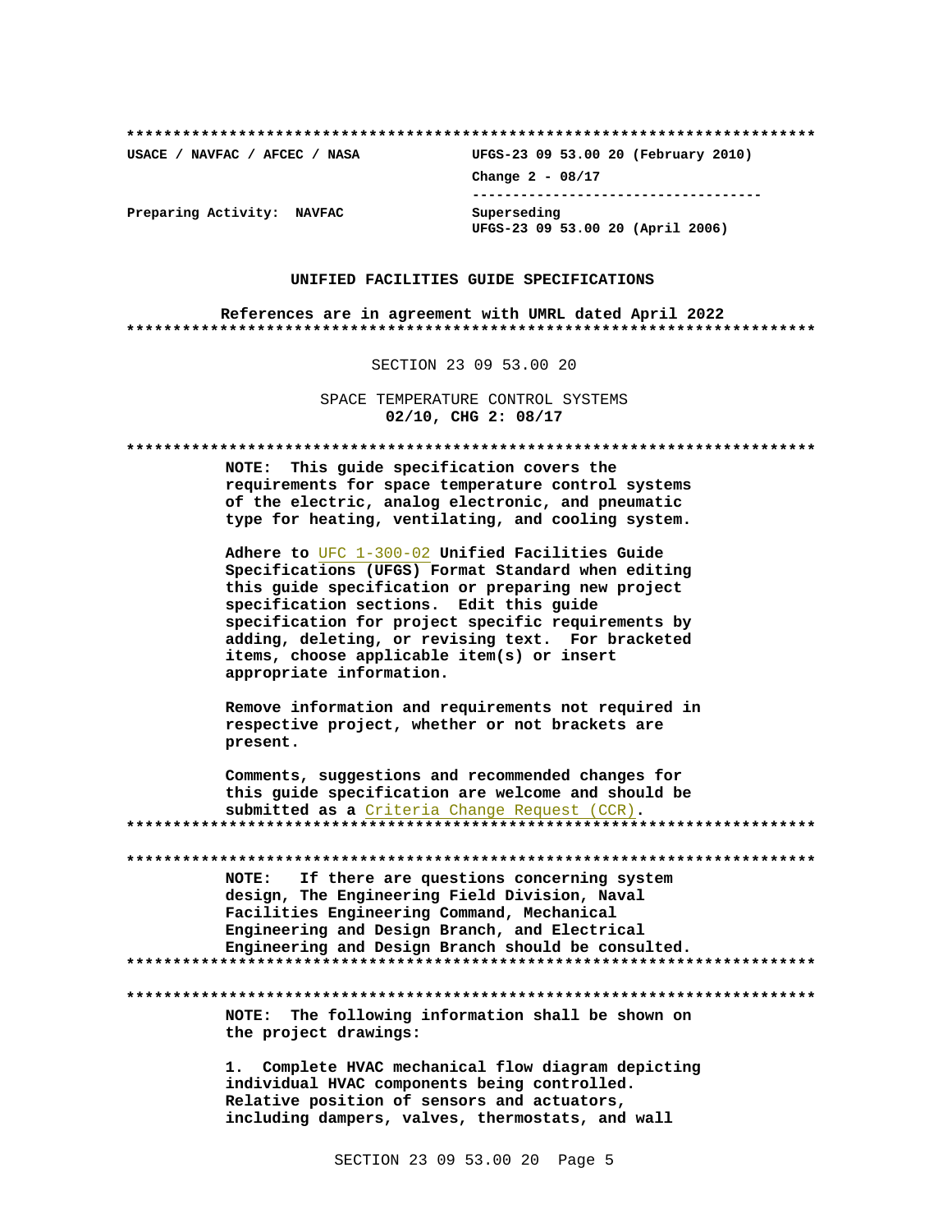**************************************************************************

**USACE / NAVFAC / AFCEC / NASA** **UFGS-23 09 53.00 20 (February 2010)**

**Change 2 - 08/17**

-----------------------------------

**Preparing Activity: NAVFAC** Superseding
UFGS-23 09 53.00 20 (April 2006)

**UNIFIED FACILITIES GUIDE SPECIFICATIONS**

**References are in agreement with UMRL dated April 2022**

**************************************************************************

SECTION 23 09 53.00 20

SPACE TEMPERATURE CONTROL SYSTEMS
**02/10, CHG 2: 08/17**

**************************************************************************

**NOTE: This guide specification covers the requirements for space temperature control systems of the electric, analog electronic, and pneumatic type for heating, ventilating, and cooling system.**

**Adhere to UFC 1-300-02 Unified Facilities Guide Specifications (UFGS) Format Standard when editing this guide specification or preparing new project specification sections. Edit this guide specification for project specific requirements by adding, deleting, or revising text. For bracketed items, choose applicable item(s) or insert appropriate information.**

**Remove information and requirements not required in respective project, whether or not brackets are present.**

**Comments, suggestions and recommended changes for this guide specification are welcome and should be submitted as a Criteria Change Request (CCR).**

**************************************************************************

**************************************************************************

**NOTE: If there are questions concerning system design, The Engineering Field Division, Naval Facilities Engineering Command, Mechanical Engineering and Design Branch, and Electrical Engineering and Design Branch should be consulted.**

**************************************************************************

**************************************************************************

**NOTE: The following information shall be shown on the project drawings:**

**1. Complete HVAC mechanical flow diagram depicting individual HVAC components being controlled. Relative position of sensors and actuators, including dampers, valves, thermostats, and wall**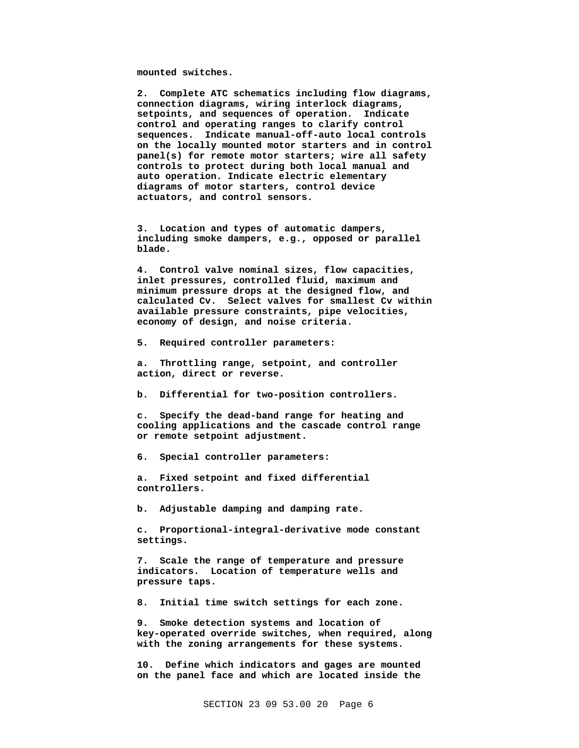**mounted switches.**

**2. Complete ATC schematics including flow diagrams, connection diagrams, wiring interlock diagrams, setpoints, and sequences of operation. Indicate control and operating ranges to clarify control sequences. Indicate manual-off-auto local controls on the locally mounted motor starters and in control panel(s) for remote motor starters; wire all safety controls to protect during both local manual and auto operation. Indicate electric elementary diagrams of motor starters, control device actuators, and control sensors.**

**3. Location and types of automatic dampers, including smoke dampers, e.g., opposed or parallel blade.**

**4. Control valve nominal sizes, flow capacities, inlet pressures, controlled fluid, maximum and minimum pressure drops at the designed flow, and calculated Cv. Select valves for smallest Cv within available pressure constraints, pipe velocities, economy of design, and noise criteria.**

**5. Required controller parameters:**

**a. Throttling range, setpoint, and controller action, direct or reverse.**

**b. Differential for two-position controllers.**

**c. Specify the dead-band range for heating and cooling applications and the cascade control range or remote setpoint adjustment.**

**6. Special controller parameters:**

**a. Fixed setpoint and fixed differential controllers.**

**b. Adjustable damping and damping rate.**

**c. Proportional-integral-derivative mode constant settings.**

**7. Scale the range of temperature and pressure indicators. Location of temperature wells and pressure taps.**

**8. Initial time switch settings for each zone.**

**9. Smoke detection systems and location of key-operated override switches, when required, along with the zoning arrangements for these systems.**

**10. Define which indicators and gages are mounted on the panel face and which are located inside the**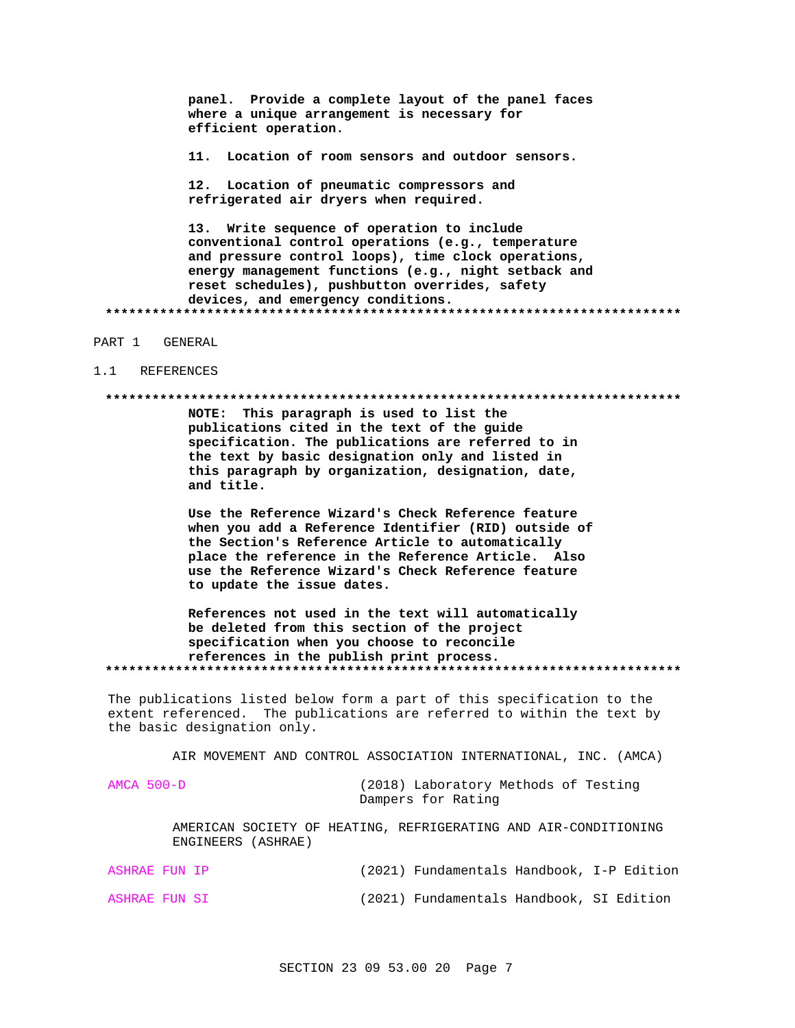**panel. Provide a complete layout of the panel faces where a unique arrangement is necessary for efficient operation.**

**11. Location of room sensors and outdoor sensors.**

**12. Location of pneumatic compressors and refrigerated air dryers when required.**

**13. Write sequence of operation to include conventional control operations (e.g., temperature and pressure control loops), time clock operations, energy management functions (e.g., night setback and reset schedules), pushbutton overrides, safety devices, and emergency conditions.**

**************************************************************************

## PART 1 GENERAL

### 1.1 REFERENCES

**************************************************************************

**NOTE: This paragraph is used to list the publications cited in the text of the guide specification. The publications are referred to in the text by basic designation only and listed in this paragraph by organization, designation, date, and title.**

**Use the Reference Wizard's Check Reference feature when you add a Reference Identifier (RID) outside of the Section's Reference Article to automatically place the reference in the Reference Article. Also use the Reference Wizard's Check Reference feature to update the issue dates.**

**References not used in the text will automatically be deleted from this section of the project specification when you choose to reconcile references in the publish print process.**

**************************************************************************

The publications listed below form a part of this specification to the extent referenced. The publications are referred to within the text by the basic designation only.

AIR MOVEMENT AND CONTROL ASSOCIATION INTERNATIONAL, INC. (AMCA)

| | |
|---|---|
| AMCA 500-D | (2018) Laboratory Methods of Testing Dampers for Rating |

AMERICAN SOCIETY OF HEATING, REFRIGERATING AND AIR-CONDITIONING ENGINEERS (ASHRAE)

| | |
|---|---|
| ASHRAE FUN IP | (2021) Fundamentals Handbook, I-P Edition |
| ASHRAE FUN SI | (2021) Fundamentals Handbook, SI Edition |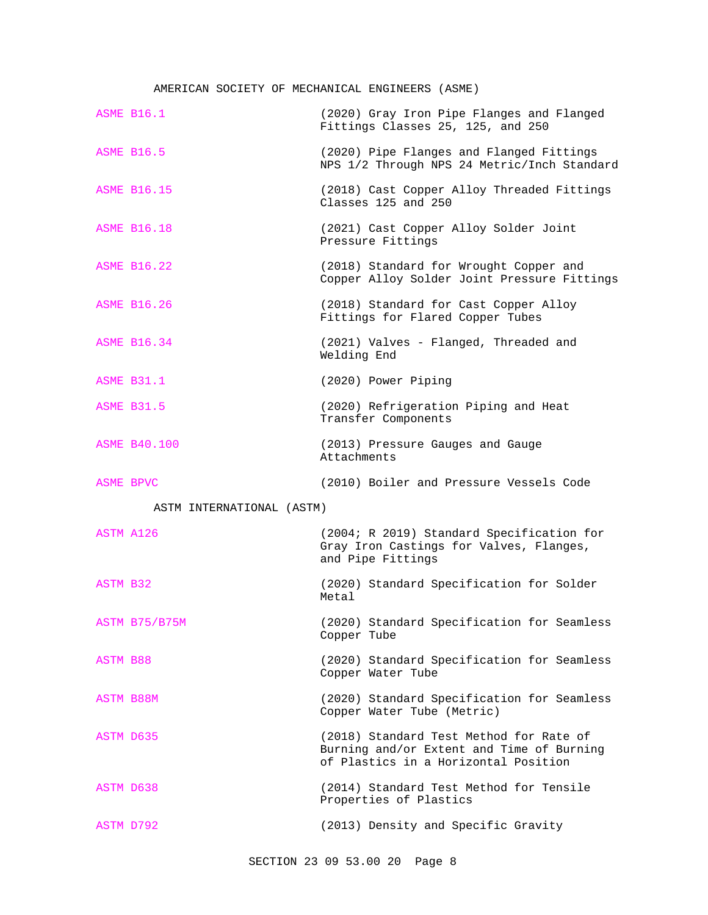AMERICAN SOCIETY OF MECHANICAL ENGINEERS (ASME)

| | |
|---|---|
| ASME B16.1 | (2020) Gray Iron Pipe Flanges and Flanged Fittings Classes 25, 125, and 250 |
| ASME B16.5 | (2020) Pipe Flanges and Flanged Fittings NPS 1/2 Through NPS 24 Metric/Inch Standard |
| ASME B16.15 | (2018) Cast Copper Alloy Threaded Fittings Classes 125 and 250 |
| ASME B16.18 | (2021) Cast Copper Alloy Solder Joint Pressure Fittings |
| ASME B16.22 | (2018) Standard for Wrought Copper and Copper Alloy Solder Joint Pressure Fittings |
| ASME B16.26 | (2018) Standard for Cast Copper Alloy Fittings for Flared Copper Tubes |
| ASME B16.34 | (2021) Valves - Flanged, Threaded and Welding End |
| ASME B31.1 | (2020) Power Piping |
| ASME B31.5 | (2020) Refrigeration Piping and Heat Transfer Components |
| ASME B40.100 | (2013) Pressure Gauges and Gauge Attachments |
| ASME BPVC | (2010) Boiler and Pressure Vessels Code |

ASTM INTERNATIONAL (ASTM)

| | |
|---|---|
| ASTM A126 | (2004; R 2019) Standard Specification for Gray Iron Castings for Valves, Flanges, and Pipe Fittings |
| ASTM B32 | (2020) Standard Specification for Solder Metal |
| ASTM B75/B75M | (2020) Standard Specification for Seamless Copper Tube |
| ASTM B88 | (2020) Standard Specification for Seamless Copper Water Tube |
| ASTM B88M | (2020) Standard Specification for Seamless Copper Water Tube (Metric) |
| ASTM D635 | (2018) Standard Test Method for Rate of Burning and/or Extent and Time of Burning of Plastics in a Horizontal Position |
| ASTM D638 | (2014) Standard Test Method for Tensile Properties of Plastics |
| ASTM D792 | (2013) Density and Specific Gravity |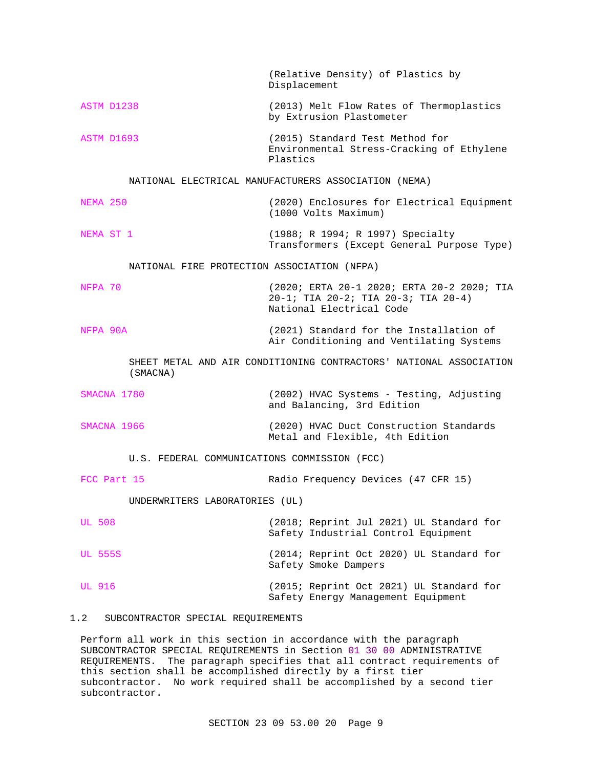| | |
|---|---|
| | (Relative Density) of Plastics by Displacement |
| ASTM D1238 | (2013) Melt Flow Rates of Thermoplastics by Extrusion Plastometer |
| ASTM D1693 | (2015) Standard Test Method for Environmental Stress-Cracking of Ethylene Plastics |

NATIONAL ELECTRICAL MANUFACTURERS ASSOCIATION (NEMA)

| | |
|---|---|
| NEMA 250 | (2020) Enclosures for Electrical Equipment (1000 Volts Maximum) |
| NEMA ST 1 | (1988; R 1994; R 1997) Specialty Transformers (Except General Purpose Type) |

NATIONAL FIRE PROTECTION ASSOCIATION (NFPA)

| | |
|---|---|
| NFPA 70 | (2020; ERTA 20-1 2020; ERTA 20-2 2020; TIA 20-1; TIA 20-2; TIA 20-3; TIA 20-4) National Electrical Code |
| NFPA 90A | (2021) Standard for the Installation of Air Conditioning and Ventilating Systems |

SHEET METAL AND AIR CONDITIONING CONTRACTORS' NATIONAL ASSOCIATION (SMACNA)

| | |
|---|---|
| SMACNA 1780 | (2002) HVAC Systems - Testing, Adjusting and Balancing, 3rd Edition |
| SMACNA 1966 | (2020) HVAC Duct Construction Standards Metal and Flexible, 4th Edition |

U.S. FEDERAL COMMUNICATIONS COMMISSION (FCC)

| | |
|---|---|
| FCC Part 15 | Radio Frequency Devices (47 CFR 15) |

UNDERWRITERS LABORATORIES (UL)

| | |
|---|---|
| UL 508 | (2018; Reprint Jul 2021) UL Standard for Safety Industrial Control Equipment |
| UL 555S | (2014; Reprint Oct 2020) UL Standard for Safety Smoke Dampers |
| UL 916 | (2015; Reprint Oct 2021) UL Standard for Safety Energy Management Equipment |

## 1.2 SUBCONTRACTOR SPECIAL REQUIREMENTS

Perform all work in this section in accordance with the paragraph SUBCONTRACTOR SPECIAL REQUIREMENTS in Section 01 30 00 ADMINISTRATIVE REQUIREMENTS. The paragraph specifies that all contract requirements of this section shall be accomplished directly by a first tier subcontractor. No work required shall be accomplished by a second tier subcontractor.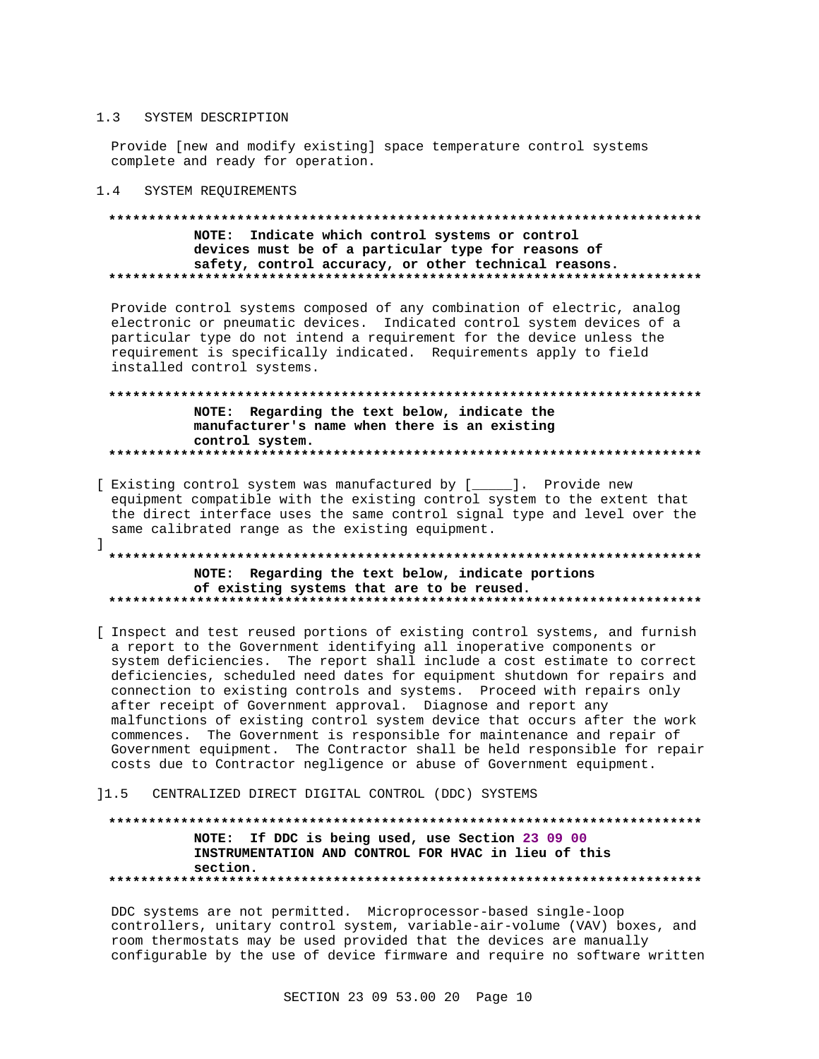## 1.3 SYSTEM DESCRIPTION

Provide [new and modify existing] space temperature control systems complete and ready for operation.

## 1.4 SYSTEM REQUIREMENTS

**NOTE: Indicate which control systems or control devices must be of a particular type for reasons of safety, control accuracy, or other technical reasons.**

Provide control systems composed of any combination of electric, analog electronic or pneumatic devices. Indicated control system devices of a particular type do not intend a requirement for the device unless the requirement is specifically indicated. Requirements apply to field installed control systems.

**NOTE: Regarding the text below, indicate the manufacturer's name when there is an existing control system.**

[ Existing control system was manufactured by [_____]. Provide new equipment compatible with the existing control system to the extent that the direct interface uses the same control signal type and level over the same calibrated range as the existing equipment.
]

**NOTE: Regarding the text below, indicate portions of existing systems that are to be reused.**

[ Inspect and test reused portions of existing control systems, and furnish a report to the Government identifying all inoperative components or system deficiencies. The report shall include a cost estimate to correct deficiencies, scheduled need dates for equipment shutdown for repairs and connection to existing controls and systems. Proceed with repairs only after receipt of Government approval. Diagnose and report any malfunctions of existing control system device that occurs after the work commences. The Government is responsible for maintenance and repair of Government equipment. The Contractor shall be held responsible for repair costs due to Contractor negligence or abuse of Government equipment.

## ]1.5 CENTRALIZED DIRECT DIGITAL CONTROL (DDC) SYSTEMS

**NOTE: If DDC is being used, use Section 23 09 00 INSTRUMENTATION AND CONTROL FOR HVAC in lieu of this section.**

DDC systems are not permitted. Microprocessor-based single-loop controllers, unitary control system, variable-air-volume (VAV) boxes, and room thermostats may be used provided that the devices are manually configurable by the use of device firmware and require no software written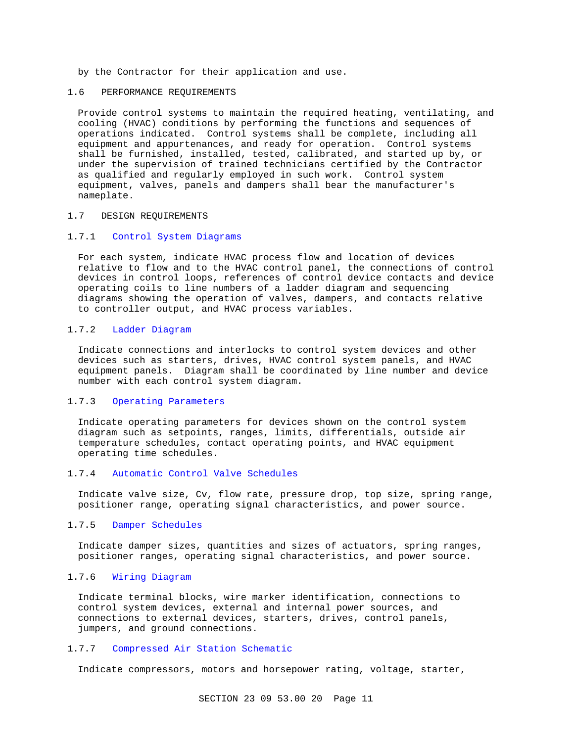by the Contractor for their application and use.

## 1.6 PERFORMANCE REQUIREMENTS

Provide control systems to maintain the required heating, ventilating, and cooling (HVAC) conditions by performing the functions and sequences of operations indicated. Control systems shall be complete, including all equipment and appurtenances, and ready for operation. Control systems shall be furnished, installed, tested, calibrated, and started up by, or under the supervision of trained technicians certified by the Contractor as qualified and regularly employed in such work. Control system equipment, valves, panels and dampers shall bear the manufacturer's nameplate.

## 1.7 DESIGN REQUIREMENTS

### 1.7.1 Control System Diagrams

For each system, indicate HVAC process flow and location of devices relative to flow and to the HVAC control panel, the connections of control devices in control loops, references of control device contacts and device operating coils to line numbers of a ladder diagram and sequencing diagrams showing the operation of valves, dampers, and contacts relative to controller output, and HVAC process variables.

### 1.7.2 Ladder Diagram

Indicate connections and interlocks to control system devices and other devices such as starters, drives, HVAC control system panels, and HVAC equipment panels. Diagram shall be coordinated by line number and device number with each control system diagram.

### 1.7.3 Operating Parameters

Indicate operating parameters for devices shown on the control system diagram such as setpoints, ranges, limits, differentials, outside air temperature schedules, contact operating points, and HVAC equipment operating time schedules.

### 1.7.4 Automatic Control Valve Schedules

Indicate valve size, Cv, flow rate, pressure drop, top size, spring range, positioner range, operating signal characteristics, and power source.

### 1.7.5 Damper Schedules

Indicate damper sizes, quantities and sizes of actuators, spring ranges, positioner ranges, operating signal characteristics, and power source.

### 1.7.6 Wiring Diagram

Indicate terminal blocks, wire marker identification, connections to control system devices, external and internal power sources, and connections to external devices, starters, drives, control panels, jumpers, and ground connections.

### 1.7.7 Compressed Air Station Schematic

Indicate compressors, motors and horsepower rating, voltage, starter,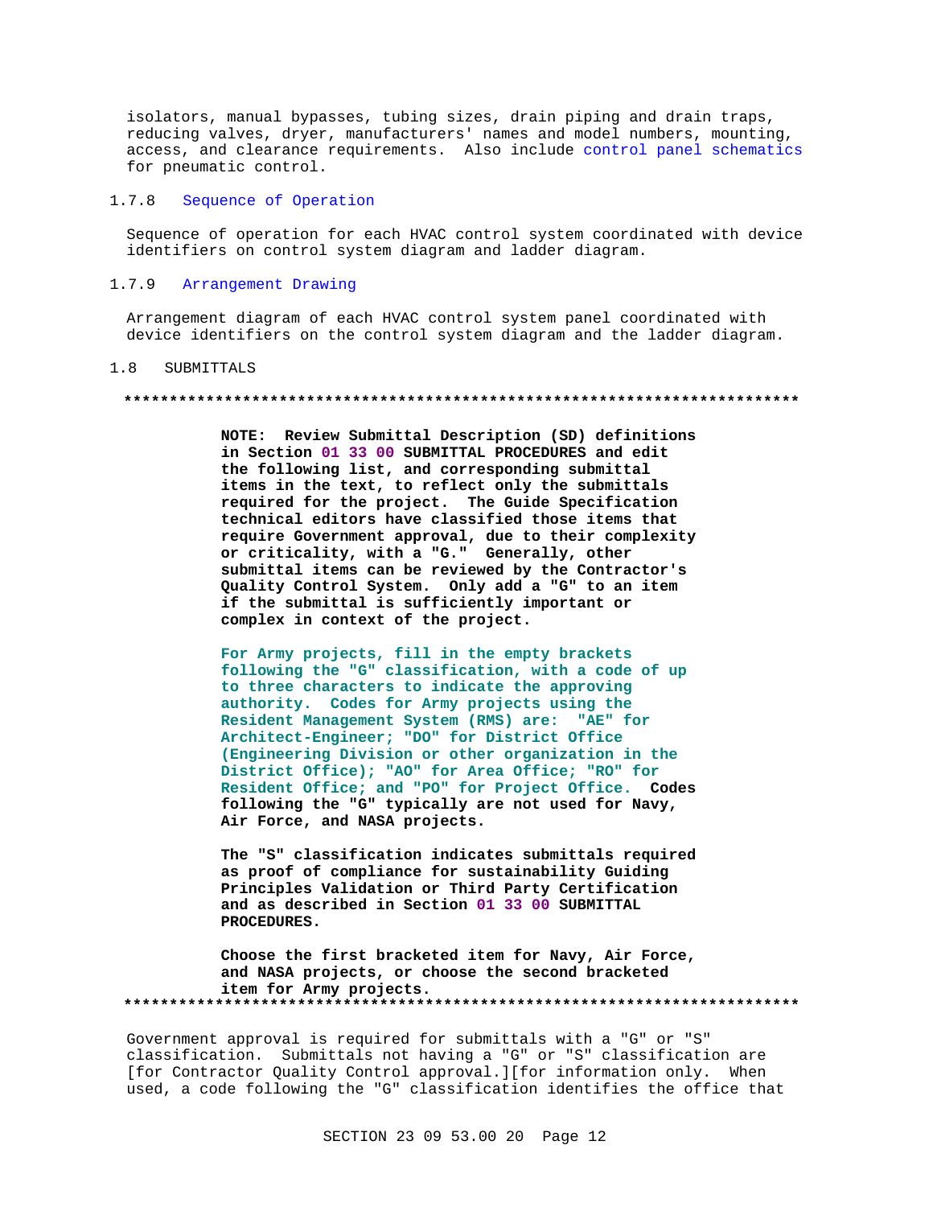isolators, manual bypasses, tubing sizes, drain piping and drain traps, reducing valves, dryer, manufacturers' names and model numbers, mounting, access, and clearance requirements. Also include control panel schematics for pneumatic control.

### 1.7.8 Sequence of Operation

Sequence of operation for each HVAC control system coordinated with device identifiers on control system diagram and ladder diagram.

### 1.7.9 Arrangement Drawing

Arrangement diagram of each HVAC control system panel coordinated with device identifiers on the control system diagram and the ladder diagram.

## 1.8 SUBMITTALS

**************************************************************************

**NOTE: Review Submittal Description (SD) definitions in Section 01 33 00 SUBMITTAL PROCEDURES and edit the following list, and corresponding submittal items in the text, to reflect only the submittals required for the project. The Guide Specification technical editors have classified those items that require Government approval, due to their complexity or criticality, with a "G." Generally, other submittal items can be reviewed by the Contractor's Quality Control System. Only add a "G" to an item if the submittal is sufficiently important or complex in context of the project.**

**For Army projects, fill in the empty brackets following the "G" classification, with a code of up to three characters to indicate the approving authority. Codes for Army projects using the Resident Management System (RMS) are: "AE" for Architect-Engineer; "DO" for District Office (Engineering Division or other organization in the District Office); "AO" for Area Office; "RO" for Resident Office; and "PO" for Project Office. Codes following the "G" typically are not used for Navy, Air Force, and NASA projects.**

**The "S" classification indicates submittals required as proof of compliance for sustainability Guiding Principles Validation or Third Party Certification and as described in Section 01 33 00 SUBMITTAL PROCEDURES.**

**Choose the first bracketed item for Navy, Air Force, and NASA projects, or choose the second bracketed item for Army projects.**

**************************************************************************

Government approval is required for submittals with a "G" or "S" classification. Submittals not having a "G" or "S" classification are [for Contractor Quality Control approval.][for information only. When used, a code following the "G" classification identifies the office that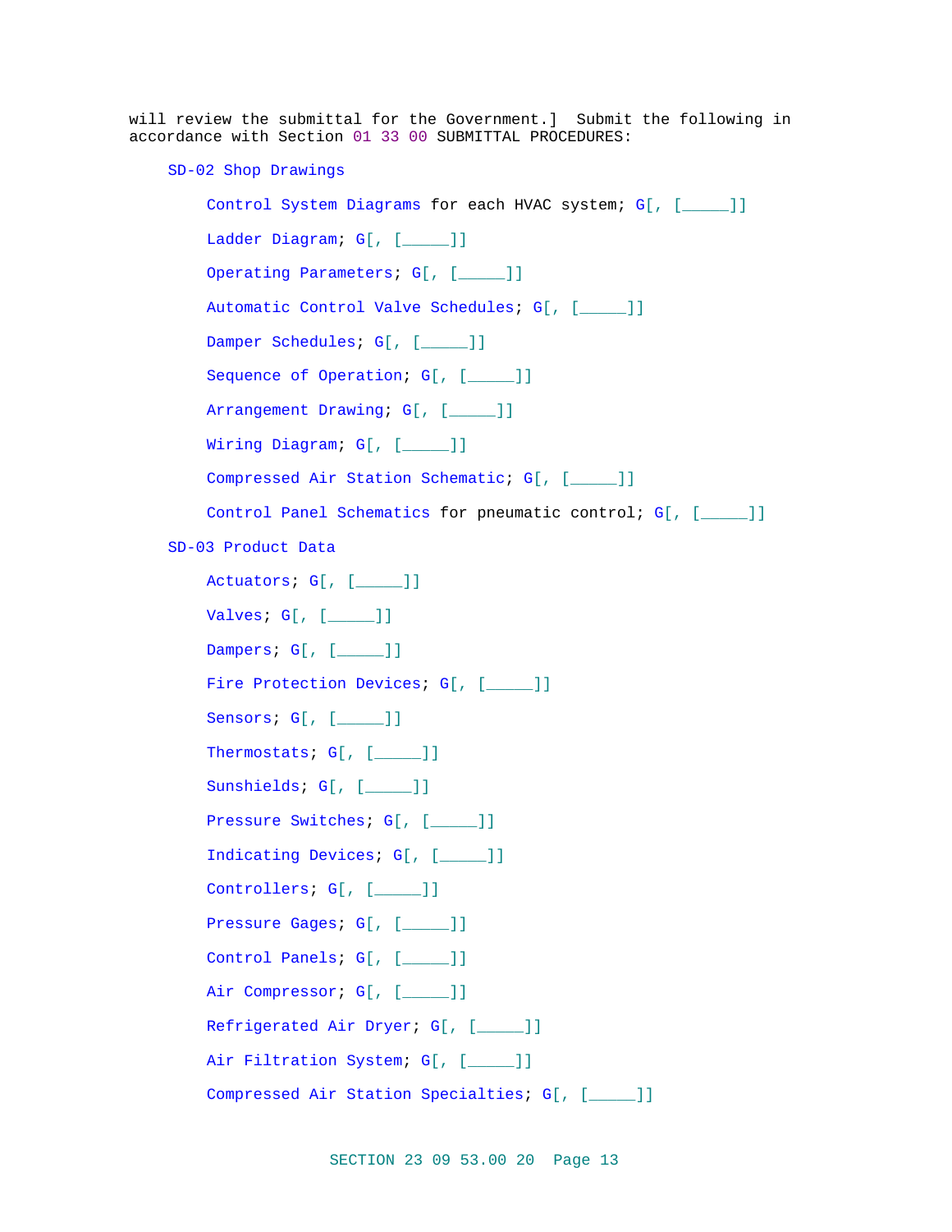will review the submittal for the Government.] Submit the following in accordance with Section 01 33 00 SUBMITTAL PROCEDURES:

SD-02 Shop Drawings

Control System Diagrams for each HVAC system; G[, [_____]]

Ladder Diagram; G[, [_____]]

Operating Parameters; G[, [_____]]

Automatic Control Valve Schedules; G[, [_____]]

Damper Schedules; G[, [_____]]

Sequence of Operation; G[, [_____]]

Arrangement Drawing; G[, [_____]]

Wiring Diagram; G[, [_____]]

Compressed Air Station Schematic; G[, [_____]]

Control Panel Schematics for pneumatic control; G[, [_____]]

SD-03 Product Data

Actuators; G[, [_____]]

Valves; G[, [_____]]

Dampers; G[, [_____]]

Fire Protection Devices; G[, [_____]]

Sensors; G[, [_____]]

Thermostats; G[, [_____]]

Sunshields; G[, [_____]]

Pressure Switches; G[, [_____]]

Indicating Devices; G[, [_____]]

Controllers; G[, [_____]]

Pressure Gages; G[, [_____]]

Control Panels; G[, [_____]]

Air Compressor; G[, [_____]]

Refrigerated Air Dryer; G[, [_____]]

Air Filtration System; G[, [_____]]

Compressed Air Station Specialties; G[, [_____]]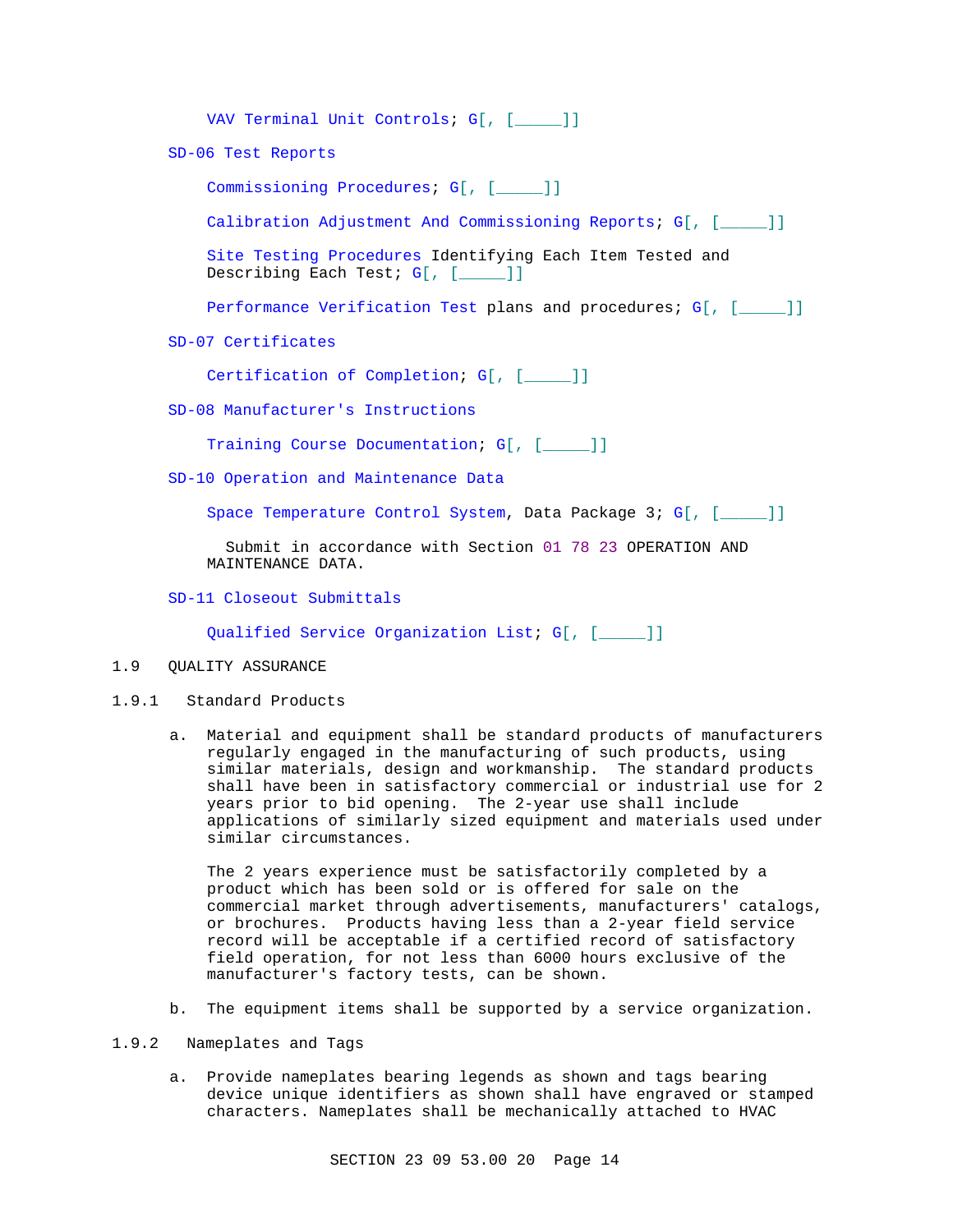VAV Terminal Unit Controls; G[, [_____]]

SD-06 Test Reports

Commissioning Procedures; G[, [_____]]

Calibration Adjustment And Commissioning Reports; G[, [_____]]

Site Testing Procedures Identifying Each Item Tested and Describing Each Test; G[, [_____]]

Performance Verification Test plans and procedures; G[, [_____]]

SD-07 Certificates

Certification of Completion; G[, [_____]]

SD-08 Manufacturer's Instructions

Training Course Documentation; G[, [_____]]

SD-10 Operation and Maintenance Data

Space Temperature Control System, Data Package 3; G[, [_____]]

Submit in accordance with Section 01 78 23 OPERATION AND MAINTENANCE DATA.

SD-11 Closeout Submittals

Qualified Service Organization List; G[, [_____]]

## 1.9 QUALITY ASSURANCE

### 1.9.1 Standard Products

a. Material and equipment shall be standard products of manufacturers regularly engaged in the manufacturing of such products, using similar materials, design and workmanship. The standard products shall have been in satisfactory commercial or industrial use for 2 years prior to bid opening. The 2-year use shall include applications of similarly sized equipment and materials used under similar circumstances.

   The 2 years experience must be satisfactorily completed by a product which has been sold or is offered for sale on the commercial market through advertisements, manufacturers' catalogs, or brochures. Products having less than a 2-year field service record will be acceptable if a certified record of satisfactory field operation, for not less than 6000 hours exclusive of the manufacturer's factory tests, can be shown.

b. The equipment items shall be supported by a service organization.

### 1.9.2 Nameplates and Tags

a. Provide nameplates bearing legends as shown and tags bearing device unique identifiers as shown shall have engraved or stamped characters. Nameplates shall be mechanically attached to HVAC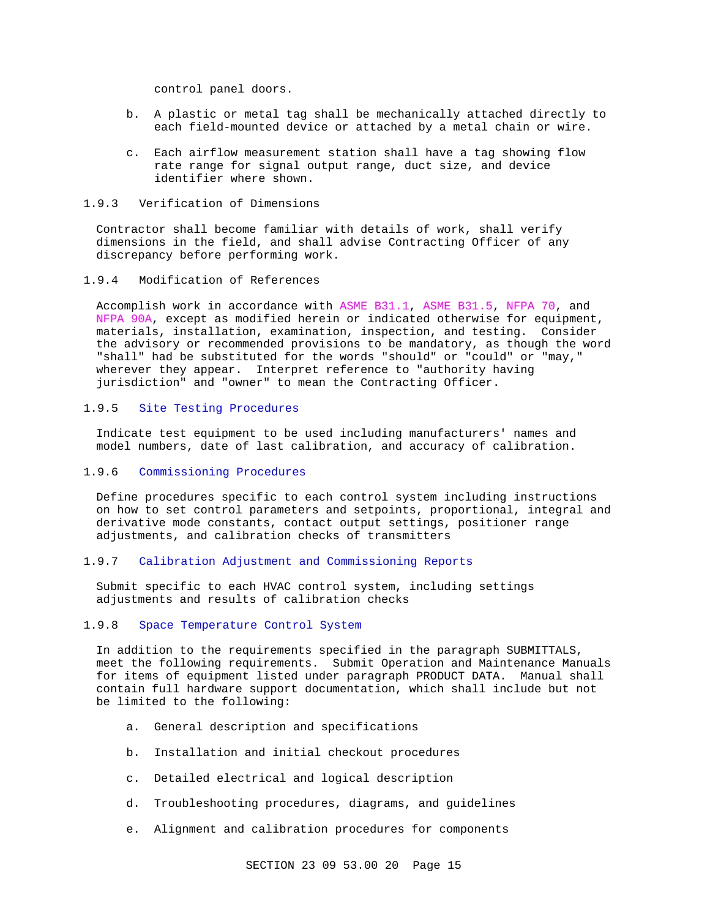control panel doors.

b. A plastic or metal tag shall be mechanically attached directly to each field-mounted device or attached by a metal chain or wire.

c. Each airflow measurement station shall have a tag showing flow rate range for signal output range, duct size, and device identifier where shown.

### 1.9.3 Verification of Dimensions

Contractor shall become familiar with details of work, shall verify dimensions in the field, and shall advise Contracting Officer of any discrepancy before performing work.

### 1.9.4 Modification of References

Accomplish work in accordance with ASME B31.1, ASME B31.5, NFPA 70, and NFPA 90A, except as modified herein or indicated otherwise for equipment, materials, installation, examination, inspection, and testing. Consider the advisory or recommended provisions to be mandatory, as though the word "shall" had be substituted for the words "should" or "could" or "may," wherever they appear. Interpret reference to "authority having jurisdiction" and "owner" to mean the Contracting Officer.

### 1.9.5 Site Testing Procedures

Indicate test equipment to be used including manufacturers' names and model numbers, date of last calibration, and accuracy of calibration.

### 1.9.6 Commissioning Procedures

Define procedures specific to each control system including instructions on how to set control parameters and setpoints, proportional, integral and derivative mode constants, contact output settings, positioner range adjustments, and calibration checks of transmitters

### 1.9.7 Calibration Adjustment and Commissioning Reports

Submit specific to each HVAC control system, including settings adjustments and results of calibration checks

### 1.9.8 Space Temperature Control System

In addition to the requirements specified in the paragraph SUBMITTALS, meet the following requirements. Submit Operation and Maintenance Manuals for items of equipment listed under paragraph PRODUCT DATA. Manual shall contain full hardware support documentation, which shall include but not be limited to the following:

a. General description and specifications

b. Installation and initial checkout procedures

c. Detailed electrical and logical description

d. Troubleshooting procedures, diagrams, and guidelines

e. Alignment and calibration procedures for components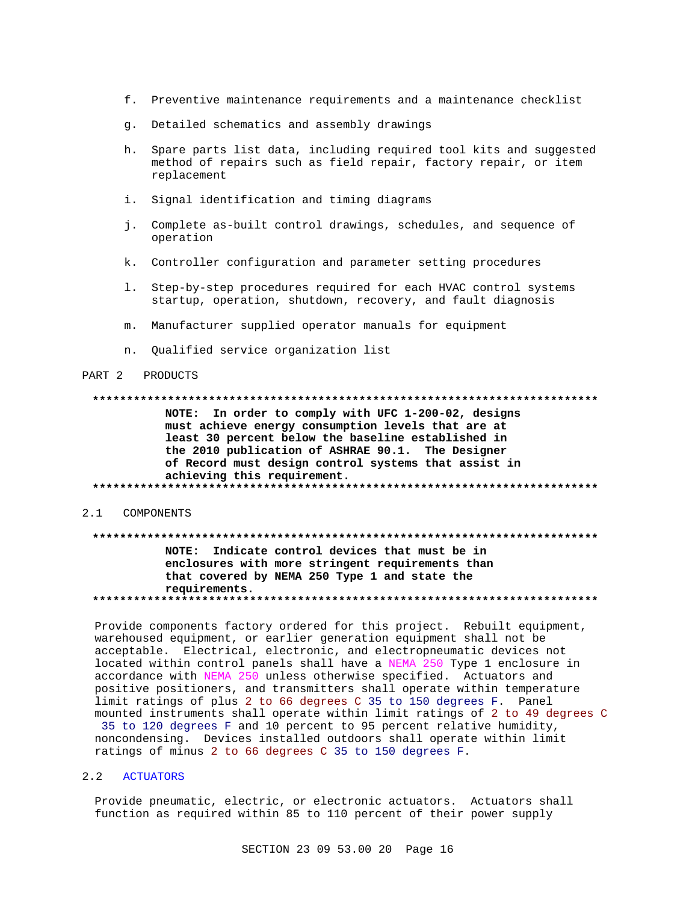f. Preventive maintenance requirements and a maintenance checklist

g. Detailed schematics and assembly drawings

h. Spare parts list data, including required tool kits and suggested method of repairs such as field repair, factory repair, or item replacement

i. Signal identification and timing diagrams

j. Complete as-built control drawings, schedules, and sequence of operation

k. Controller configuration and parameter setting procedures

l. Step-by-step procedures required for each HVAC control systems startup, operation, shutdown, recovery, and fault diagnosis

m. Manufacturer supplied operator manuals for equipment

n. Qualified service organization list

# PART 2 PRODUCTS

**************************************************************************

**NOTE: In order to comply with UFC 1-200-02, designs must achieve energy consumption levels that are at least 30 percent below the baseline established in the 2010 publication of ASHRAE 90.1. The Designer of Record must design control systems that assist in achieving this requirement.**

**************************************************************************

## 2.1 COMPONENTS

**************************************************************************

**NOTE: Indicate control devices that must be in enclosures with more stringent requirements than that covered by NEMA 250 Type 1 and state the requirements.**

**************************************************************************

Provide components factory ordered for this project. Rebuilt equipment, warehoused equipment, or earlier generation equipment shall not be acceptable. Electrical, electronic, and electropneumatic devices not located within control panels shall have a NEMA 250 Type 1 enclosure in accordance with NEMA 250 unless otherwise specified. Actuators and positive positioners, and transmitters shall operate within temperature limit ratings of plus 2 to 66 degrees C 35 to 150 degrees F. Panel mounted instruments shall operate within limit ratings of 2 to 49 degrees C 35 to 120 degrees F and 10 percent to 95 percent relative humidity, noncondensing. Devices installed outdoors shall operate within limit ratings of minus 2 to 66 degrees C 35 to 150 degrees F.

## 2.2 ACTUATORS

Provide pneumatic, electric, or electronic actuators. Actuators shall function as required within 85 to 110 percent of their power supply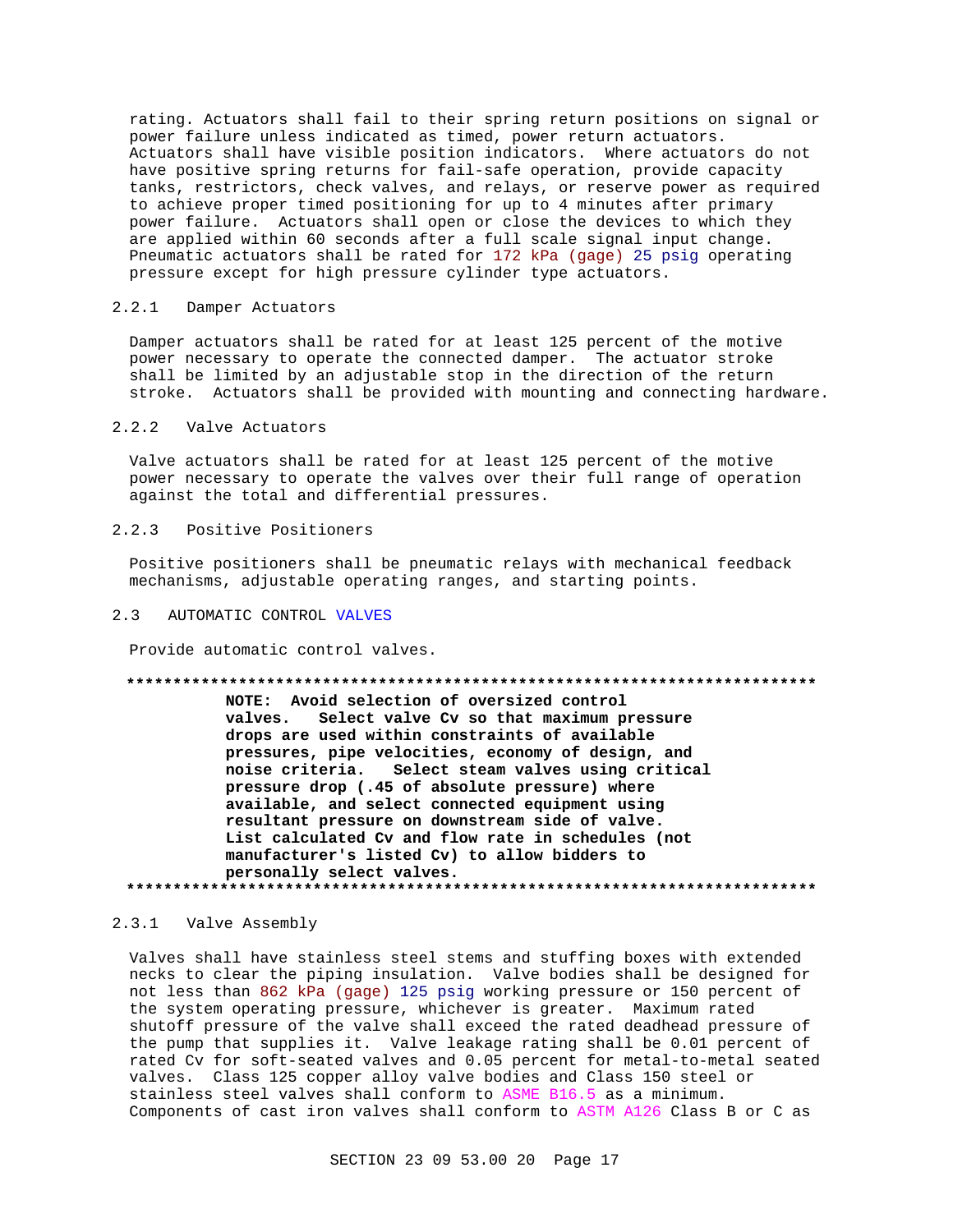rating. Actuators shall fail to their spring return positions on signal or power failure unless indicated as timed, power return actuators. Actuators shall have visible position indicators. Where actuators do not have positive spring returns for fail-safe operation, provide capacity tanks, restrictors, check valves, and relays, or reserve power as required to achieve proper timed positioning for up to 4 minutes after primary power failure. Actuators shall open or close the devices to which they are applied within 60 seconds after a full scale signal input change. Pneumatic actuators shall be rated for 172 kPa (gage) 25 psig operating pressure except for high pressure cylinder type actuators.

### 2.2.1 Damper Actuators

Damper actuators shall be rated for at least 125 percent of the motive power necessary to operate the connected damper. The actuator stroke shall be limited by an adjustable stop in the direction of the return stroke. Actuators shall be provided with mounting and connecting hardware.

### 2.2.2 Valve Actuators

Valve actuators shall be rated for at least 125 percent of the motive power necessary to operate the valves over their full range of operation against the total and differential pressures.

### 2.2.3 Positive Positioners

Positive positioners shall be pneumatic relays with mechanical feedback mechanisms, adjustable operating ranges, and starting points.

## 2.3 AUTOMATIC CONTROL VALVES

Provide automatic control valves.

**************************************************************************

**NOTE: Avoid selection of oversized control valves. Select valve Cv so that maximum pressure drops are used within constraints of available pressures, pipe velocities, economy of design, and noise criteria. Select steam valves using critical pressure drop (.45 of absolute pressure) where available, and select connected equipment using resultant pressure on downstream side of valve. List calculated Cv and flow rate in schedules (not manufacturer's listed Cv) to allow bidders to personally select valves.**

**************************************************************************

### 2.3.1 Valve Assembly

Valves shall have stainless steel stems and stuffing boxes with extended necks to clear the piping insulation. Valve bodies shall be designed for not less than 862 kPa (gage) 125 psig working pressure or 150 percent of the system operating pressure, whichever is greater. Maximum rated shutoff pressure of the valve shall exceed the rated deadhead pressure of the pump that supplies it. Valve leakage rating shall be 0.01 percent of rated Cv for soft-seated valves and 0.05 percent for metal-to-metal seated valves. Class 125 copper alloy valve bodies and Class 150 steel or stainless steel valves shall conform to ASME B16.5 as a minimum. Components of cast iron valves shall conform to ASTM A126 Class B or C as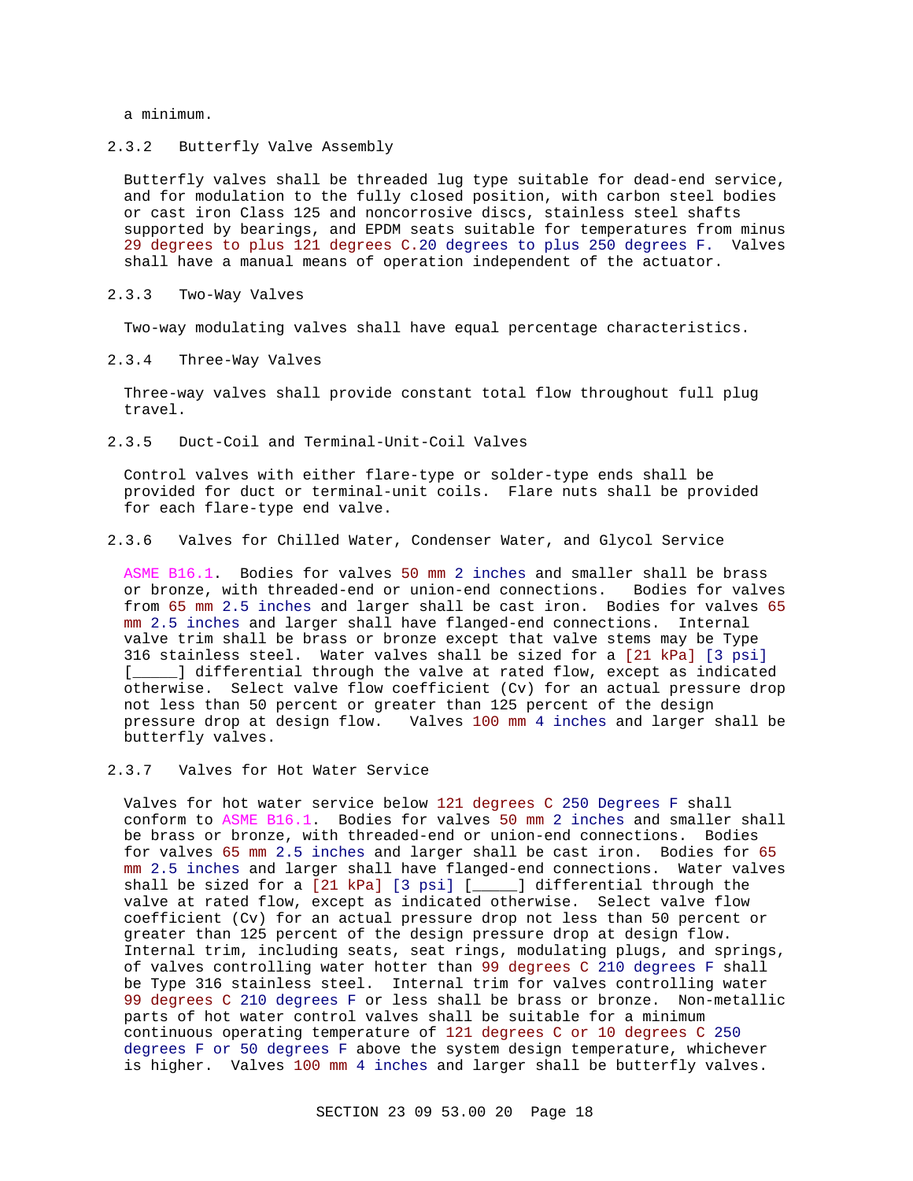a minimum.

### 2.3.2 Butterfly Valve Assembly

Butterfly valves shall be threaded lug type suitable for dead-end service, and for modulation to the fully closed position, with carbon steel bodies or cast iron Class 125 and noncorrosive discs, stainless steel shafts supported by bearings, and EPDM seats suitable for temperatures from minus 29 degrees to plus 121 degrees C.20 degrees to plus 250 degrees F. Valves shall have a manual means of operation independent of the actuator.

### 2.3.3 Two-Way Valves

Two-way modulating valves shall have equal percentage characteristics.

### 2.3.4 Three-Way Valves

Three-way valves shall provide constant total flow throughout full plug travel.

### 2.3.5 Duct-Coil and Terminal-Unit-Coil Valves

Control valves with either flare-type or solder-type ends shall be provided for duct or terminal-unit coils. Flare nuts shall be provided for each flare-type end valve.

### 2.3.6 Valves for Chilled Water, Condenser Water, and Glycol Service

ASME B16.1. Bodies for valves 50 mm 2 inches and smaller shall be brass or bronze, with threaded-end or union-end connections. Bodies for valves from 65 mm 2.5 inches and larger shall be cast iron. Bodies for valves 65 mm 2.5 inches and larger shall have flanged-end connections. Internal valve trim shall be brass or bronze except that valve stems may be Type 316 stainless steel. Water valves shall be sized for a [21 kPa] [3 psi] [_____] differential through the valve at rated flow, except as indicated otherwise. Select valve flow coefficient (Cv) for an actual pressure drop not less than 50 percent or greater than 125 percent of the design pressure drop at design flow. Valves 100 mm 4 inches and larger shall be butterfly valves.

### 2.3.7 Valves for Hot Water Service

Valves for hot water service below 121 degrees C 250 Degrees F shall conform to ASME B16.1. Bodies for valves 50 mm 2 inches and smaller shall be brass or bronze, with threaded-end or union-end connections. Bodies for valves 65 mm 2.5 inches and larger shall be cast iron. Bodies for 65 mm 2.5 inches and larger shall have flanged-end connections. Water valves shall be sized for a [21 kPa] [3 psi] [_____] differential through the valve at rated flow, except as indicated otherwise. Select valve flow coefficient (Cv) for an actual pressure drop not less than 50 percent or greater than 125 percent of the design pressure drop at design flow. Internal trim, including seats, seat rings, modulating plugs, and springs, of valves controlling water hotter than 99 degrees C 210 degrees F shall be Type 316 stainless steel. Internal trim for valves controlling water 99 degrees C 210 degrees F or less shall be brass or bronze. Non-metallic parts of hot water control valves shall be suitable for a minimum continuous operating temperature of 121 degrees C or 10 degrees C 250 degrees F or 50 degrees F above the system design temperature, whichever is higher. Valves 100 mm 4 inches and larger shall be butterfly valves.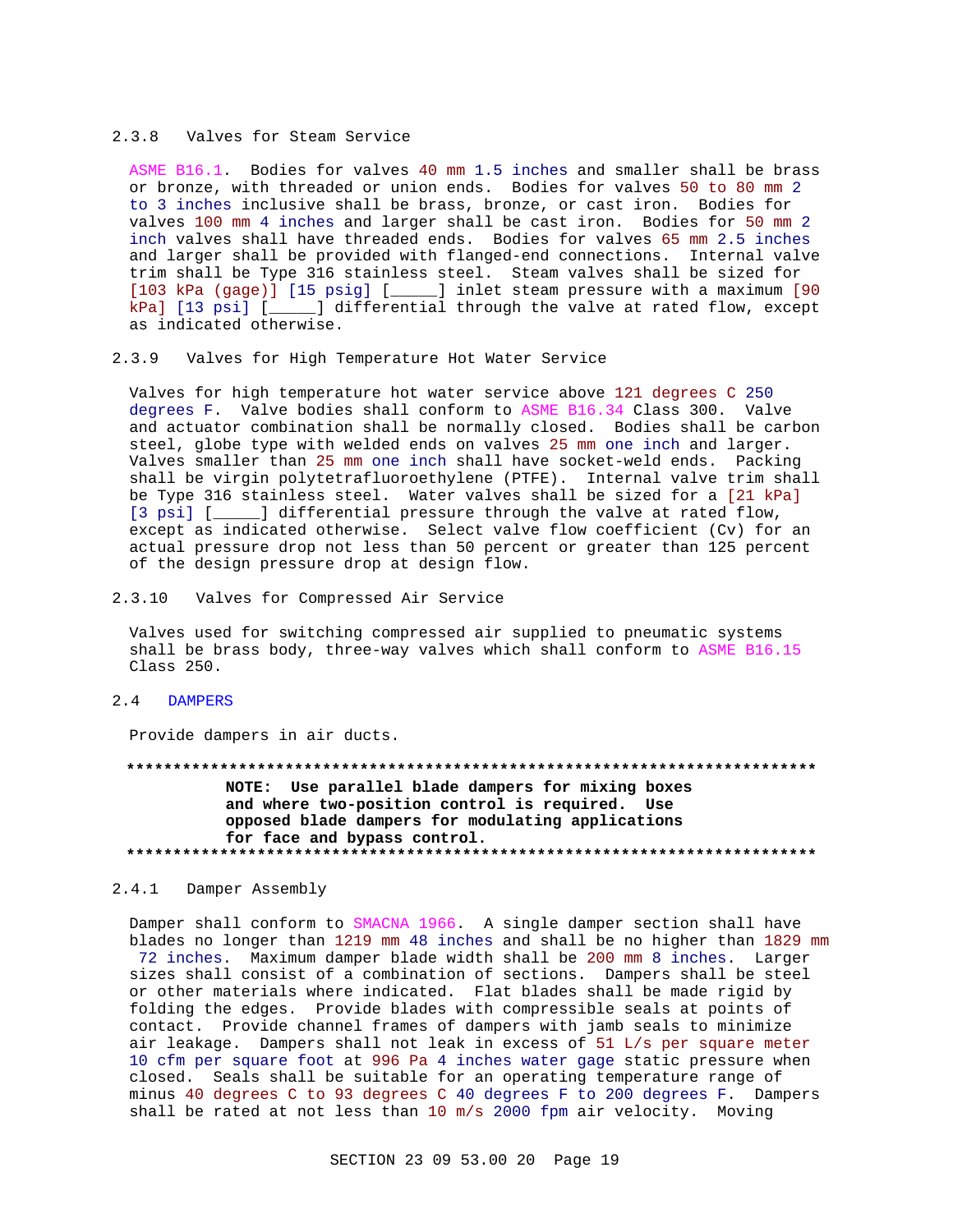### 2.3.8 Valves for Steam Service

ASME B16.1. Bodies for valves 40 mm 1.5 inches and smaller shall be brass or bronze, with threaded or union ends. Bodies for valves 50 to 80 mm 2 to 3 inches inclusive shall be brass, bronze, or cast iron. Bodies for valves 100 mm 4 inches and larger shall be cast iron. Bodies for 50 mm 2 inch valves shall have threaded ends. Bodies for valves 65 mm 2.5 inches and larger shall be provided with flanged-end connections. Internal valve trim shall be Type 316 stainless steel. Steam valves shall be sized for [103 kPa (gage)] [15 psig] [_____] inlet steam pressure with a maximum [90 kPa] [13 psi] [_____] differential through the valve at rated flow, except as indicated otherwise.

### 2.3.9 Valves for High Temperature Hot Water Service

Valves for high temperature hot water service above 121 degrees C 250 degrees F. Valve bodies shall conform to ASME B16.34 Class 300. Valve and actuator combination shall be normally closed. Bodies shall be carbon steel, globe type with welded ends on valves 25 mm one inch and larger. Valves smaller than 25 mm one inch shall have socket-weld ends. Packing shall be virgin polytetrafluoroethylene (PTFE). Internal valve trim shall be Type 316 stainless steel. Water valves shall be sized for a [21 kPa] [3 psi] [_____] differential pressure through the valve at rated flow, except as indicated otherwise. Select valve flow coefficient (Cv) for an actual pressure drop not less than 50 percent or greater than 125 percent of the design pressure drop at design flow.

### 2.3.10 Valves for Compressed Air Service

Valves used for switching compressed air supplied to pneumatic systems shall be brass body, three-way valves which shall conform to ASME B16.15 Class 250.

## 2.4 DAMPERS

Provide dampers in air ducts.

**************************************************************************

**NOTE: Use parallel blade dampers for mixing boxes and where two-position control is required. Use opposed blade dampers for modulating applications for face and bypass control.**

**************************************************************************

### 2.4.1 Damper Assembly

Damper shall conform to SMACNA 1966. A single damper section shall have blades no longer than 1219 mm 48 inches and shall be no higher than 1829 mm 72 inches. Maximum damper blade width shall be 200 mm 8 inches. Larger sizes shall consist of a combination of sections. Dampers shall be steel or other materials where indicated. Flat blades shall be made rigid by folding the edges. Provide blades with compressible seals at points of contact. Provide channel frames of dampers with jamb seals to minimize air leakage. Dampers shall not leak in excess of 51 L/s per square meter 10 cfm per square foot at 996 Pa 4 inches water gage static pressure when closed. Seals shall be suitable for an operating temperature range of minus 40 degrees C to 93 degrees C 40 degrees F to 200 degrees F. Dampers shall be rated at not less than 10 m/s 2000 fpm air velocity. Moving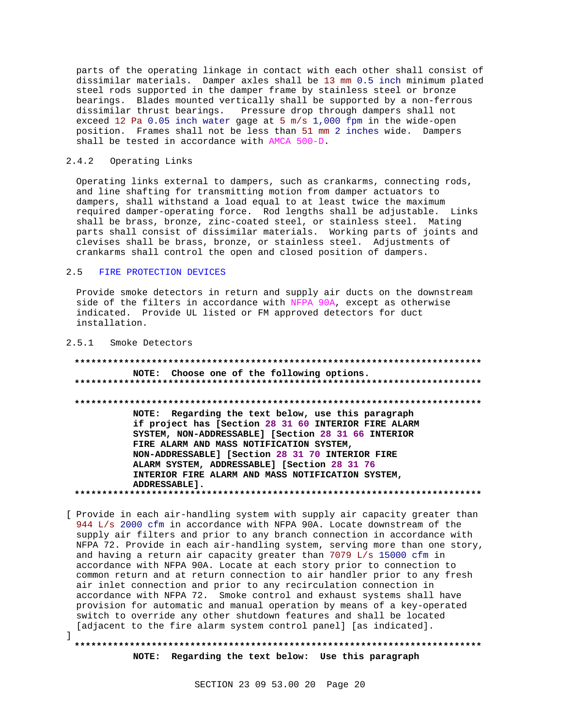parts of the operating linkage in contact with each other shall consist of dissimilar materials. Damper axles shall be 13 mm 0.5 inch minimum plated steel rods supported in the damper frame by stainless steel or bronze bearings. Blades mounted vertically shall be supported by a non-ferrous dissimilar thrust bearings. Pressure drop through dampers shall not exceed 12 Pa 0.05 inch water gage at 5 m/s 1,000 fpm in the wide-open position. Frames shall not be less than 51 mm 2 inches wide. Dampers shall be tested in accordance with AMCA 500-D.

### 2.4.2 Operating Links

Operating links external to dampers, such as crankarms, connecting rods, and line shafting for transmitting motion from damper actuators to dampers, shall withstand a load equal to at least twice the maximum required damper-operating force. Rod lengths shall be adjustable. Links shall be brass, bronze, zinc-coated steel, or stainless steel. Mating parts shall consist of dissimilar materials. Working parts of joints and clevises shall be brass, bronze, or stainless steel. Adjustments of crankarms shall control the open and closed position of dampers.

## 2.5 FIRE PROTECTION DEVICES

Provide smoke detectors in return and supply air ducts on the downstream side of the filters in accordance with NFPA 90A, except as otherwise indicated. Provide UL listed or FM approved detectors for duct installation.

### 2.5.1 Smoke Detectors

**************************************************************************

**NOTE: Choose one of the following options.**

**************************************************************************

**************************************************************************

**NOTE: Regarding the text below, use this paragraph if project has [Section 28 31 60 INTERIOR FIRE ALARM SYSTEM, NON-ADDRESSABLE] [Section 28 31 66 INTERIOR FIRE ALARM AND MASS NOTIFICATION SYSTEM, NON-ADDRESSABLE] [Section 28 31 70 INTERIOR FIRE ALARM SYSTEM, ADDRESSABLE] [Section 28 31 76 INTERIOR FIRE ALARM AND MASS NOTIFICATION SYSTEM, ADDRESSABLE].**

**************************************************************************

[ Provide in each air-handling system with supply air capacity greater than 944 L/s 2000 cfm in accordance with NFPA 90A. Locate downstream of the supply air filters and prior to any branch connection in accordance with NFPA 72. Provide in each air-handling system, serving more than one story, and having a return air capacity greater than 7079 L/s 15000 cfm in accordance with NFPA 90A. Locate at each story prior to connection to common return and at return connection to air handler prior to any fresh air inlet connection and prior to any recirculation connection in accordance with NFPA 72. Smoke control and exhaust systems shall have provision for automatic and manual operation by means of a key-operated switch to override any other shutdown features and shall be located [adjacent to the fire alarm system control panel] [as indicated].
]

**************************************************************************

**NOTE: Regarding the text below: Use this paragraph**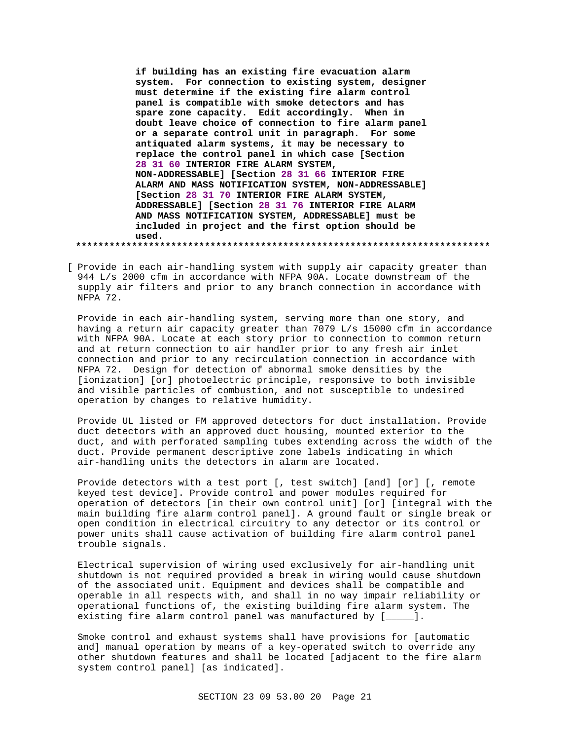**if building has an existing fire evacuation alarm system. For connection to existing system, designer must determine if the existing fire alarm control panel is compatible with smoke detectors and has spare zone capacity. Edit accordingly. When in doubt leave choice of connection to fire alarm panel or a separate control unit in paragraph. For some antiquated alarm systems, it may be necessary to replace the control panel in which case [Section 28 31 60 INTERIOR FIRE ALARM SYSTEM, NON-ADDRESSABLE] [Section 28 31 66 INTERIOR FIRE ALARM AND MASS NOTIFICATION SYSTEM, NON-ADDRESSABLE] [Section 28 31 70 INTERIOR FIRE ALARM SYSTEM, ADDRESSABLE] [Section 28 31 76 INTERIOR FIRE ALARM AND MASS NOTIFICATION SYSTEM, ADDRESSABLE] must be included in project and the first option should be used.**

**************************************************************************

[ Provide in each air-handling system with supply air capacity greater than 944 L/s 2000 cfm in accordance with NFPA 90A. Locate downstream of the supply air filters and prior to any branch connection in accordance with NFPA 72.

Provide in each air-handling system, serving more than one story, and having a return air capacity greater than 7079 L/s 15000 cfm in accordance with NFPA 90A. Locate at each story prior to connection to common return and at return connection to air handler prior to any fresh air inlet connection and prior to any recirculation connection in accordance with NFPA 72. Design for detection of abnormal smoke densities by the [ionization] [or] photoelectric principle, responsive to both invisible and visible particles of combustion, and not susceptible to undesired operation by changes to relative humidity.

Provide UL listed or FM approved detectors for duct installation. Provide duct detectors with an approved duct housing, mounted exterior to the duct, and with perforated sampling tubes extending across the width of the duct. Provide permanent descriptive zone labels indicating in which air-handling units the detectors in alarm are located.

Provide detectors with a test port [, test switch] [and] [or] [, remote keyed test device]. Provide control and power modules required for operation of detectors [in their own control unit] [or] [integral with the main building fire alarm control panel]. A ground fault or single break or open condition in electrical circuitry to any detector or its control or power units shall cause activation of building fire alarm control panel trouble signals.

Electrical supervision of wiring used exclusively for air-handling unit shutdown is not required provided a break in wiring would cause shutdown of the associated unit. Equipment and devices shall be compatible and operable in all respects with, and shall in no way impair reliability or operational functions of, the existing building fire alarm system. The existing fire alarm control panel was manufactured by [_____].

Smoke control and exhaust systems shall have provisions for [automatic and] manual operation by means of a key-operated switch to override any other shutdown features and shall be located [adjacent to the fire alarm system control panel] [as indicated].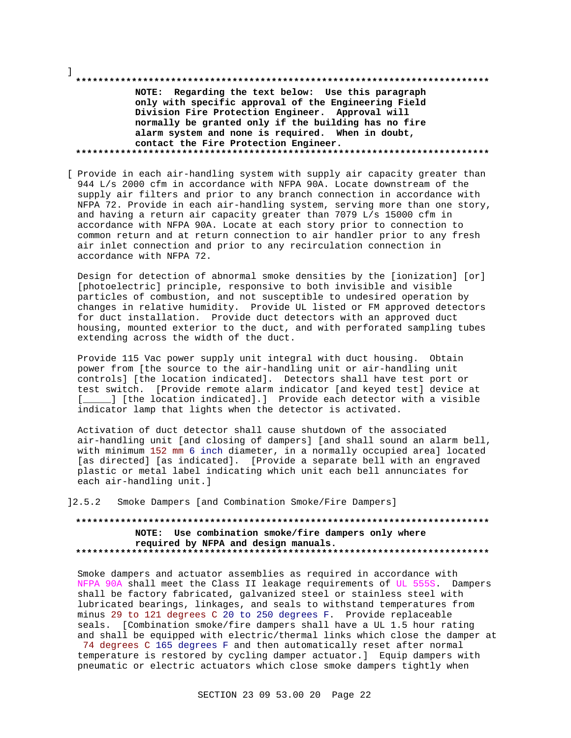]

**************************************************************************

**NOTE: Regarding the text below: Use this paragraph only with specific approval of the Engineering Field Division Fire Protection Engineer. Approval will normally be granted only if the building has no fire alarm system and none is required. When in doubt, contact the Fire Protection Engineer.**

**************************************************************************

[ Provide in each air-handling system with supply air capacity greater than 944 L/s 2000 cfm in accordance with NFPA 90A. Locate downstream of the supply air filters and prior to any branch connection in accordance with NFPA 72. Provide in each air-handling system, serving more than one story, and having a return air capacity greater than 7079 L/s 15000 cfm in accordance with NFPA 90A. Locate at each story prior to connection to common return and at return connection to air handler prior to any fresh air inlet connection and prior to any recirculation connection in accordance with NFPA 72.

Design for detection of abnormal smoke densities by the [ionization] [or] [photoelectric] principle, responsive to both invisible and visible particles of combustion, and not susceptible to undesired operation by changes in relative humidity. Provide UL listed or FM approved detectors for duct installation. Provide duct detectors with an approved duct housing, mounted exterior to the duct, and with perforated sampling tubes extending across the width of the duct.

Provide 115 Vac power supply unit integral with duct housing. Obtain power from [the source to the air-handling unit or air-handling unit controls] [the location indicated]. Detectors shall have test port or test switch. [Provide remote alarm indicator [and keyed test] device at [_____] [the location indicated].] Provide each detector with a visible indicator lamp that lights when the detector is activated.

Activation of duct detector shall cause shutdown of the associated air-handling unit [and closing of dampers] [and shall sound an alarm bell, with minimum 152 mm 6 inch diameter, in a normally occupied area] located [as directed] [as indicated]. [Provide a separate bell with an engraved plastic or metal label indicating which unit each bell annunciates for each air-handling unit.]

]2.5.2 Smoke Dampers [and Combination Smoke/Fire Dampers]

**************************************************************************

**NOTE: Use combination smoke/fire dampers only where required by NFPA and design manuals.**

**************************************************************************

Smoke dampers and actuator assemblies as required in accordance with NFPA 90A shall meet the Class II leakage requirements of UL 555S. Dampers shall be factory fabricated, galvanized steel or stainless steel with lubricated bearings, linkages, and seals to withstand temperatures from minus 29 to 121 degrees C 20 to 250 degrees F. Provide replaceable seals. [Combination smoke/fire dampers shall have a UL 1.5 hour rating and shall be equipped with electric/thermal links which close the damper at 74 degrees C 165 degrees F and then automatically reset after normal temperature is restored by cycling damper actuator.] Equip dampers with pneumatic or electric actuators which close smoke dampers tightly when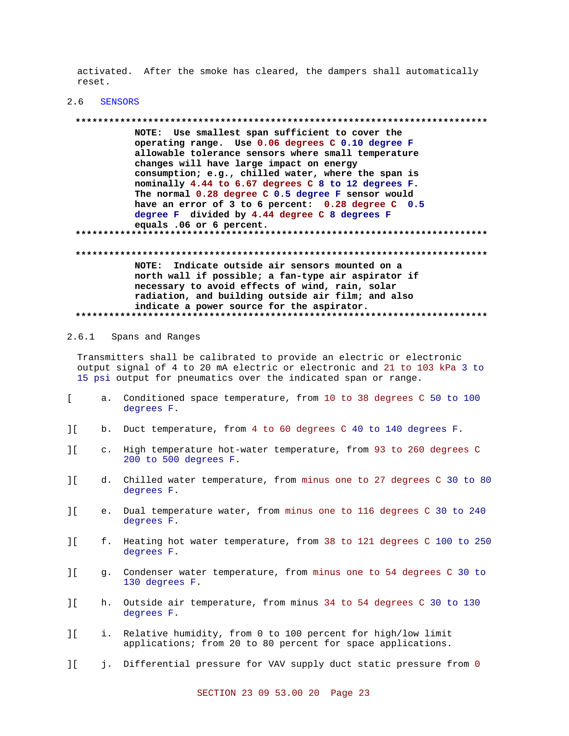activated. After the smoke has cleared, the dampers shall automatically reset.

## 2.6 SENSORS

**************************************************************************

**NOTE: Use smallest span sufficient to cover the operating range. Use 0.06 degrees C 0.10 degree F allowable tolerance sensors where small temperature changes will have large impact on energy consumption; e.g., chilled water, where the span is nominally 4.44 to 6.67 degrees C 8 to 12 degrees F. The normal 0.28 degree C 0.5 degree F sensor would have an error of 3 to 6 percent: 0.28 degree C 0.5 degree F divided by 4.44 degree C 8 degrees F equals .06 or 6 percent.**

**************************************************************************

**************************************************************************

**NOTE: Indicate outside air sensors mounted on a north wall if possible; a fan-type air aspirator if necessary to avoid effects of wind, rain, solar radiation, and building outside air film; and also indicate a power source for the aspirator.**

**************************************************************************

### 2.6.1 Spans and Ranges

Transmitters shall be calibrated to provide an electric or electronic output signal of 4 to 20 mA electric or electronic and 21 to 103 kPa 3 to 15 psi output for pneumatics over the indicated span or range.

[ a. Conditioned space temperature, from 10 to 38 degrees C 50 to 100 degrees F.

][ b. Duct temperature, from 4 to 60 degrees C 40 to 140 degrees F.

][ c. High temperature hot-water temperature, from 93 to 260 degrees C 200 to 500 degrees F.

][ d. Chilled water temperature, from minus one to 27 degrees C 30 to 80 degrees F.

][ e. Dual temperature water, from minus one to 116 degrees C 30 to 240 degrees F.

][ f. Heating hot water temperature, from 38 to 121 degrees C 100 to 250 degrees F.

][ g. Condenser water temperature, from minus one to 54 degrees C 30 to 130 degrees F.

][ h. Outside air temperature, from minus 34 to 54 degrees C 30 to 130 degrees F.

][ i. Relative humidity, from 0 to 100 percent for high/low limit applications; from 20 to 80 percent for space applications.

][ j. Differential pressure for VAV supply duct static pressure from 0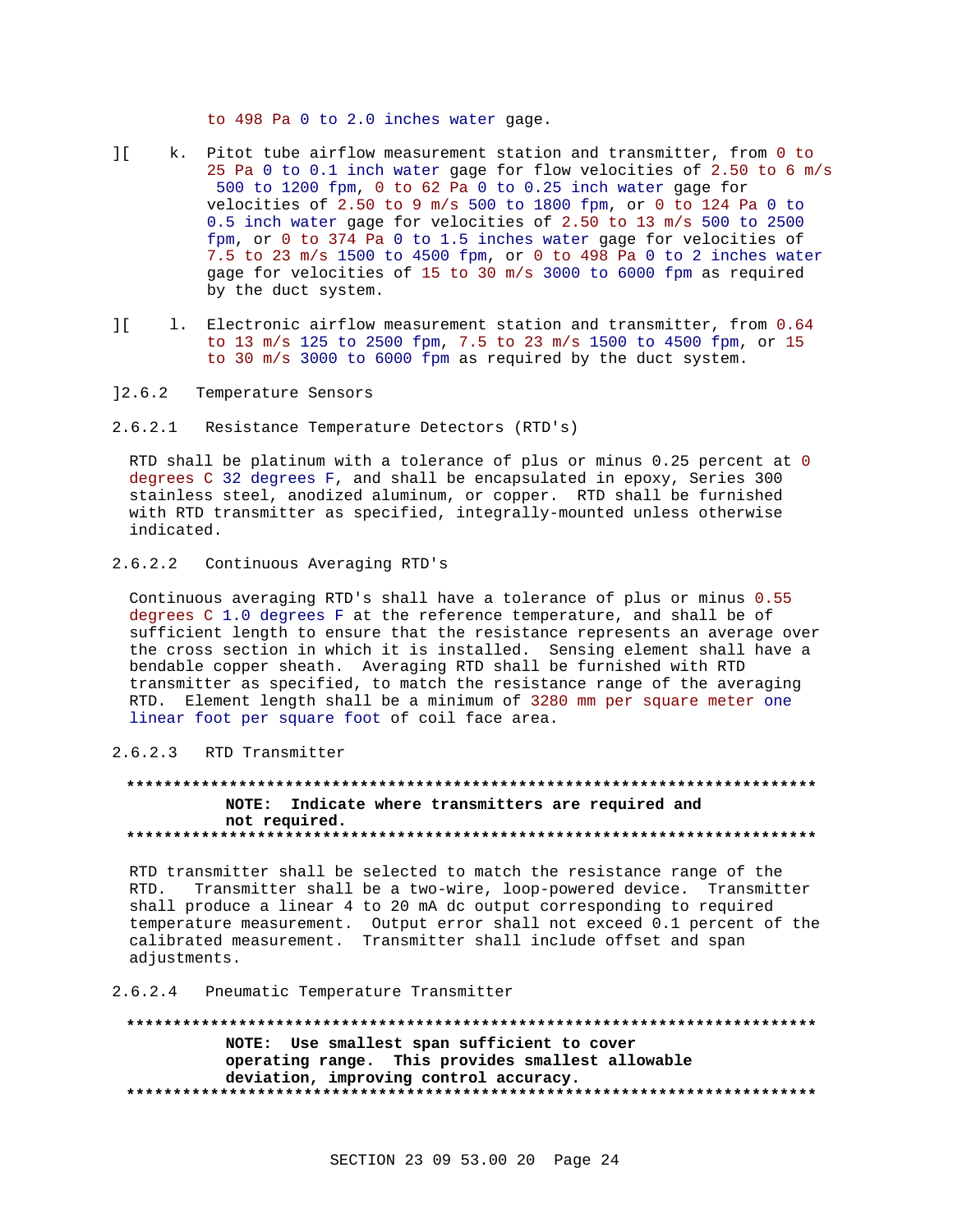to 498 Pa 0 to 2.0 inches water gage.

][ k. Pitot tube airflow measurement station and transmitter, from 0 to 25 Pa 0 to 0.1 inch water gage for flow velocities of 2.50 to 6 m/s 500 to 1200 fpm, 0 to 62 Pa 0 to 0.25 inch water gage for velocities of 2.50 to 9 m/s 500 to 1800 fpm, or 0 to 124 Pa 0 to 0.5 inch water gage for velocities of 2.50 to 13 m/s 500 to 2500 fpm, or 0 to 374 Pa 0 to 1.5 inches water gage for velocities of 7.5 to 23 m/s 1500 to 4500 fpm, or 0 to 498 Pa 0 to 2 inches water gage for velocities of 15 to 30 m/s 3000 to 6000 fpm as required by the duct system.

][ l. Electronic airflow measurement station and transmitter, from 0.64 to 13 m/s 125 to 2500 fpm, 7.5 to 23 m/s 1500 to 4500 fpm, or 15 to 30 m/s 3000 to 6000 fpm as required by the duct system.

]2.6.2 Temperature Sensors

2.6.2.1 Resistance Temperature Detectors (RTD's)

RTD shall be platinum with a tolerance of plus or minus 0.25 percent at 0 degrees C 32 degrees F, and shall be encapsulated in epoxy, Series 300 stainless steel, anodized aluminum, or copper. RTD shall be furnished with RTD transmitter as specified, integrally-mounted unless otherwise indicated.

2.6.2.2 Continuous Averaging RTD's

Continuous averaging RTD's shall have a tolerance of plus or minus 0.55 degrees C 1.0 degrees F at the reference temperature, and shall be of sufficient length to ensure that the resistance represents an average over the cross section in which it is installed. Sensing element shall have a bendable copper sheath. Averaging RTD shall be furnished with RTD transmitter as specified, to match the resistance range of the averaging RTD. Element length shall be a minimum of 3280 mm per square meter one linear foot per square foot of coil face area.

2.6.2.3 RTD Transmitter

**************************************************************************

**NOTE: Indicate where transmitters are required and not required.**

**************************************************************************

RTD transmitter shall be selected to match the resistance range of the RTD. Transmitter shall be a two-wire, loop-powered device. Transmitter shall produce a linear 4 to 20 mA dc output corresponding to required temperature measurement. Output error shall not exceed 0.1 percent of the calibrated measurement. Transmitter shall include offset and span adjustments.

2.6.2.4 Pneumatic Temperature Transmitter

**************************************************************************

**NOTE: Use smallest span sufficient to cover operating range. This provides smallest allowable deviation, improving control accuracy.**

**************************************************************************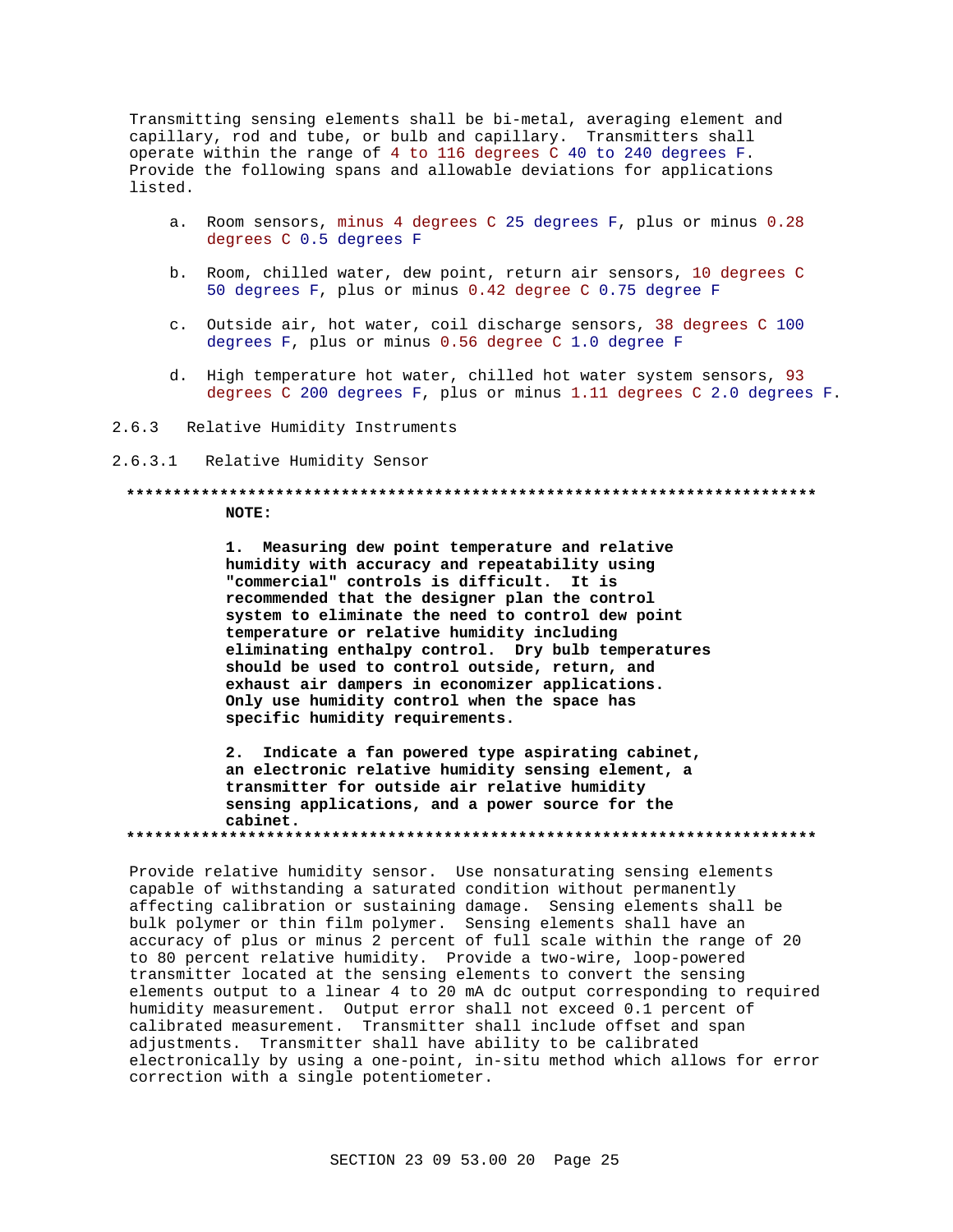Transmitting sensing elements shall be bi-metal, averaging element and capillary, rod and tube, or bulb and capillary. Transmitters shall operate within the range of 4 to 116 degrees C 40 to 240 degrees F. Provide the following spans and allowable deviations for applications listed.

a. Room sensors, minus 4 degrees C 25 degrees F, plus or minus 0.28 degrees C 0.5 degrees F

b. Room, chilled water, dew point, return air sensors, 10 degrees C 50 degrees F, plus or minus 0.42 degree C 0.75 degree F

c. Outside air, hot water, coil discharge sensors, 38 degrees C 100 degrees F, plus or minus 0.56 degree C 1.0 degree F

d. High temperature hot water, chilled hot water system sensors, 93 degrees C 200 degrees F, plus or minus 1.11 degrees C 2.0 degrees F.

### 2.6.3 Relative Humidity Instruments

#### 2.6.3.1 Relative Humidity Sensor

**************************************************************************

**NOTE:**

**1. Measuring dew point temperature and relative humidity with accuracy and repeatability using "commercial" controls is difficult. It is recommended that the designer plan the control system to eliminate the need to control dew point temperature or relative humidity including eliminating enthalpy control. Dry bulb temperatures should be used to control outside, return, and exhaust air dampers in economizer applications. Only use humidity control when the space has specific humidity requirements.**

**2. Indicate a fan powered type aspirating cabinet, an electronic relative humidity sensing element, a transmitter for outside air relative humidity sensing applications, and a power source for the cabinet.**

**************************************************************************

Provide relative humidity sensor. Use nonsaturating sensing elements capable of withstanding a saturated condition without permanently affecting calibration or sustaining damage. Sensing elements shall be bulk polymer or thin film polymer. Sensing elements shall have an accuracy of plus or minus 2 percent of full scale within the range of 20 to 80 percent relative humidity. Provide a two-wire, loop-powered transmitter located at the sensing elements to convert the sensing elements output to a linear 4 to 20 mA dc output corresponding to required humidity measurement. Output error shall not exceed 0.1 percent of calibrated measurement. Transmitter shall include offset and span adjustments. Transmitter shall have ability to be calibrated electronically by using a one-point, in-situ method which allows for error correction with a single potentiometer.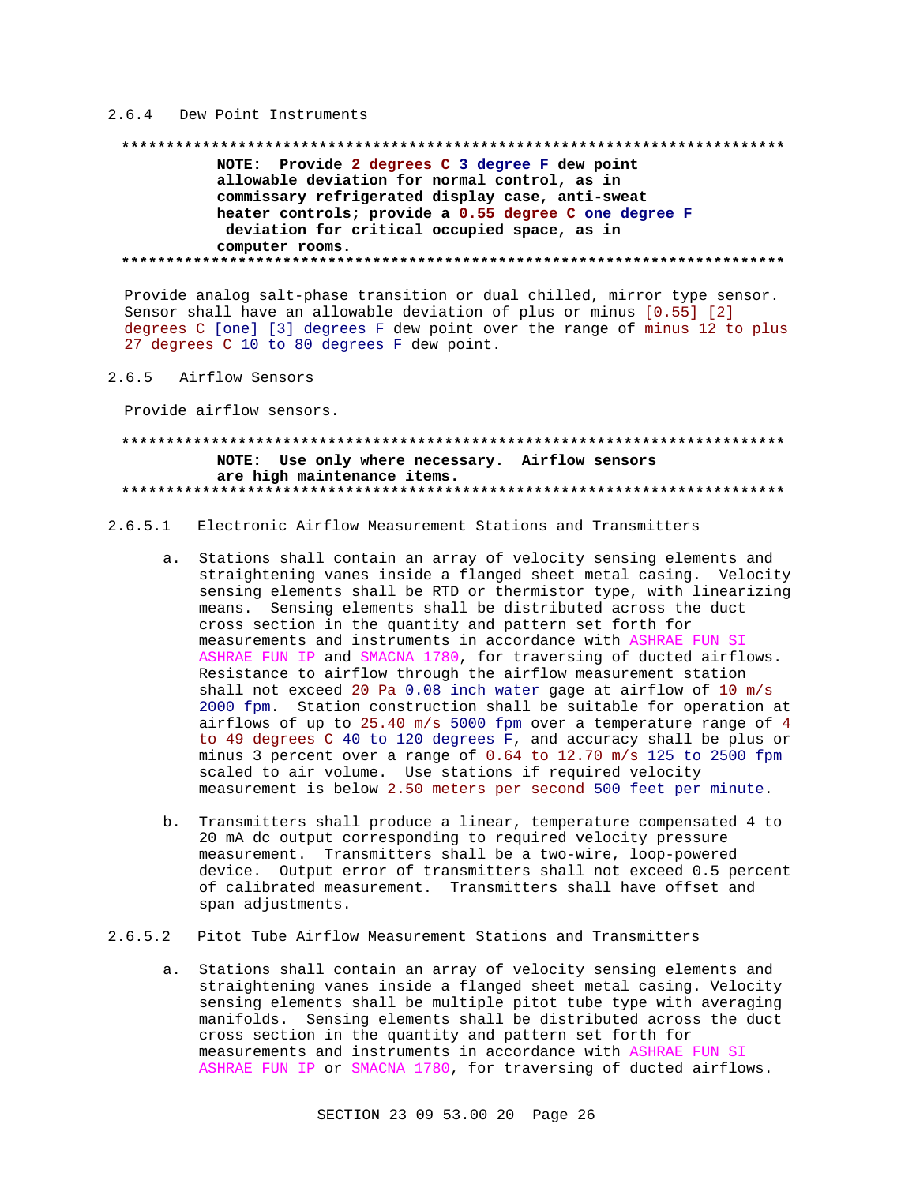#### 2.6.4 Dew Point Instruments

**************************************************************************

**NOTE: Provide 2 degrees C 3 degree F dew point allowable deviation for normal control, as in commissary refrigerated display case, anti-sweat heater controls; provide a 0.55 degree C one degree F deviation for critical occupied space, as in computer rooms.**

**************************************************************************

Provide analog salt-phase transition or dual chilled, mirror type sensor. Sensor shall have an allowable deviation of plus or minus [0.55] [2] degrees C [one] [3] degrees F dew point over the range of minus 12 to plus 27 degrees C 10 to 80 degrees F dew point.

#### 2.6.5 Airflow Sensors

Provide airflow sensors.

**************************************************************************

**NOTE: Use only where necessary. Airflow sensors are high maintenance items.**

**************************************************************************

##### 2.6.5.1 Electronic Airflow Measurement Stations and Transmitters

a. Stations shall contain an array of velocity sensing elements and straightening vanes inside a flanged sheet metal casing. Velocity sensing elements shall be RTD or thermistor type, with linearizing means. Sensing elements shall be distributed across the duct cross section in the quantity and pattern set forth for measurements and instruments in accordance with ASHRAE FUN SI ASHRAE FUN IP and SMACNA 1780, for traversing of ducted airflows. Resistance to airflow through the airflow measurement station shall not exceed 20 Pa 0.08 inch water gage at airflow of 10 m/s 2000 fpm. Station construction shall be suitable for operation at airflows of up to 25.40 m/s 5000 fpm over a temperature range of 4 to 49 degrees C 40 to 120 degrees F, and accuracy shall be plus or minus 3 percent over a range of 0.64 to 12.70 m/s 125 to 2500 fpm scaled to air volume. Use stations if required velocity measurement is below 2.50 meters per second 500 feet per minute.

b. Transmitters shall produce a linear, temperature compensated 4 to 20 mA dc output corresponding to required velocity pressure measurement. Transmitters shall be a two-wire, loop-powered device. Output error of transmitters shall not exceed 0.5 percent of calibrated measurement. Transmitters shall have offset and span adjustments.

##### 2.6.5.2 Pitot Tube Airflow Measurement Stations and Transmitters

a. Stations shall contain an array of velocity sensing elements and straightening vanes inside a flanged sheet metal casing. Velocity sensing elements shall be multiple pitot tube type with averaging manifolds. Sensing elements shall be distributed across the duct cross section in the quantity and pattern set forth for measurements and instruments in accordance with ASHRAE FUN SI ASHRAE FUN IP or SMACNA 1780, for traversing of ducted airflows.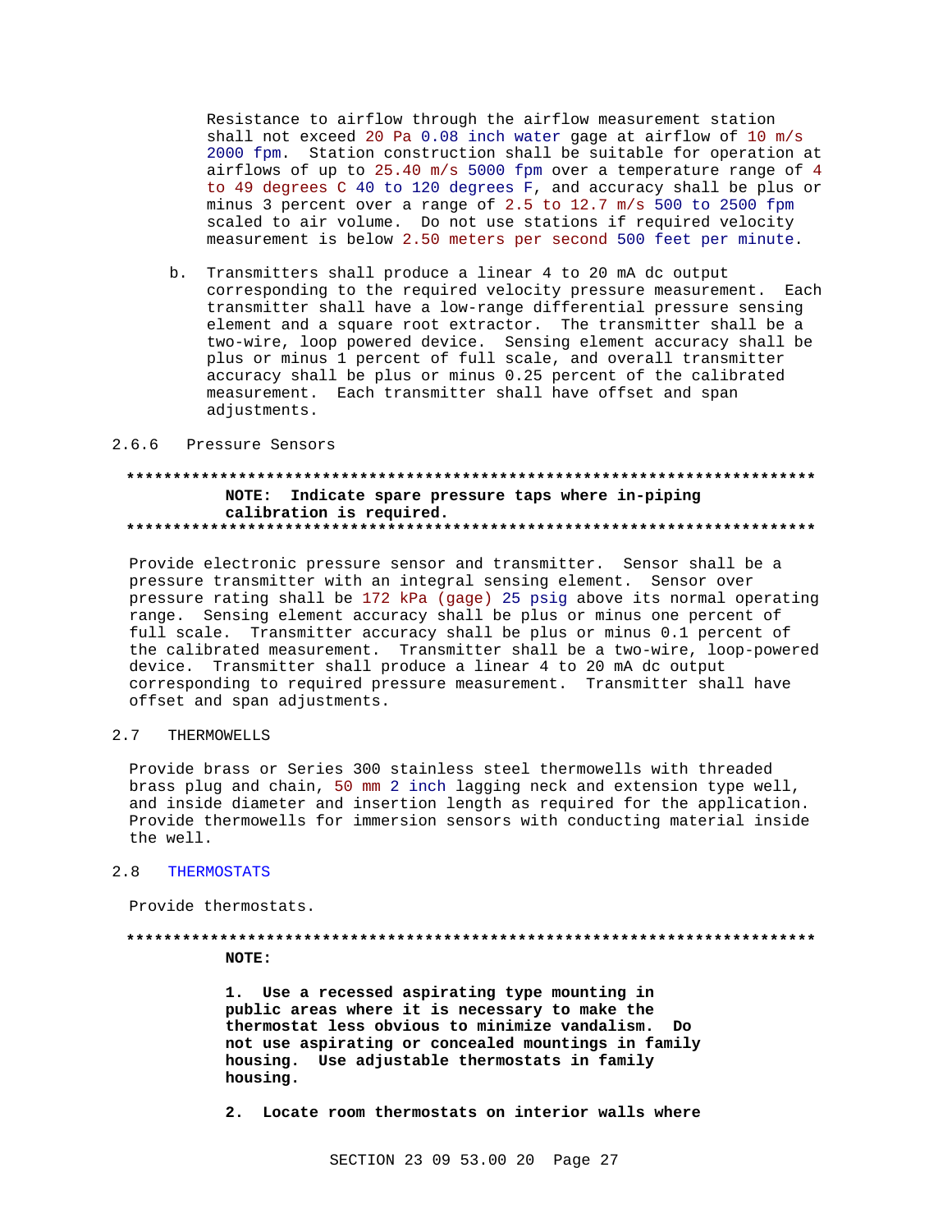Resistance to airflow through the airflow measurement station shall not exceed 20 Pa 0.08 inch water gage at airflow of 10 m/s 2000 fpm. Station construction shall be suitable for operation at airflows of up to 25.40 m/s 5000 fpm over a temperature range of 4 to 49 degrees C 40 to 120 degrees F, and accuracy shall be plus or minus 3 percent over a range of 2.5 to 12.7 m/s 500 to 2500 fpm scaled to air volume. Do not use stations if required velocity measurement is below 2.50 meters per second 500 feet per minute.

b. Transmitters shall produce a linear 4 to 20 mA dc output corresponding to the required velocity pressure measurement. Each transmitter shall have a low-range differential pressure sensing element and a square root extractor. The transmitter shall be a two-wire, loop powered device. Sensing element accuracy shall be plus or minus 1 percent of full scale, and overall transmitter accuracy shall be plus or minus 0.25 percent of the calibrated measurement. Each transmitter shall have offset and span adjustments.

### 2.6.6 Pressure Sensors

**************************************************************************

**NOTE: Indicate spare pressure taps where in-piping calibration is required.**

**************************************************************************

Provide electronic pressure sensor and transmitter. Sensor shall be a pressure transmitter with an integral sensing element. Sensor over pressure rating shall be 172 kPa (gage) 25 psig above its normal operating range. Sensing element accuracy shall be plus or minus one percent of full scale. Transmitter accuracy shall be plus or minus 0.1 percent of the calibrated measurement. Transmitter shall be a two-wire, loop-powered device. Transmitter shall produce a linear 4 to 20 mA dc output corresponding to required pressure measurement. Transmitter shall have offset and span adjustments.

## 2.7 THERMOWELLS

Provide brass or Series 300 stainless steel thermowells with threaded brass plug and chain, 50 mm 2 inch lagging neck and extension type well, and inside diameter and insertion length as required for the application. Provide thermowells for immersion sensors with conducting material inside the well.

## 2.8 THERMOSTATS

Provide thermostats.

**************************************************************************

**NOTE:**

**1. Use a recessed aspirating type mounting in public areas where it is necessary to make the thermostat less obvious to minimize vandalism. Do not use aspirating or concealed mountings in family housing. Use adjustable thermostats in family housing.**

**2. Locate room thermostats on interior walls where**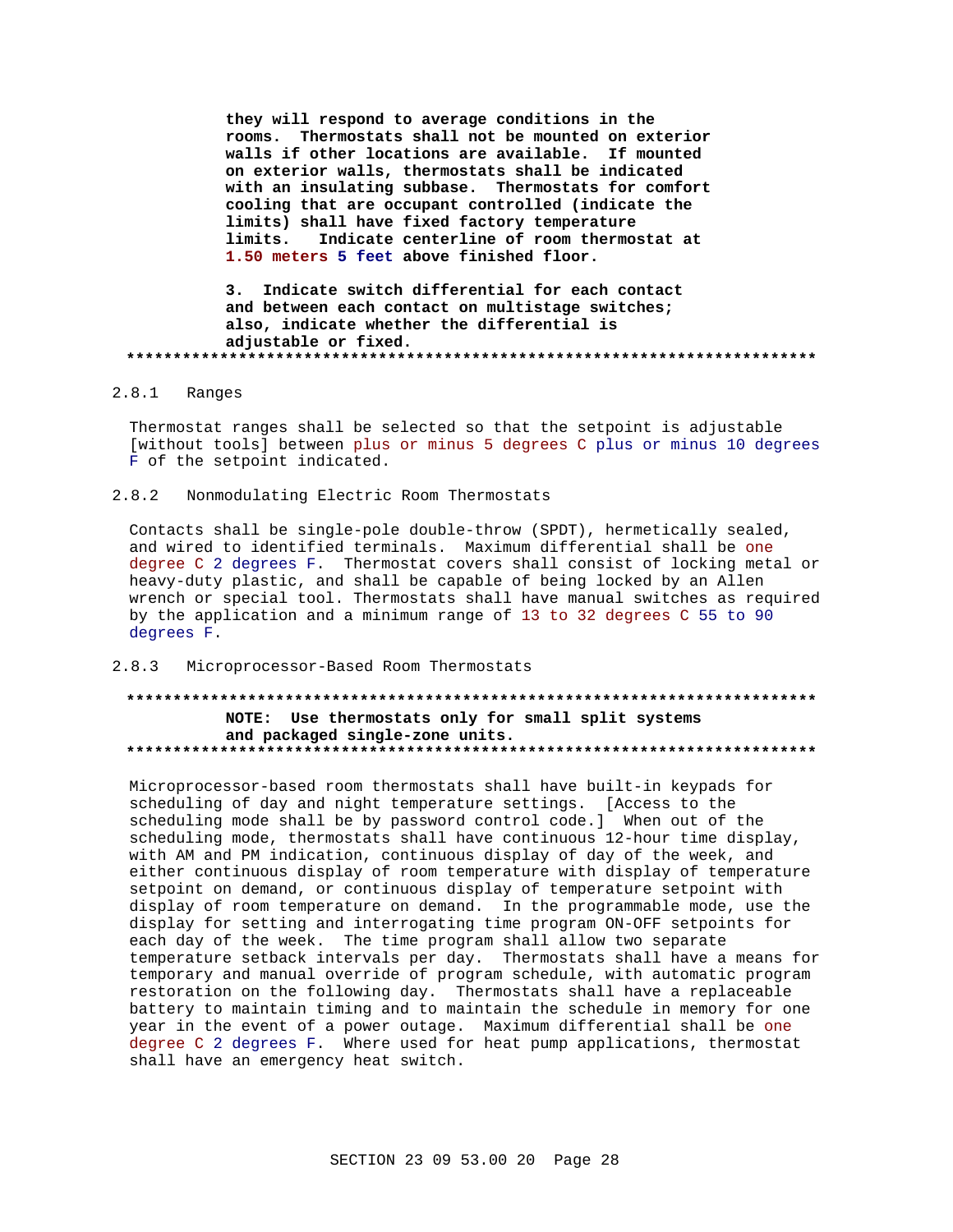**they will respond to average conditions in the rooms. Thermostats shall not be mounted on exterior walls if other locations are available. If mounted on exterior walls, thermostats shall be indicated with an insulating subbase. Thermostats for comfort cooling that are occupant controlled (indicate the limits) shall have fixed factory temperature limits. Indicate centerline of room thermostat at 1.50 meters 5 feet above finished floor.**

**3. Indicate switch differential for each contact and between each contact on multistage switches; also, indicate whether the differential is adjustable or fixed.**

**************************************************************************

### 2.8.1 Ranges

Thermostat ranges shall be selected so that the setpoint is adjustable [without tools] between plus or minus 5 degrees C plus or minus 10 degrees F of the setpoint indicated.

### 2.8.2 Nonmodulating Electric Room Thermostats

Contacts shall be single-pole double-throw (SPDT), hermetically sealed, and wired to identified terminals. Maximum differential shall be one degree C 2 degrees F. Thermostat covers shall consist of locking metal or heavy-duty plastic, and shall be capable of being locked by an Allen wrench or special tool. Thermostats shall have manual switches as required by the application and a minimum range of 13 to 32 degrees C 55 to 90 degrees F.

### 2.8.3 Microprocessor-Based Room Thermostats

**************************************************************************

**NOTE: Use thermostats only for small split systems and packaged single-zone units.**

**************************************************************************

Microprocessor-based room thermostats shall have built-in keypads for scheduling of day and night temperature settings. [Access to the scheduling mode shall be by password control code.] When out of the scheduling mode, thermostats shall have continuous 12-hour time display, with AM and PM indication, continuous display of day of the week, and either continuous display of room temperature with display of temperature setpoint on demand, or continuous display of temperature setpoint with display of room temperature on demand. In the programmable mode, use the display for setting and interrogating time program ON-OFF setpoints for each day of the week. The time program shall allow two separate temperature setback intervals per day. Thermostats shall have a means for temporary and manual override of program schedule, with automatic program restoration on the following day. Thermostats shall have a replaceable battery to maintain timing and to maintain the schedule in memory for one year in the event of a power outage. Maximum differential shall be one degree C 2 degrees F. Where used for heat pump applications, thermostat shall have an emergency heat switch.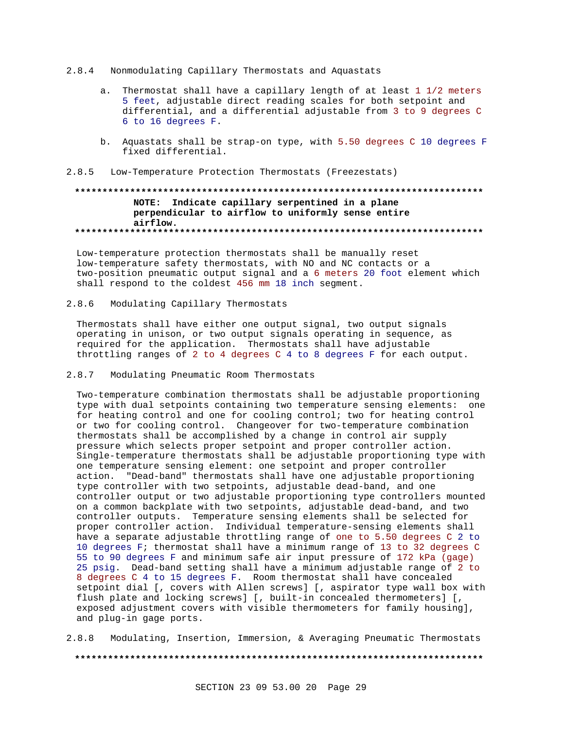### 2.8.4 Nonmodulating Capillary Thermostats and Aquastats

a. Thermostat shall have a capillary length of at least 1 1/2 meters 5 feet, adjustable direct reading scales for both setpoint and differential, and a differential adjustable from 3 to 9 degrees C 6 to 16 degrees F.

b. Aquastats shall be strap-on type, with 5.50 degrees C 10 degrees F fixed differential.

### 2.8.5 Low-Temperature Protection Thermostats (Freezestats)

**************************************************************************
**NOTE: Indicate capillary serpentined in a plane perpendicular to airflow to uniformly sense entire airflow.**
**************************************************************************

Low-temperature protection thermostats shall be manually reset low-temperature safety thermostats, with NO and NC contacts or a two-position pneumatic output signal and a 6 meters 20 foot element which shall respond to the coldest 456 mm 18 inch segment.

### 2.8.6 Modulating Capillary Thermostats

Thermostats shall have either one output signal, two output signals operating in unison, or two output signals operating in sequence, as required for the application. Thermostats shall have adjustable throttling ranges of 2 to 4 degrees C 4 to 8 degrees F for each output.

### 2.8.7 Modulating Pneumatic Room Thermostats

Two-temperature combination thermostats shall be adjustable proportioning type with dual setpoints containing two temperature sensing elements: one for heating control and one for cooling control; two for heating control or two for cooling control. Changeover for two-temperature combination thermostats shall be accomplished by a change in control air supply pressure which selects proper setpoint and proper controller action. Single-temperature thermostats shall be adjustable proportioning type with one temperature sensing element: one setpoint and proper controller action. "Dead-band" thermostats shall have one adjustable proportioning type controller with two setpoints, adjustable dead-band, and one controller output or two adjustable proportioning type controllers mounted on a common backplate with two setpoints, adjustable dead-band, and two controller outputs. Temperature sensing elements shall be selected for proper controller action. Individual temperature-sensing elements shall have a separate adjustable throttling range of one to 5.50 degrees C 2 to 10 degrees F; thermostat shall have a minimum range of 13 to 32 degrees C 55 to 90 degrees F and minimum safe air input pressure of 172 kPa (gage) 25 psig. Dead-band setting shall have a minimum adjustable range of 2 to 8 degrees C 4 to 15 degrees F. Room thermostat shall have concealed setpoint dial [, covers with Allen screws] [, aspirator type wall box with flush plate and locking screws] [, built-in concealed thermometers] [, exposed adjustment covers with visible thermometers for family housing], and plug-in gage ports.

### 2.8.8 Modulating, Insertion, Immersion, & Averaging Pneumatic Thermostats

**************************************************************************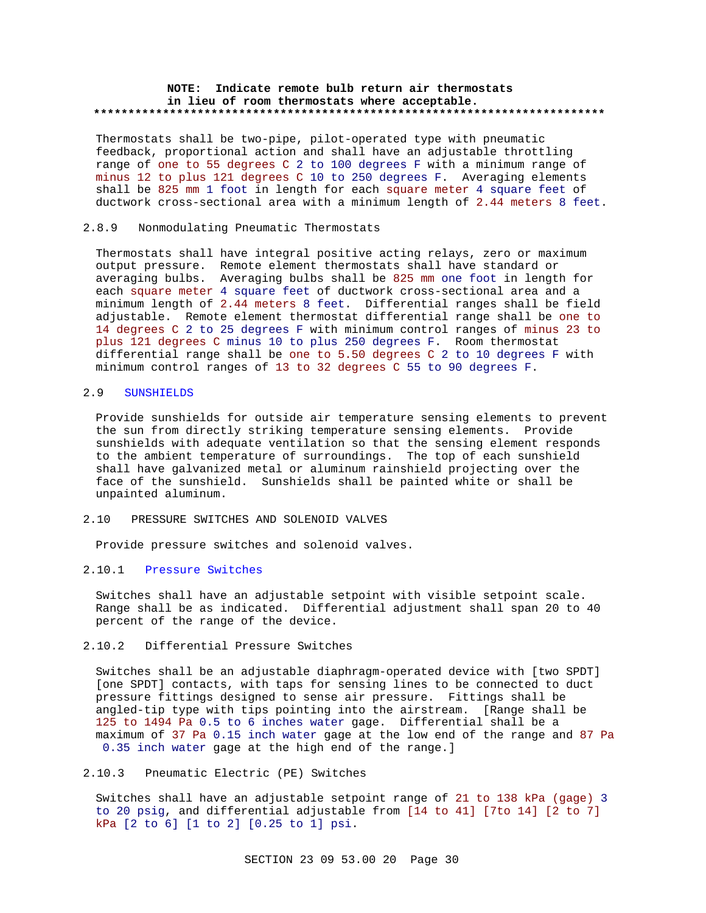**NOTE: Indicate remote bulb return air thermostats in lieu of room thermostats where acceptable.**

**************************************************************************

Thermostats shall be two-pipe, pilot-operated type with pneumatic feedback, proportional action and shall have an adjustable throttling range of one to 55 degrees C 2 to 100 degrees F with a minimum range of minus 12 to plus 121 degrees C 10 to 250 degrees F. Averaging elements shall be 825 mm 1 foot in length for each square meter 4 square feet of ductwork cross-sectional area with a minimum length of 2.44 meters 8 feet.

### 2.8.9 Nonmodulating Pneumatic Thermostats

Thermostats shall have integral positive acting relays, zero or maximum output pressure. Remote element thermostats shall have standard or averaging bulbs. Averaging bulbs shall be 825 mm one foot in length for each square meter 4 square feet of ductwork cross-sectional area and a minimum length of 2.44 meters 8 feet. Differential ranges shall be field adjustable. Remote element thermostat differential range shall be one to 14 degrees C 2 to 25 degrees F with minimum control ranges of minus 23 to plus 121 degrees C minus 10 to plus 250 degrees F. Room thermostat differential range shall be one to 5.50 degrees C 2 to 10 degrees F with minimum control ranges of 13 to 32 degrees C 55 to 90 degrees F.

## 2.9 SUNSHIELDS

Provide sunshields for outside air temperature sensing elements to prevent the sun from directly striking temperature sensing elements. Provide sunshields with adequate ventilation so that the sensing element responds to the ambient temperature of surroundings. The top of each sunshield shall have galvanized metal or aluminum rainshield projecting over the face of the sunshield. Sunshields shall be painted white or shall be unpainted aluminum.

## 2.10 PRESSURE SWITCHES AND SOLENOID VALVES

Provide pressure switches and solenoid valves.

### 2.10.1 Pressure Switches

Switches shall have an adjustable setpoint with visible setpoint scale. Range shall be as indicated. Differential adjustment shall span 20 to 40 percent of the range of the device.

### 2.10.2 Differential Pressure Switches

Switches shall be an adjustable diaphragm-operated device with [two SPDT] [one SPDT] contacts, with taps for sensing lines to be connected to duct pressure fittings designed to sense air pressure. Fittings shall be angled-tip type with tips pointing into the airstream. [Range shall be 125 to 1494 Pa 0.5 to 6 inches water gage. Differential shall be a maximum of 37 Pa 0.15 inch water gage at the low end of the range and 87 Pa 0.35 inch water gage at the high end of the range.]

### 2.10.3 Pneumatic Electric (PE) Switches

Switches shall have an adjustable setpoint range of 21 to 138 kPa (gage) 3 to 20 psig, and differential adjustable from [14 to 41] [7to 14] [2 to 7] kPa [2 to 6] [1 to 2] [0.25 to 1] psi.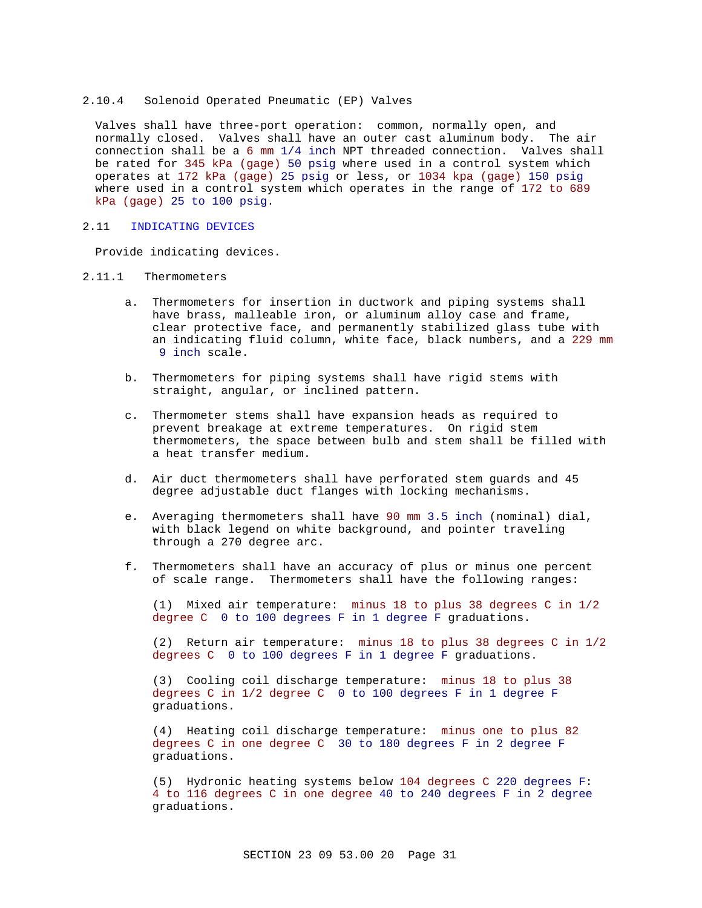### 2.10.4 Solenoid Operated Pneumatic (EP) Valves

Valves shall have three-port operation: common, normally open, and normally closed. Valves shall have an outer cast aluminum body. The air connection shall be a 6 mm 1/4 inch NPT threaded connection. Valves shall be rated for 345 kPa (gage) 50 psig where used in a control system which operates at 172 kPa (gage) 25 psig or less, or 1034 kpa (gage) 150 psig where used in a control system which operates in the range of 172 to 689 kPa (gage) 25 to 100 psig.

## 2.11 INDICATING DEVICES

Provide indicating devices.

### 2.11.1 Thermometers

a. Thermometers for insertion in ductwork and piping systems shall have brass, malleable iron, or aluminum alloy case and frame, clear protective face, and permanently stabilized glass tube with an indicating fluid column, white face, black numbers, and a 229 mm 9 inch scale.

b. Thermometers for piping systems shall have rigid stems with straight, angular, or inclined pattern.

c. Thermometer stems shall have expansion heads as required to prevent breakage at extreme temperatures. On rigid stem thermometers, the space between bulb and stem shall be filled with a heat transfer medium.

d. Air duct thermometers shall have perforated stem guards and 45 degree adjustable duct flanges with locking mechanisms.

e. Averaging thermometers shall have 90 mm 3.5 inch (nominal) dial, with black legend on white background, and pointer traveling through a 270 degree arc.

f. Thermometers shall have an accuracy of plus or minus one percent of scale range. Thermometers shall have the following ranges:

(1) Mixed air temperature: minus 18 to plus 38 degrees C in 1/2 degree C 0 to 100 degrees F in 1 degree F graduations.

(2) Return air temperature: minus 18 to plus 38 degrees C in 1/2 degrees C 0 to 100 degrees F in 1 degree F graduations.

(3) Cooling coil discharge temperature: minus 18 to plus 38 degrees C in 1/2 degree C 0 to 100 degrees F in 1 degree F graduations.

(4) Heating coil discharge temperature: minus one to plus 82 degrees C in one degree C 30 to 180 degrees F in 2 degree F graduations.

(5) Hydronic heating systems below 104 degrees C 220 degrees F: 4 to 116 degrees C in one degree 40 to 240 degrees F in 2 degree graduations.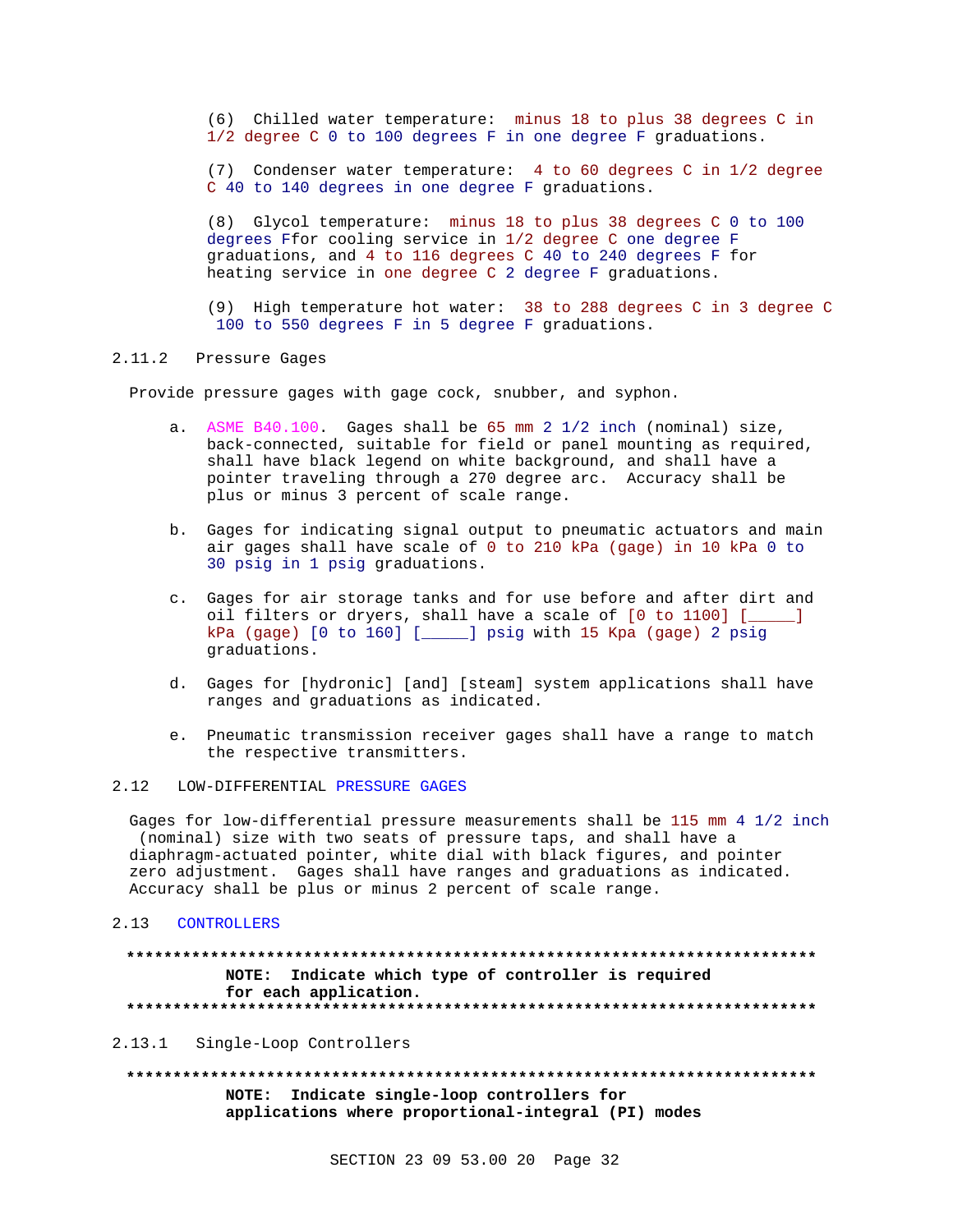(6) Chilled water temperature: minus 18 to plus 38 degrees C in 1/2 degree C 0 to 100 degrees F in one degree F graduations.

(7) Condenser water temperature: 4 to 60 degrees C in 1/2 degree C 40 to 140 degrees in one degree F graduations.

(8) Glycol temperature: minus 18 to plus 38 degrees C 0 to 100 degrees Ffor cooling service in 1/2 degree C one degree F graduations, and 4 to 116 degrees C 40 to 240 degrees F for heating service in one degree C 2 degree F graduations.

(9) High temperature hot water: 38 to 288 degrees C in 3 degree C 100 to 550 degrees F in 5 degree F graduations.

### 2.11.2 Pressure Gages

Provide pressure gages with gage cock, snubber, and syphon.

a. ASME B40.100. Gages shall be 65 mm 2 1/2 inch (nominal) size, back-connected, suitable for field or panel mounting as required, shall have black legend on white background, and shall have a pointer traveling through a 270 degree arc. Accuracy shall be plus or minus 3 percent of scale range.

b. Gages for indicating signal output to pneumatic actuators and main air gages shall have scale of 0 to 210 kPa (gage) in 10 kPa 0 to 30 psig in 1 psig graduations.

c. Gages for air storage tanks and for use before and after dirt and oil filters or dryers, shall have a scale of [0 to 1100] [_____] kPa (gage) [0 to 160] [_____] psig with 15 Kpa (gage) 2 psig graduations.

d. Gages for [hydronic] [and] [steam] system applications shall have ranges and graduations as indicated.

e. Pneumatic transmission receiver gages shall have a range to match the respective transmitters.

## 2.12 LOW-DIFFERENTIAL PRESSURE GAGES

Gages for low-differential pressure measurements shall be 115 mm 4 1/2 inch (nominal) size with two seats of pressure taps, and shall have a diaphragm-actuated pointer, white dial with black figures, and pointer zero adjustment. Gages shall have ranges and graduations as indicated. Accuracy shall be plus or minus 2 percent of scale range.

## 2.13 CONTROLLERS

**************************************************************************

**NOTE: Indicate which type of controller is required for each application.**

**************************************************************************

### 2.13.1 Single-Loop Controllers

**************************************************************************

**NOTE: Indicate single-loop controllers for applications where proportional-integral (PI) modes**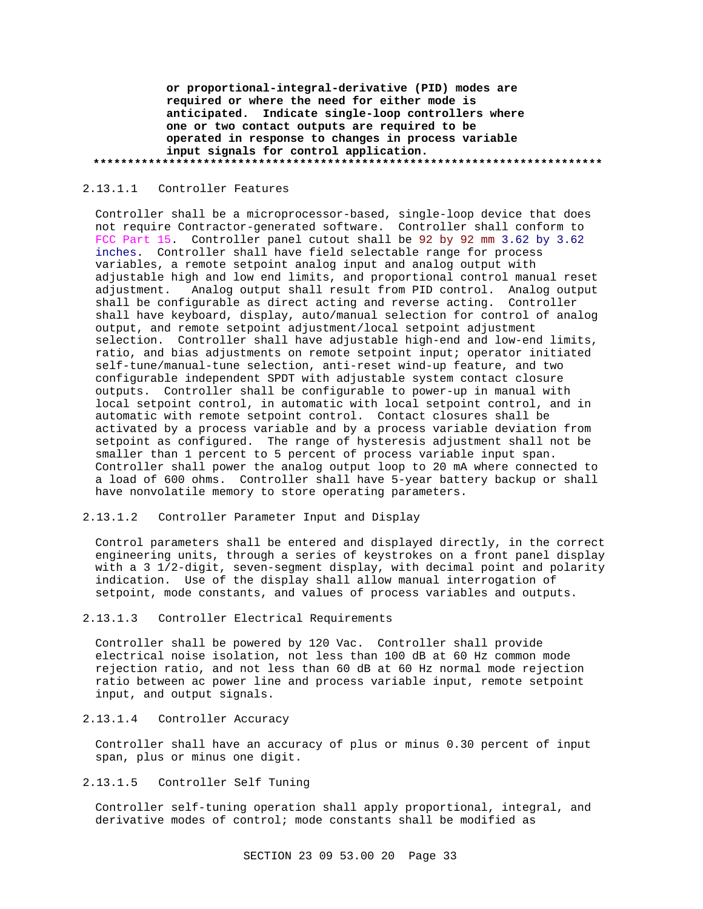**or proportional-integral-derivative (PID) modes are required or where the need for either mode is anticipated. Indicate single-loop controllers where one or two contact outputs are required to be operated in response to changes in process variable input signals for control application.**
**************************************************************************

#### 2.13.1.1 Controller Features

Controller shall be a microprocessor-based, single-loop device that does not require Contractor-generated software. Controller shall conform to FCC Part 15. Controller panel cutout shall be 92 by 92 mm 3.62 by 3.62 inches. Controller shall have field selectable range for process variables, a remote setpoint analog input and analog output with adjustable high and low end limits, and proportional control manual reset adjustment. Analog output shall result from PID control. Analog output shall be configurable as direct acting and reverse acting. Controller shall have keyboard, display, auto/manual selection for control of analog output, and remote setpoint adjustment/local setpoint adjustment selection. Controller shall have adjustable high-end and low-end limits, ratio, and bias adjustments on remote setpoint input; operator initiated self-tune/manual-tune selection, anti-reset wind-up feature, and two configurable independent SPDT with adjustable system contact closure outputs. Controller shall be configurable to power-up in manual with local setpoint control, in automatic with local setpoint control, and in automatic with remote setpoint control. Contact closures shall be activated by a process variable and by a process variable deviation from setpoint as configured. The range of hysteresis adjustment shall not be smaller than 1 percent to 5 percent of process variable input span. Controller shall power the analog output loop to 20 mA where connected to a load of 600 ohms. Controller shall have 5-year battery backup or shall have nonvolatile memory to store operating parameters.

#### 2.13.1.2 Controller Parameter Input and Display

Control parameters shall be entered and displayed directly, in the correct engineering units, through a series of keystrokes on a front panel display with a 3 1/2-digit, seven-segment display, with decimal point and polarity indication. Use of the display shall allow manual interrogation of setpoint, mode constants, and values of process variables and outputs.

#### 2.13.1.3 Controller Electrical Requirements

Controller shall be powered by 120 Vac. Controller shall provide electrical noise isolation, not less than 100 dB at 60 Hz common mode rejection ratio, and not less than 60 dB at 60 Hz normal mode rejection ratio between ac power line and process variable input, remote setpoint input, and output signals.

#### 2.13.1.4 Controller Accuracy

Controller shall have an accuracy of plus or minus 0.30 percent of input span, plus or minus one digit.

#### 2.13.1.5 Controller Self Tuning

Controller self-tuning operation shall apply proportional, integral, and derivative modes of control; mode constants shall be modified as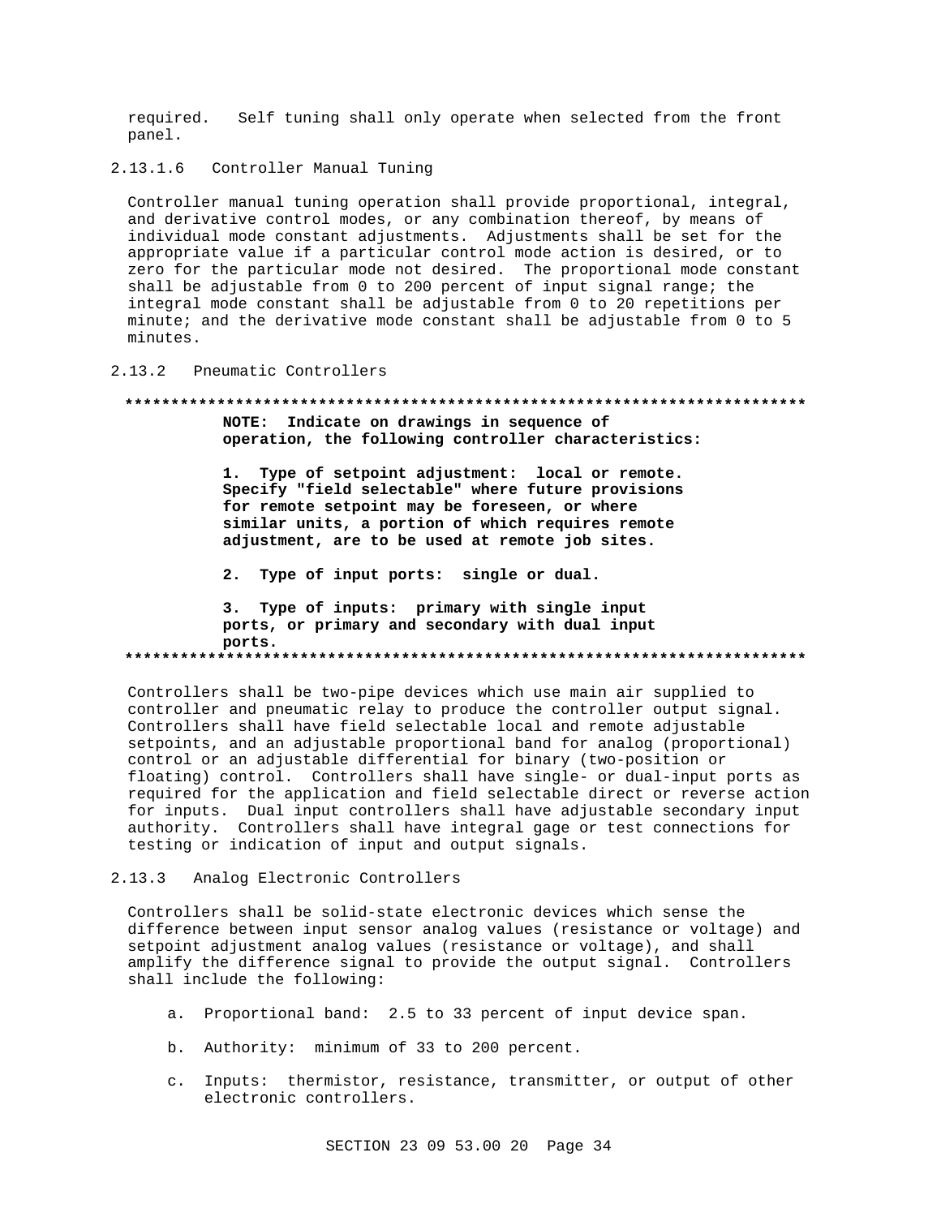required. Self tuning shall only operate when selected from the front panel.

#### 2.13.1.6 Controller Manual Tuning

Controller manual tuning operation shall provide proportional, integral, and derivative control modes, or any combination thereof, by means of individual mode constant adjustments. Adjustments shall be set for the appropriate value if a particular control mode action is desired, or to zero for the particular mode not desired. The proportional mode constant shall be adjustable from 0 to 200 percent of input signal range; the integral mode constant shall be adjustable from 0 to 20 repetitions per minute; and the derivative mode constant shall be adjustable from 0 to 5 minutes.

### 2.13.2 Pneumatic Controllers

**************************************************************************

**NOTE: Indicate on drawings in sequence of operation, the following controller characteristics:**

**1. Type of setpoint adjustment: local or remote. Specify "field selectable" where future provisions for remote setpoint may be foreseen, or where similar units, a portion of which requires remote adjustment, are to be used at remote job sites.**

**2. Type of input ports: single or dual.**

**3. Type of inputs: primary with single input ports, or primary and secondary with dual input ports.**

**************************************************************************

Controllers shall be two-pipe devices which use main air supplied to controller and pneumatic relay to produce the controller output signal. Controllers shall have field selectable local and remote adjustable setpoints, and an adjustable proportional band for analog (proportional) control or an adjustable differential for binary (two-position or floating) control. Controllers shall have single- or dual-input ports as required for the application and field selectable direct or reverse action for inputs. Dual input controllers shall have adjustable secondary input authority. Controllers shall have integral gage or test connections for testing or indication of input and output signals.

### 2.13.3 Analog Electronic Controllers

Controllers shall be solid-state electronic devices which sense the difference between input sensor analog values (resistance or voltage) and setpoint adjustment analog values (resistance or voltage), and shall amplify the difference signal to provide the output signal. Controllers shall include the following:

a. Proportional band: 2.5 to 33 percent of input device span.

b. Authority: minimum of 33 to 200 percent.

c. Inputs: thermistor, resistance, transmitter, or output of other electronic controllers.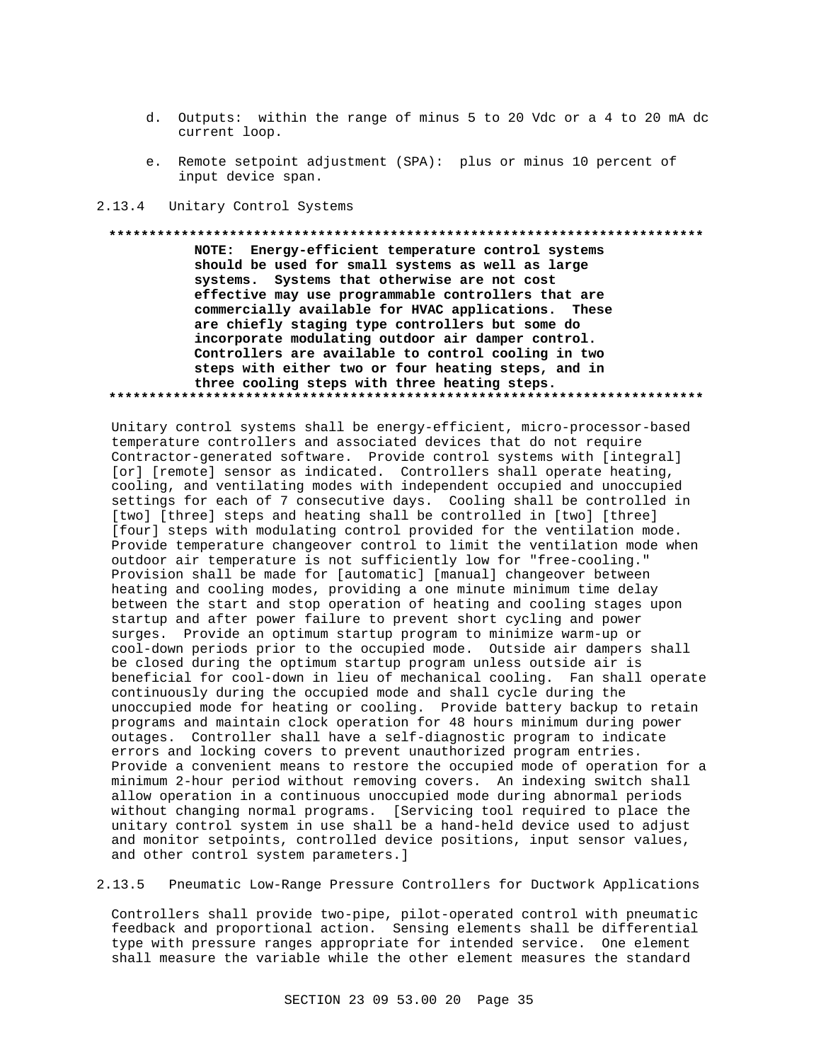d. Outputs: within the range of minus 5 to 20 Vdc or a 4 to 20 mA dc current loop.

e. Remote setpoint adjustment (SPA): plus or minus 10 percent of input device span.

### 2.13.4 Unitary Control Systems

**************************************************************************

**NOTE: Energy-efficient temperature control systems should be used for small systems as well as large systems. Systems that otherwise are not cost effective may use programmable controllers that are commercially available for HVAC applications. These are chiefly staging type controllers but some do incorporate modulating outdoor air damper control. Controllers are available to control cooling in two steps with either two or four heating steps, and in three cooling steps with three heating steps.**

**************************************************************************

Unitary control systems shall be energy-efficient, micro-processor-based temperature controllers and associated devices that do not require Contractor-generated software. Provide control systems with [integral] [or] [remote] sensor as indicated. Controllers shall operate heating, cooling, and ventilating modes with independent occupied and unoccupied settings for each of 7 consecutive days. Cooling shall be controlled in [two] [three] steps and heating shall be controlled in [two] [three] [four] steps with modulating control provided for the ventilation mode. Provide temperature changeover control to limit the ventilation mode when outdoor air temperature is not sufficiently low for "free-cooling." Provision shall be made for [automatic] [manual] changeover between heating and cooling modes, providing a one minute minimum time delay between the start and stop operation of heating and cooling stages upon startup and after power failure to prevent short cycling and power surges. Provide an optimum startup program to minimize warm-up or cool-down periods prior to the occupied mode. Outside air dampers shall be closed during the optimum startup program unless outside air is beneficial for cool-down in lieu of mechanical cooling. Fan shall operate continuously during the occupied mode and shall cycle during the unoccupied mode for heating or cooling. Provide battery backup to retain programs and maintain clock operation for 48 hours minimum during power outages. Controller shall have a self-diagnostic program to indicate errors and locking covers to prevent unauthorized program entries. Provide a convenient means to restore the occupied mode of operation for a minimum 2-hour period without removing covers. An indexing switch shall allow operation in a continuous unoccupied mode during abnormal periods without changing normal programs. [Servicing tool required to place the unitary control system in use shall be a hand-held device used to adjust and monitor setpoints, controlled device positions, input sensor values, and other control system parameters.]

### 2.13.5 Pneumatic Low-Range Pressure Controllers for Ductwork Applications

Controllers shall provide two-pipe, pilot-operated control with pneumatic feedback and proportional action. Sensing elements shall be differential type with pressure ranges appropriate for intended service. One element shall measure the variable while the other element measures the standard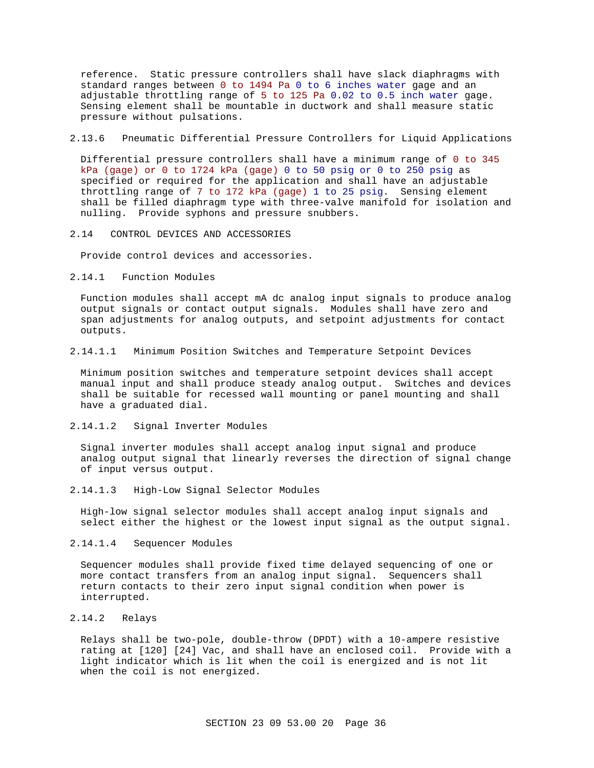reference. Static pressure controllers shall have slack diaphragms with standard ranges between 0 to 1494 Pa 0 to 6 inches water gage and an adjustable throttling range of 5 to 125 Pa 0.02 to 0.5 inch water gage. Sensing element shall be mountable in ductwork and shall measure static pressure without pulsations.

#### 2.13.6 Pneumatic Differential Pressure Controllers for Liquid Applications

Differential pressure controllers shall have a minimum range of 0 to 345 kPa (gage) or 0 to 1724 kPa (gage) 0 to 50 psig or 0 to 250 psig as specified or required for the application and shall have an adjustable throttling range of 7 to 172 kPa (gage) 1 to 25 psig. Sensing element shall be filled diaphragm type with three-valve manifold for isolation and nulling. Provide syphons and pressure snubbers.

## 2.14 CONTROL DEVICES AND ACCESSORIES

Provide control devices and accessories.

### 2.14.1 Function Modules

Function modules shall accept mA dc analog input signals to produce analog output signals or contact output signals. Modules shall have zero and span adjustments for analog outputs, and setpoint adjustments for contact outputs.

#### 2.14.1.1 Minimum Position Switches and Temperature Setpoint Devices

Minimum position switches and temperature setpoint devices shall accept manual input and shall produce steady analog output. Switches and devices shall be suitable for recessed wall mounting or panel mounting and shall have a graduated dial.

#### 2.14.1.2 Signal Inverter Modules

Signal inverter modules shall accept analog input signal and produce analog output signal that linearly reverses the direction of signal change of input versus output.

#### 2.14.1.3 High-Low Signal Selector Modules

High-low signal selector modules shall accept analog input signals and select either the highest or the lowest input signal as the output signal.

#### 2.14.1.4 Sequencer Modules

Sequencer modules shall provide fixed time delayed sequencing of one or more contact transfers from an analog input signal. Sequencers shall return contacts to their zero input signal condition when power is interrupted.

### 2.14.2 Relays

Relays shall be two-pole, double-throw (DPDT) with a 10-ampere resistive rating at [120] [24] Vac, and shall have an enclosed coil. Provide with a light indicator which is lit when the coil is energized and is not lit when the coil is not energized.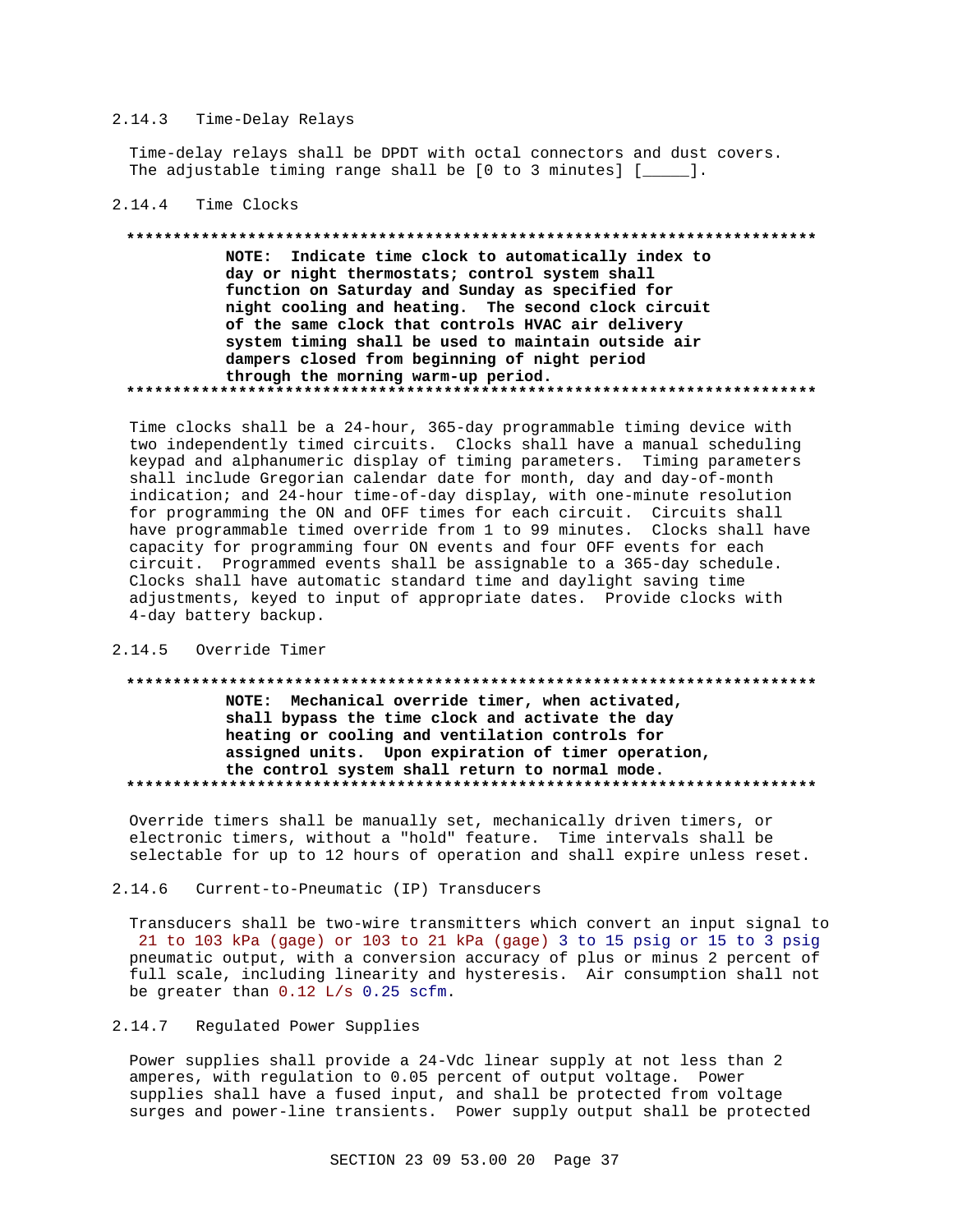### 2.14.3 Time-Delay Relays

Time-delay relays shall be DPDT with octal connectors and dust covers. The adjustable timing range shall be [0 to 3 minutes] [_____].

### 2.14.4 Time Clocks

**************************************************************************

**NOTE: Indicate time clock to automatically index to day or night thermostats; control system shall function on Saturday and Sunday as specified for night cooling and heating. The second clock circuit of the same clock that controls HVAC air delivery system timing shall be used to maintain outside air dampers closed from beginning of night period through the morning warm-up period.**

**************************************************************************

Time clocks shall be a 24-hour, 365-day programmable timing device with two independently timed circuits. Clocks shall have a manual scheduling keypad and alphanumeric display of timing parameters. Timing parameters shall include Gregorian calendar date for month, day and day-of-month indication; and 24-hour time-of-day display, with one-minute resolution for programming the ON and OFF times for each circuit. Circuits shall have programmable timed override from 1 to 99 minutes. Clocks shall have capacity for programming four ON events and four OFF events for each circuit. Programmed events shall be assignable to a 365-day schedule. Clocks shall have automatic standard time and daylight saving time adjustments, keyed to input of appropriate dates. Provide clocks with 4-day battery backup.

### 2.14.5 Override Timer

**************************************************************************

**NOTE: Mechanical override timer, when activated, shall bypass the time clock and activate the day heating or cooling and ventilation controls for assigned units. Upon expiration of timer operation, the control system shall return to normal mode.**

**************************************************************************

Override timers shall be manually set, mechanically driven timers, or electronic timers, without a "hold" feature. Time intervals shall be selectable for up to 12 hours of operation and shall expire unless reset.

### 2.14.6 Current-to-Pneumatic (IP) Transducers

Transducers shall be two-wire transmitters which convert an input signal to 21 to 103 kPa (gage) or 103 to 21 kPa (gage) 3 to 15 psig or 15 to 3 psig pneumatic output, with a conversion accuracy of plus or minus 2 percent of full scale, including linearity and hysteresis. Air consumption shall not be greater than 0.12 L/s 0.25 scfm.

### 2.14.7 Regulated Power Supplies

Power supplies shall provide a 24-Vdc linear supply at not less than 2 amperes, with regulation to 0.05 percent of output voltage. Power supplies shall have a fused input, and shall be protected from voltage surges and power-line transients. Power supply output shall be protected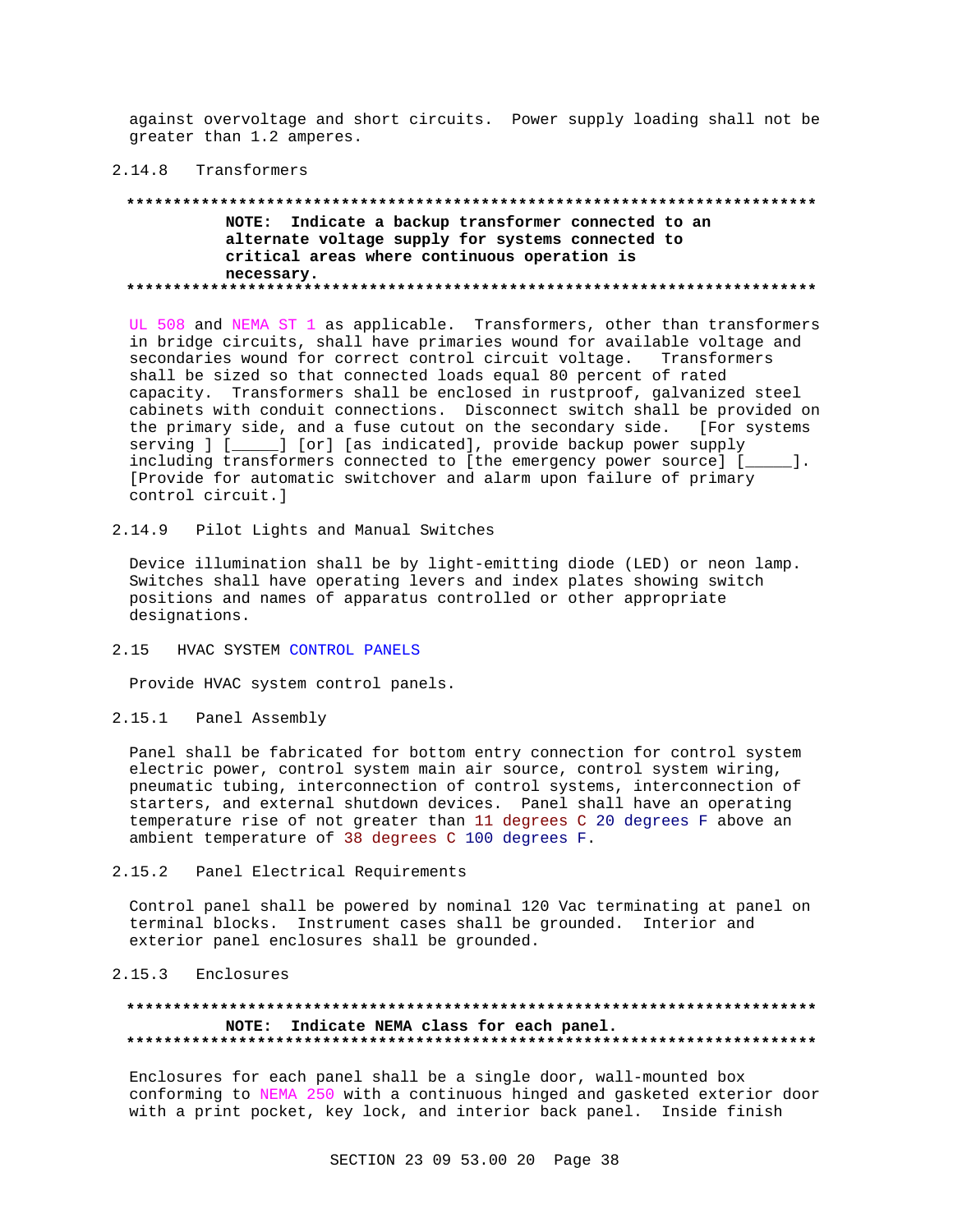against overvoltage and short circuits. Power supply loading shall not be greater than 1.2 amperes.

### 2.14.8 Transformers

**************************************************************************

**NOTE: Indicate a backup transformer connected to an alternate voltage supply for systems connected to critical areas where continuous operation is necessary.**

**************************************************************************

UL 508 and NEMA ST 1 as applicable. Transformers, other than transformers in bridge circuits, shall have primaries wound for available voltage and secondaries wound for correct control circuit voltage. Transformers shall be sized so that connected loads equal 80 percent of rated capacity. Transformers shall be enclosed in rustproof, galvanized steel cabinets with conduit connections. Disconnect switch shall be provided on the primary side, and a fuse cutout on the secondary side. [For systems serving ] [_____] [or] [as indicated], provide backup power supply including transformers connected to [the emergency power source] [_____]. [Provide for automatic switchover and alarm upon failure of primary control circuit.]

### 2.14.9 Pilot Lights and Manual Switches

Device illumination shall be by light-emitting diode (LED) or neon lamp. Switches shall have operating levers and index plates showing switch positions and names of apparatus controlled or other appropriate designations.

## 2.15 HVAC SYSTEM CONTROL PANELS

Provide HVAC system control panels.

### 2.15.1 Panel Assembly

Panel shall be fabricated for bottom entry connection for control system electric power, control system main air source, control system wiring, pneumatic tubing, interconnection of control systems, interconnection of starters, and external shutdown devices. Panel shall have an operating temperature rise of not greater than 11 degrees C 20 degrees F above an ambient temperature of 38 degrees C 100 degrees F.

### 2.15.2 Panel Electrical Requirements

Control panel shall be powered by nominal 120 Vac terminating at panel on terminal blocks. Instrument cases shall be grounded. Interior and exterior panel enclosures shall be grounded.

### 2.15.3 Enclosures

**************************************************************************

**NOTE: Indicate NEMA class for each panel.**

**************************************************************************

Enclosures for each panel shall be a single door, wall-mounted box conforming to NEMA 250 with a continuous hinged and gasketed exterior door with a print pocket, key lock, and interior back panel. Inside finish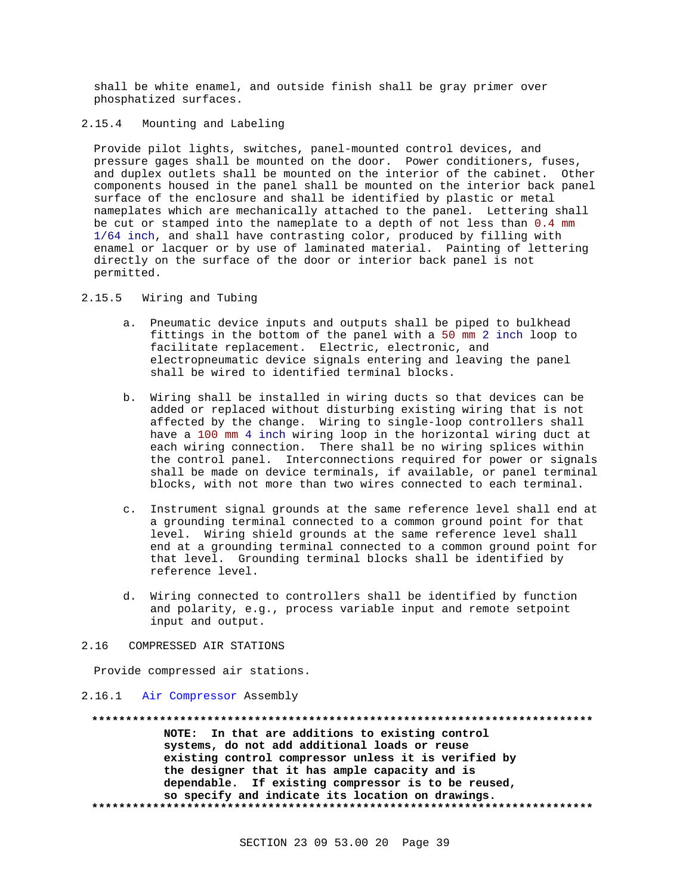shall be white enamel, and outside finish shall be gray primer over phosphatized surfaces.

### 2.15.4 Mounting and Labeling

Provide pilot lights, switches, panel-mounted control devices, and pressure gages shall be mounted on the door. Power conditioners, fuses, and duplex outlets shall be mounted on the interior of the cabinet. Other components housed in the panel shall be mounted on the interior back panel surface of the enclosure and shall be identified by plastic or metal nameplates which are mechanically attached to the panel. Lettering shall be cut or stamped into the nameplate to a depth of not less than 0.4 mm 1/64 inch, and shall have contrasting color, produced by filling with enamel or lacquer or by use of laminated material. Painting of lettering directly on the surface of the door or interior back panel is not permitted.

### 2.15.5 Wiring and Tubing

a. Pneumatic device inputs and outputs shall be piped to bulkhead fittings in the bottom of the panel with a 50 mm 2 inch loop to facilitate replacement. Electric, electronic, and electropneumatic device signals entering and leaving the panel shall be wired to identified terminal blocks.

b. Wiring shall be installed in wiring ducts so that devices can be added or replaced without disturbing existing wiring that is not affected by the change. Wiring to single-loop controllers shall have a 100 mm 4 inch wiring loop in the horizontal wiring duct at each wiring connection. There shall be no wiring splices within the control panel. Interconnections required for power or signals shall be made on device terminals, if available, or panel terminal blocks, with not more than two wires connected to each terminal.

c. Instrument signal grounds at the same reference level shall end at a grounding terminal connected to a common ground point for that level. Wiring shield grounds at the same reference level shall end at a grounding terminal connected to a common ground point for that level. Grounding terminal blocks shall be identified by reference level.

d. Wiring connected to controllers shall be identified by function and polarity, e.g., process variable input and remote setpoint input and output.

## 2.16 COMPRESSED AIR STATIONS

Provide compressed air stations.

### 2.16.1 Air Compressor Assembly

**************************************************************************

**NOTE: In that are additions to existing control systems, do not add additional loads or reuse existing control compressor unless it is verified by the designer that it has ample capacity and is dependable. If existing compressor is to be reused, so specify and indicate its location on drawings.**

**************************************************************************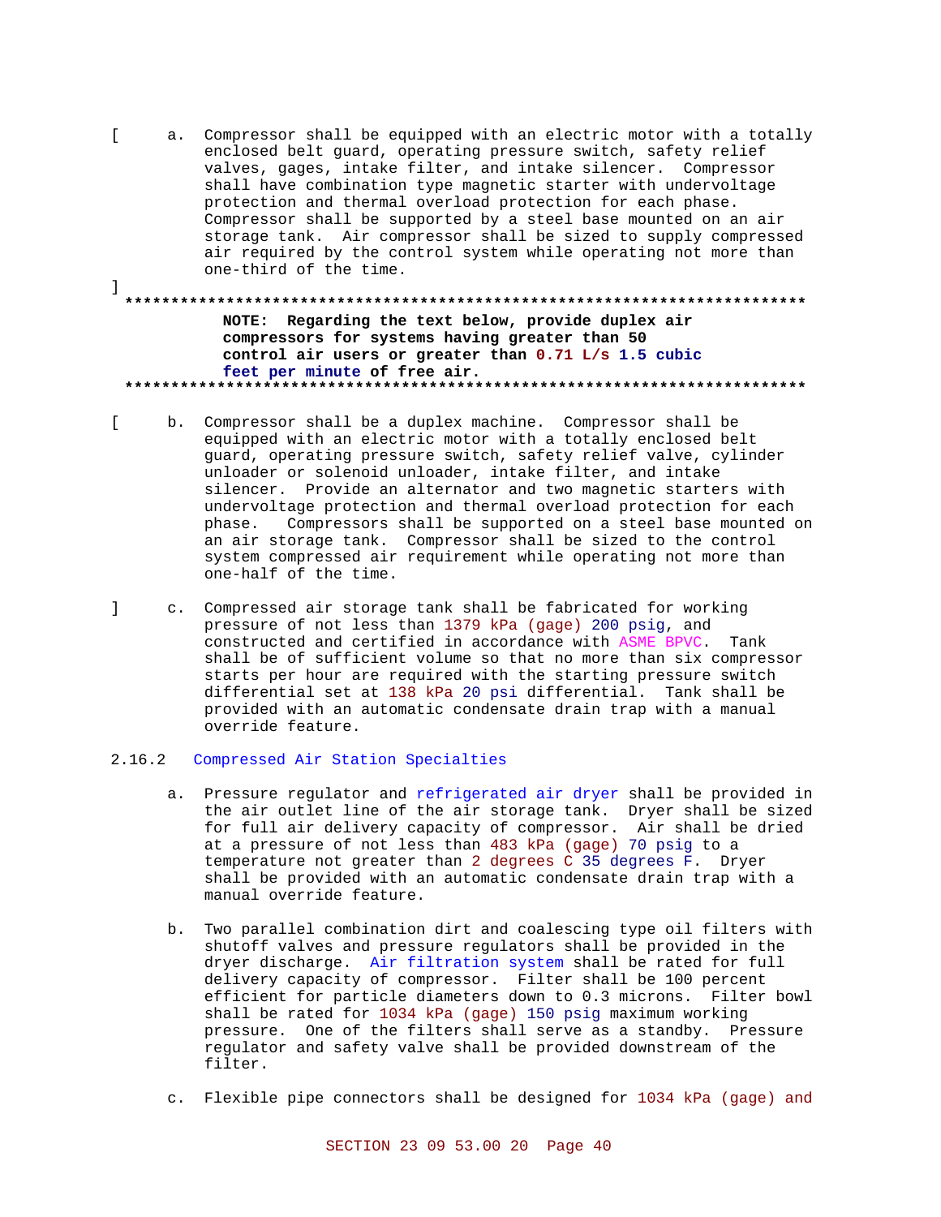[ a. Compressor shall be equipped with an electric motor with a totally enclosed belt guard, operating pressure switch, safety relief valves, gages, intake filter, and intake silencer. Compressor shall have combination type magnetic starter with undervoltage protection and thermal overload protection for each phase. Compressor shall be supported by a steel base mounted on an air storage tank. Air compressor shall be sized to supply compressed air required by the control system while operating not more than one-third of the time.

]

**************************************************************************

**NOTE: Regarding the text below, provide duplex air compressors for systems having greater than 50 control air users or greater than 0.71 L/s 1.5 cubic feet per minute of free air.**

**************************************************************************

[ b. Compressor shall be a duplex machine. Compressor shall be equipped with an electric motor with a totally enclosed belt guard, operating pressure switch, safety relief valve, cylinder unloader or solenoid unloader, intake filter, and intake silencer. Provide an alternator and two magnetic starters with undervoltage protection and thermal overload protection for each phase. Compressors shall be supported on a steel base mounted on an air storage tank. Compressor shall be sized to the control system compressed air requirement while operating not more than one-half of the time.

] c. Compressed air storage tank shall be fabricated for working pressure of not less than 1379 kPa (gage) 200 psig, and constructed and certified in accordance with ASME BPVC. Tank shall be of sufficient volume so that no more than six compressor starts per hour are required with the starting pressure switch differential set at 138 kPa 20 psi differential. Tank shall be provided with an automatic condensate drain trap with a manual override feature.

### 2.16.2 Compressed Air Station Specialties

a. Pressure regulator and refrigerated air dryer shall be provided in the air outlet line of the air storage tank. Dryer shall be sized for full air delivery capacity of compressor. Air shall be dried at a pressure of not less than 483 kPa (gage) 70 psig to a temperature not greater than 2 degrees C 35 degrees F. Dryer shall be provided with an automatic condensate drain trap with a manual override feature.

b. Two parallel combination dirt and coalescing type oil filters with shutoff valves and pressure regulators shall be provided in the dryer discharge. Air filtration system shall be rated for full delivery capacity of compressor. Filter shall be 100 percent efficient for particle diameters down to 0.3 microns. Filter bowl shall be rated for 1034 kPa (gage) 150 psig maximum working pressure. One of the filters shall serve as a standby. Pressure regulator and safety valve shall be provided downstream of the filter.

c. Flexible pipe connectors shall be designed for 1034 kPa (gage) and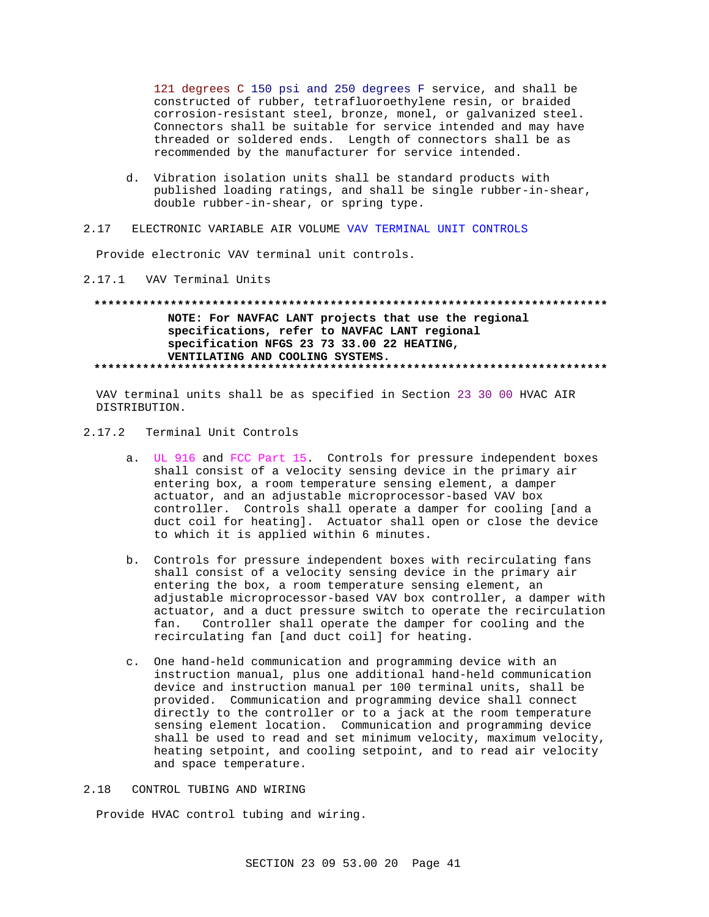121 degrees C 150 psi and 250 degrees F service, and shall be constructed of rubber, tetrafluoroethylene resin, or braided corrosion-resistant steel, bronze, monel, or galvanized steel. Connectors shall be suitable for service intended and may have threaded or soldered ends. Length of connectors shall be as recommended by the manufacturer for service intended.

d. Vibration isolation units shall be standard products with published loading ratings, and shall be single rubber-in-shear, double rubber-in-shear, or spring type.

## 2.17 ELECTRONIC VARIABLE AIR VOLUME VAV TERMINAL UNIT CONTROLS

Provide electronic VAV terminal unit controls.

### 2.17.1 VAV Terminal Units

**************************************************************************

**NOTE: For NAVFAC LANT projects that use the regional specifications, refer to NAVFAC LANT regional specification NFGS 23 73 33.00 22 HEATING, VENTILATING AND COOLING SYSTEMS.**

**************************************************************************

VAV terminal units shall be as specified in Section 23 30 00 HVAC AIR DISTRIBUTION.

### 2.17.2 Terminal Unit Controls

a. UL 916 and FCC Part 15. Controls for pressure independent boxes shall consist of a velocity sensing device in the primary air entering box, a room temperature sensing element, a damper actuator, and an adjustable microprocessor-based VAV box controller. Controls shall operate a damper for cooling [and a duct coil for heating]. Actuator shall open or close the device to which it is applied within 6 minutes.

b. Controls for pressure independent boxes with recirculating fans shall consist of a velocity sensing device in the primary air entering the box, a room temperature sensing element, an adjustable microprocessor-based VAV box controller, a damper with actuator, and a duct pressure switch to operate the recirculation fan. Controller shall operate the damper for cooling and the recirculating fan [and duct coil] for heating.

c. One hand-held communication and programming device with an instruction manual, plus one additional hand-held communication device and instruction manual per 100 terminal units, shall be provided. Communication and programming device shall connect directly to the controller or to a jack at the room temperature sensing element location. Communication and programming device shall be used to read and set minimum velocity, maximum velocity, heating setpoint, and cooling setpoint, and to read air velocity and space temperature.

## 2.18 CONTROL TUBING AND WIRING

Provide HVAC control tubing and wiring.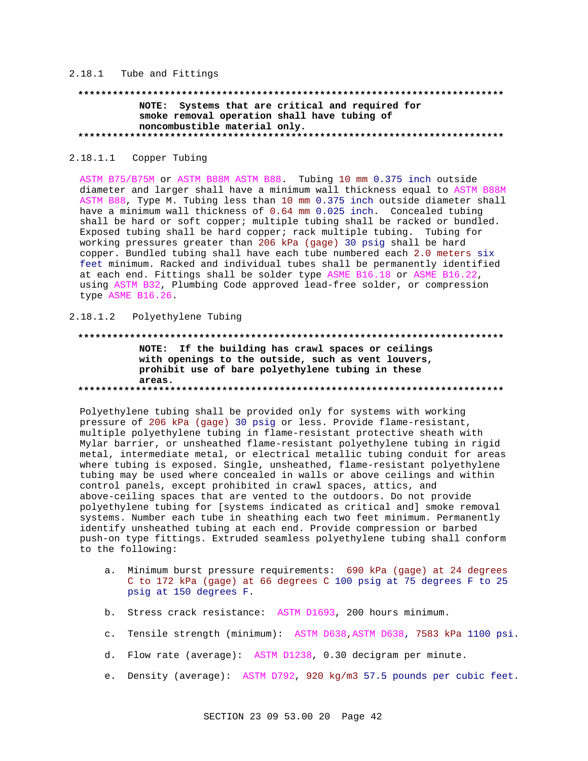#### 2.18.1 Tube and Fittings

**************************************************************************

**NOTE: Systems that are critical and required for smoke removal operation shall have tubing of noncombustible material only.**

**************************************************************************

##### 2.18.1.1 Copper Tubing

ASTM B75/B75M or ASTM B88M ASTM B88. Tubing 10 mm 0.375 inch outside diameter and larger shall have a minimum wall thickness equal to ASTM B88M ASTM B88, Type M. Tubing less than 10 mm 0.375 inch outside diameter shall have a minimum wall thickness of 0.64 mm 0.025 inch. Concealed tubing shall be hard or soft copper; multiple tubing shall be racked or bundled. Exposed tubing shall be hard copper; rack multiple tubing. Tubing for working pressures greater than 206 kPa (gage) 30 psig shall be hard copper. Bundled tubing shall have each tube numbered each 2.0 meters six feet minimum. Racked and individual tubes shall be permanently identified at each end. Fittings shall be solder type ASME B16.18 or ASME B16.22, using ASTM B32, Plumbing Code approved lead-free solder, or compression type ASME B16.26.

##### 2.18.1.2 Polyethylene Tubing

**************************************************************************

**NOTE: If the building has crawl spaces or ceilings with openings to the outside, such as vent louvers, prohibit use of bare polyethylene tubing in these areas.**

**************************************************************************

Polyethylene tubing shall be provided only for systems with working pressure of 206 kPa (gage) 30 psig or less. Provide flame-resistant, multiple polyethylene tubing in flame-resistant protective sheath with Mylar barrier, or unsheathed flame-resistant polyethylene tubing in rigid metal, intermediate metal, or electrical metallic tubing conduit for areas where tubing is exposed. Single, unsheathed, flame-resistant polyethylene tubing may be used where concealed in walls or above ceilings and within control panels, except prohibited in crawl spaces, attics, and above-ceiling spaces that are vented to the outdoors. Do not provide polyethylene tubing for [systems indicated as critical and] smoke removal systems. Number each tube in sheathing each two feet minimum. Permanently identify unsheathed tubing at each end. Provide compression or barbed push-on type fittings. Extruded seamless polyethylene tubing shall conform to the following:

a. Minimum burst pressure requirements: 690 kPa (gage) at 24 degrees C to 172 kPa (gage) at 66 degrees C 100 psig at 75 degrees F to 25 psig at 150 degrees F.

b. Stress crack resistance: ASTM D1693, 200 hours minimum.

c. Tensile strength (minimum): ASTM D638,ASTM D638, 7583 kPa 1100 psi.

d. Flow rate (average): ASTM D1238, 0.30 decigram per minute.

e. Density (average): ASTM D792, 920 kg/m3 57.5 pounds per cubic feet.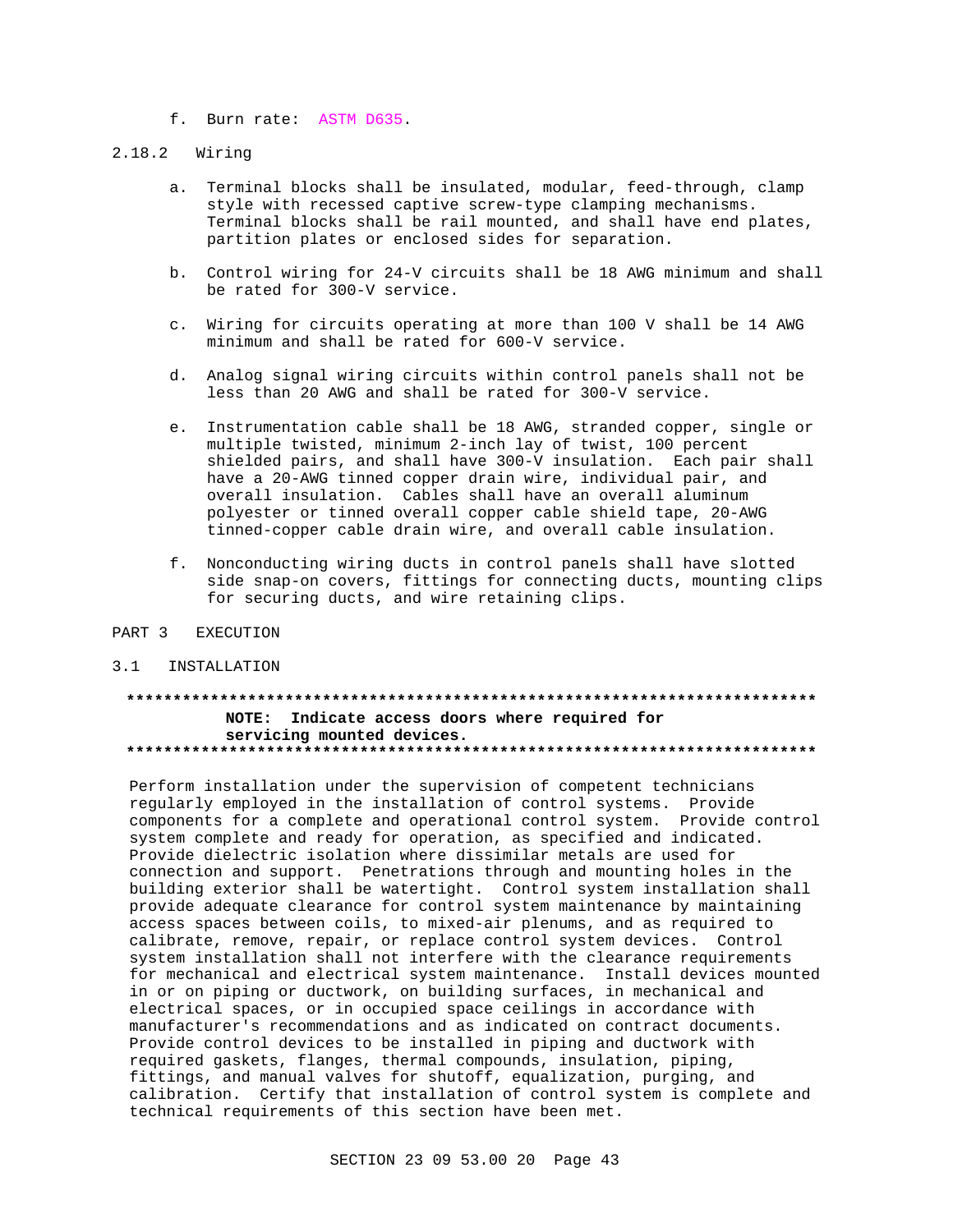f. Burn rate: ASTM D635.

### 2.18.2 Wiring

a. Terminal blocks shall be insulated, modular, feed-through, clamp style with recessed captive screw-type clamping mechanisms. Terminal blocks shall be rail mounted, and shall have end plates, partition plates or enclosed sides for separation.

b. Control wiring for 24-V circuits shall be 18 AWG minimum and shall be rated for 300-V service.

c. Wiring for circuits operating at more than 100 V shall be 14 AWG minimum and shall be rated for 600-V service.

d. Analog signal wiring circuits within control panels shall not be less than 20 AWG and shall be rated for 300-V service.

e. Instrumentation cable shall be 18 AWG, stranded copper, single or multiple twisted, minimum 2-inch lay of twist, 100 percent shielded pairs, and shall have 300-V insulation. Each pair shall have a 20-AWG tinned copper drain wire, individual pair, and overall insulation. Cables shall have an overall aluminum polyester or tinned overall copper cable shield tape, 20-AWG tinned-copper cable drain wire, and overall cable insulation.

f. Nonconducting wiring ducts in control panels shall have slotted side snap-on covers, fittings for connecting ducts, mounting clips for securing ducts, and wire retaining clips.

# PART 3 EXECUTION

## 3.1 INSTALLATION

**************************************************************************
**NOTE: Indicate access doors where required for servicing mounted devices.**
**************************************************************************

Perform installation under the supervision of competent technicians regularly employed in the installation of control systems. Provide components for a complete and operational control system. Provide control system complete and ready for operation, as specified and indicated. Provide dielectric isolation where dissimilar metals are used for connection and support. Penetrations through and mounting holes in the building exterior shall be watertight. Control system installation shall provide adequate clearance for control system maintenance by maintaining access spaces between coils, to mixed-air plenums, and as required to calibrate, remove, repair, or replace control system devices. Control system installation shall not interfere with the clearance requirements for mechanical and electrical system maintenance. Install devices mounted in or on piping or ductwork, on building surfaces, in mechanical and electrical spaces, or in occupied space ceilings in accordance with manufacturer's recommendations and as indicated on contract documents. Provide control devices to be installed in piping and ductwork with required gaskets, flanges, thermal compounds, insulation, piping, fittings, and manual valves for shutoff, equalization, purging, and calibration. Certify that installation of control system is complete and technical requirements of this section have been met.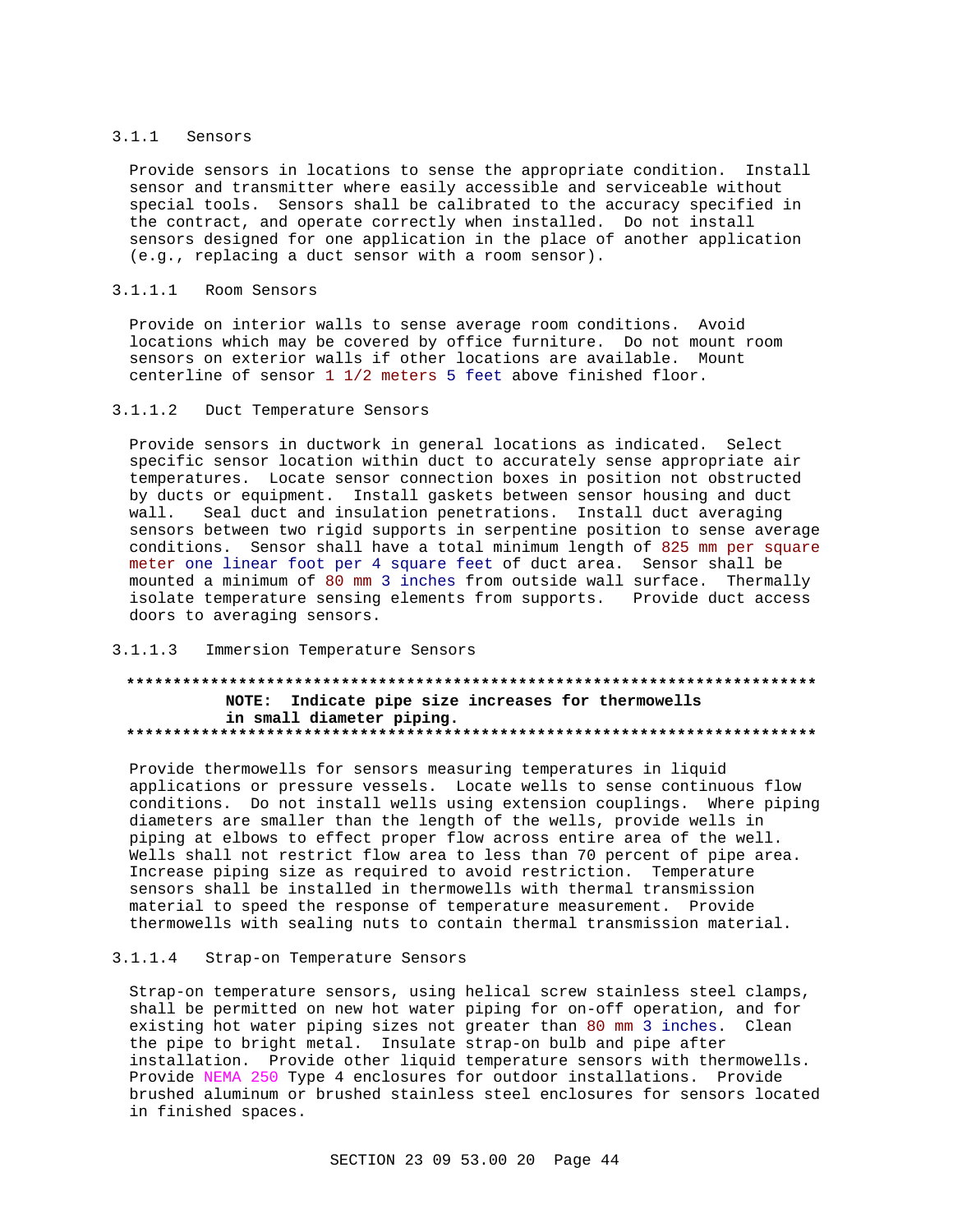#### 3.1.1 Sensors

Provide sensors in locations to sense the appropriate condition. Install sensor and transmitter where easily accessible and serviceable without special tools. Sensors shall be calibrated to the accuracy specified in the contract, and operate correctly when installed. Do not install sensors designed for one application in the place of another application (e.g., replacing a duct sensor with a room sensor).

##### 3.1.1.1 Room Sensors

Provide on interior walls to sense average room conditions. Avoid locations which may be covered by office furniture. Do not mount room sensors on exterior walls if other locations are available. Mount centerline of sensor 1 1/2 meters 5 feet above finished floor.

##### 3.1.1.2 Duct Temperature Sensors

Provide sensors in ductwork in general locations as indicated. Select specific sensor location within duct to accurately sense appropriate air temperatures. Locate sensor connection boxes in position not obstructed by ducts or equipment. Install gaskets between sensor housing and duct wall. Seal duct and insulation penetrations. Install duct averaging sensors between two rigid supports in serpentine position to sense average conditions. Sensor shall have a total minimum length of 825 mm per square meter one linear foot per 4 square feet of duct area. Sensor shall be mounted a minimum of 80 mm 3 inches from outside wall surface. Thermally isolate temperature sensing elements from supports. Provide duct access doors to averaging sensors.

##### 3.1.1.3 Immersion Temperature Sensors

**************************************************************************

**NOTE: Indicate pipe size increases for thermowells in small diameter piping.**

**************************************************************************

Provide thermowells for sensors measuring temperatures in liquid applications or pressure vessels. Locate wells to sense continuous flow conditions. Do not install wells using extension couplings. Where piping diameters are smaller than the length of the wells, provide wells in piping at elbows to effect proper flow across entire area of the well. Wells shall not restrict flow area to less than 70 percent of pipe area. Increase piping size as required to avoid restriction. Temperature sensors shall be installed in thermowells with thermal transmission material to speed the response of temperature measurement. Provide thermowells with sealing nuts to contain thermal transmission material.

##### 3.1.1.4 Strap-on Temperature Sensors

Strap-on temperature sensors, using helical screw stainless steel clamps, shall be permitted on new hot water piping for on-off operation, and for existing hot water piping sizes not greater than 80 mm 3 inches. Clean the pipe to bright metal. Insulate strap-on bulb and pipe after installation. Provide other liquid temperature sensors with thermowells. Provide NEMA 250 Type 4 enclosures for outdoor installations. Provide brushed aluminum or brushed stainless steel enclosures for sensors located in finished spaces.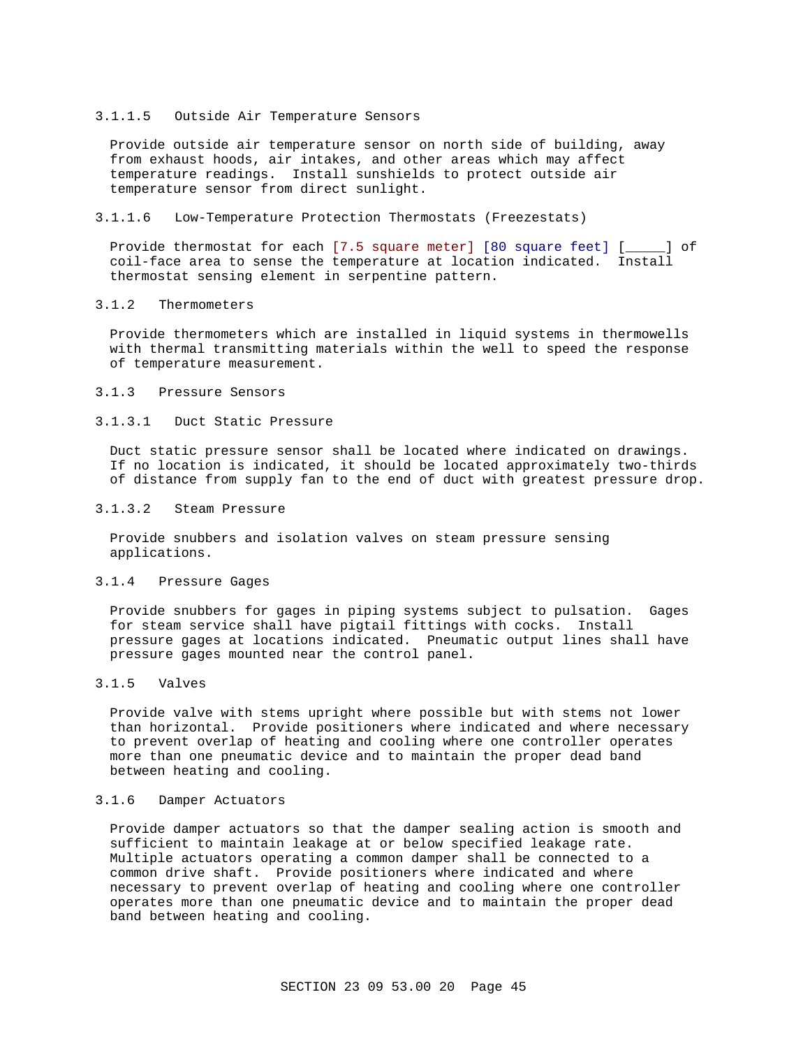#### 3.1.1.5 Outside Air Temperature Sensors

Provide outside air temperature sensor on north side of building, away from exhaust hoods, air intakes, and other areas which may affect temperature readings. Install sunshields to protect outside air temperature sensor from direct sunlight.

#### 3.1.1.6 Low-Temperature Protection Thermostats (Freezestats)

Provide thermostat for each [7.5 square meter] [80 square feet] [_____] of coil-face area to sense the temperature at location indicated. Install thermostat sensing element in serpentine pattern.

### 3.1.2 Thermometers

Provide thermometers which are installed in liquid systems in thermowells with thermal transmitting materials within the well to speed the response of temperature measurement.

### 3.1.3 Pressure Sensors

#### 3.1.3.1 Duct Static Pressure

Duct static pressure sensor shall be located where indicated on drawings. If no location is indicated, it should be located approximately two-thirds of distance from supply fan to the end of duct with greatest pressure drop.

#### 3.1.3.2 Steam Pressure

Provide snubbers and isolation valves on steam pressure sensing applications.

### 3.1.4 Pressure Gages

Provide snubbers for gages in piping systems subject to pulsation. Gages for steam service shall have pigtail fittings with cocks. Install pressure gages at locations indicated. Pneumatic output lines shall have pressure gages mounted near the control panel.

### 3.1.5 Valves

Provide valve with stems upright where possible but with stems not lower than horizontal. Provide positioners where indicated and where necessary to prevent overlap of heating and cooling where one controller operates more than one pneumatic device and to maintain the proper dead band between heating and cooling.

### 3.1.6 Damper Actuators

Provide damper actuators so that the damper sealing action is smooth and sufficient to maintain leakage at or below specified leakage rate. Multiple actuators operating a common damper shall be connected to a common drive shaft. Provide positioners where indicated and where necessary to prevent overlap of heating and cooling where one controller operates more than one pneumatic device and to maintain the proper dead band between heating and cooling.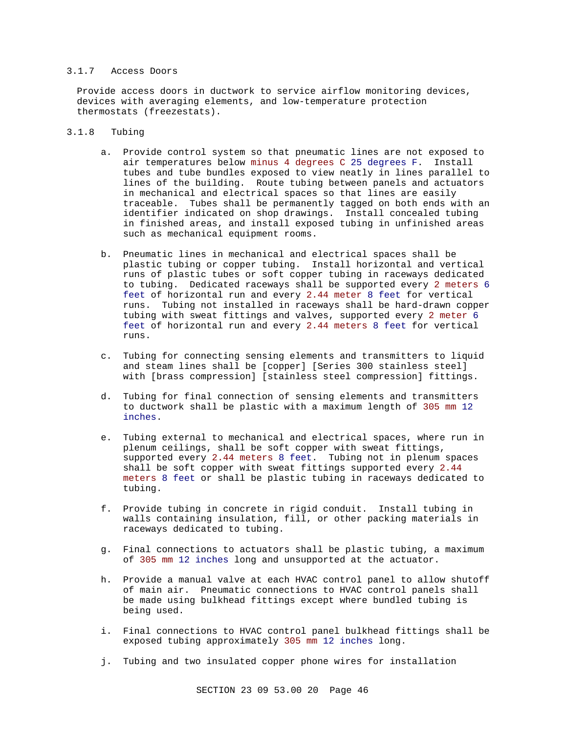### 3.1.7 Access Doors

Provide access doors in ductwork to service airflow monitoring devices, devices with averaging elements, and low-temperature protection thermostats (freezestats).

### 3.1.8 Tubing

a. Provide control system so that pneumatic lines are not exposed to air temperatures below minus 4 degrees C 25 degrees F. Install tubes and tube bundles exposed to view neatly in lines parallel to lines of the building. Route tubing between panels and actuators in mechanical and electrical spaces so that lines are easily traceable. Tubes shall be permanently tagged on both ends with an identifier indicated on shop drawings. Install concealed tubing in finished areas, and install exposed tubing in unfinished areas such as mechanical equipment rooms.

b. Pneumatic lines in mechanical and electrical spaces shall be plastic tubing or copper tubing. Install horizontal and vertical runs of plastic tubes or soft copper tubing in raceways dedicated to tubing. Dedicated raceways shall be supported every 2 meters 6 feet of horizontal run and every 2.44 meter 8 feet for vertical runs. Tubing not installed in raceways shall be hard-drawn copper tubing with sweat fittings and valves, supported every 2 meter 6 feet of horizontal run and every 2.44 meters 8 feet for vertical runs.

c. Tubing for connecting sensing elements and transmitters to liquid and steam lines shall be [copper] [Series 300 stainless steel] with [brass compression] [stainless steel compression] fittings.

d. Tubing for final connection of sensing elements and transmitters to ductwork shall be plastic with a maximum length of 305 mm 12 inches.

e. Tubing external to mechanical and electrical spaces, where run in plenum ceilings, shall be soft copper with sweat fittings, supported every 2.44 meters 8 feet. Tubing not in plenum spaces shall be soft copper with sweat fittings supported every 2.44 meters 8 feet or shall be plastic tubing in raceways dedicated to tubing.

f. Provide tubing in concrete in rigid conduit. Install tubing in walls containing insulation, fill, or other packing materials in raceways dedicated to tubing.

g. Final connections to actuators shall be plastic tubing, a maximum of 305 mm 12 inches long and unsupported at the actuator.

h. Provide a manual valve at each HVAC control panel to allow shutoff of main air. Pneumatic connections to HVAC control panels shall be made using bulkhead fittings except where bundled tubing is being used.

i. Final connections to HVAC control panel bulkhead fittings shall be exposed tubing approximately 305 mm 12 inches long.

j. Tubing and two insulated copper phone wires for installation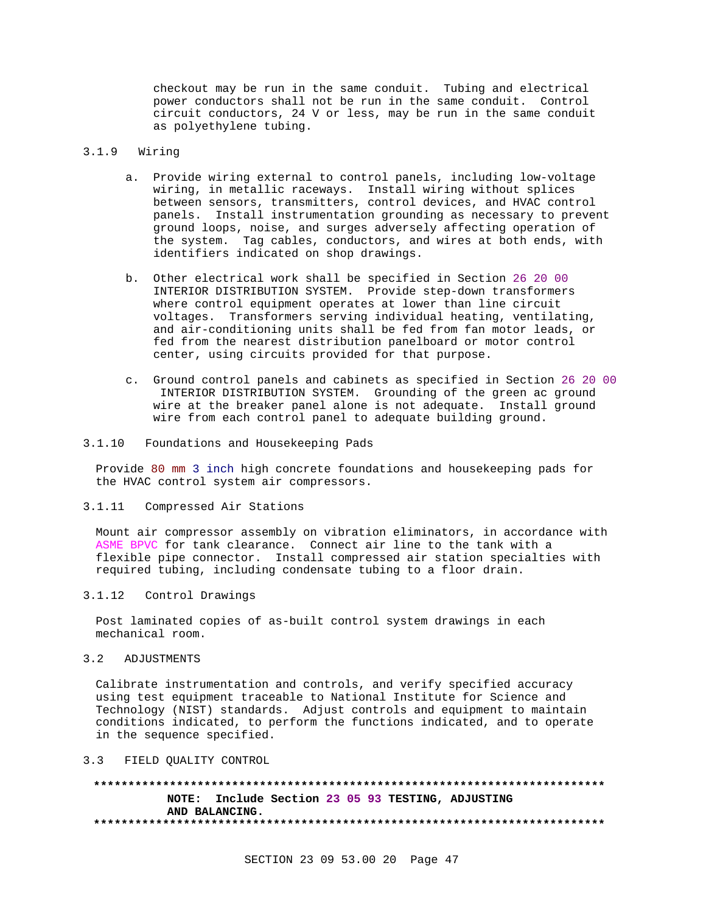checkout may be run in the same conduit. Tubing and electrical power conductors shall not be run in the same conduit. Control circuit conductors, 24 V or less, may be run in the same conduit as polyethylene tubing.

### 3.1.9 Wiring

a. Provide wiring external to control panels, including low-voltage wiring, in metallic raceways. Install wiring without splices between sensors, transmitters, control devices, and HVAC control panels. Install instrumentation grounding as necessary to prevent ground loops, noise, and surges adversely affecting operation of the system. Tag cables, conductors, and wires at both ends, with identifiers indicated on shop drawings.

b. Other electrical work shall be specified in Section 26 20 00 INTERIOR DISTRIBUTION SYSTEM. Provide step-down transformers where control equipment operates at lower than line circuit voltages. Transformers serving individual heating, ventilating, and air-conditioning units shall be fed from fan motor leads, or fed from the nearest distribution panelboard or motor control center, using circuits provided for that purpose.

c. Ground control panels and cabinets as specified in Section 26 20 00 INTERIOR DISTRIBUTION SYSTEM. Grounding of the green ac ground wire at the breaker panel alone is not adequate. Install ground wire from each control panel to adequate building ground.

### 3.1.10 Foundations and Housekeeping Pads

Provide 80 mm 3 inch high concrete foundations and housekeeping pads for the HVAC control system air compressors.

### 3.1.11 Compressed Air Stations

Mount air compressor assembly on vibration eliminators, in accordance with ASME BPVC for tank clearance. Connect air line to the tank with a flexible pipe connector. Install compressed air station specialties with required tubing, including condensate tubing to a floor drain.

### 3.1.12 Control Drawings

Post laminated copies of as-built control system drawings in each mechanical room.

## 3.2 ADJUSTMENTS

Calibrate instrumentation and controls, and verify specified accuracy using test equipment traceable to National Institute for Science and Technology (NIST) standards. Adjust controls and equipment to maintain conditions indicated, to perform the functions indicated, and to operate in the sequence specified.

## 3.3 FIELD QUALITY CONTROL

**************************************************************************

**NOTE: Include Section 23 05 93 TESTING, ADJUSTING AND BALANCING.**

**************************************************************************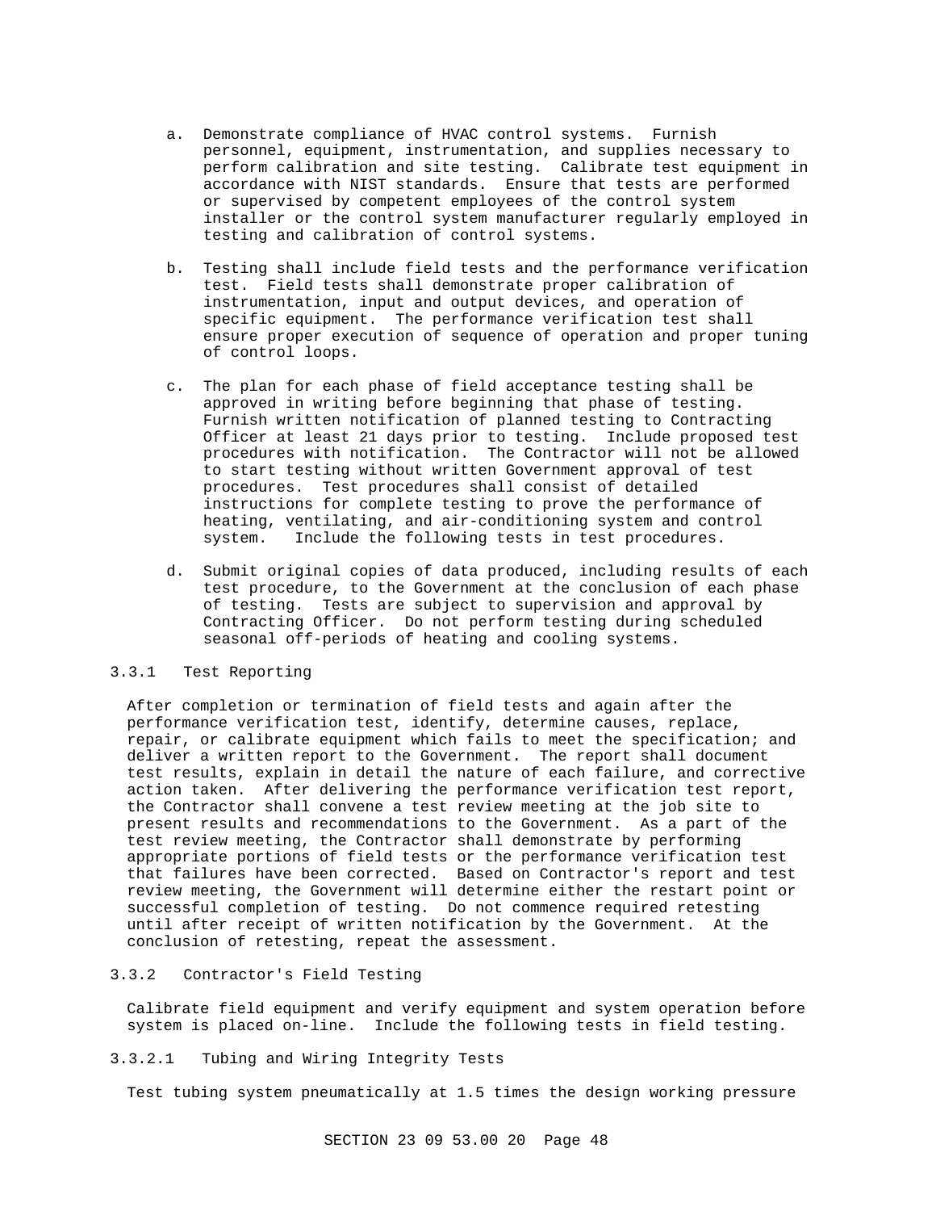a. Demonstrate compliance of HVAC control systems. Furnish personnel, equipment, instrumentation, and supplies necessary to perform calibration and site testing. Calibrate test equipment in accordance with NIST standards. Ensure that tests are performed or supervised by competent employees of the control system installer or the control system manufacturer regularly employed in testing and calibration of control systems.

b. Testing shall include field tests and the performance verification test. Field tests shall demonstrate proper calibration of instrumentation, input and output devices, and operation of specific equipment. The performance verification test shall ensure proper execution of sequence of operation and proper tuning of control loops.

c. The plan for each phase of field acceptance testing shall be approved in writing before beginning that phase of testing. Furnish written notification of planned testing to Contracting Officer at least 21 days prior to testing. Include proposed test procedures with notification. The Contractor will not be allowed to start testing without written Government approval of test procedures. Test procedures shall consist of detailed instructions for complete testing to prove the performance of heating, ventilating, and air-conditioning system and control system. Include the following tests in test procedures.

d. Submit original copies of data produced, including results of each test procedure, to the Government at the conclusion of each phase of testing. Tests are subject to supervision and approval by Contracting Officer. Do not perform testing during scheduled seasonal off-periods of heating and cooling systems.

### 3.3.1 Test Reporting

After completion or termination of field tests and again after the performance verification test, identify, determine causes, replace, repair, or calibrate equipment which fails to meet the specification; and deliver a written report to the Government. The report shall document test results, explain in detail the nature of each failure, and corrective action taken. After delivering the performance verification test report, the Contractor shall convene a test review meeting at the job site to present results and recommendations to the Government. As a part of the test review meeting, the Contractor shall demonstrate by performing appropriate portions of field tests or the performance verification test that failures have been corrected. Based on Contractor's report and test review meeting, the Government will determine either the restart point or successful completion of testing. Do not commence required retesting until after receipt of written notification by the Government. At the conclusion of retesting, repeat the assessment.

### 3.3.2 Contractor's Field Testing

Calibrate field equipment and verify equipment and system operation before system is placed on-line. Include the following tests in field testing.

#### 3.3.2.1 Tubing and Wiring Integrity Tests

Test tubing system pneumatically at 1.5 times the design working pressure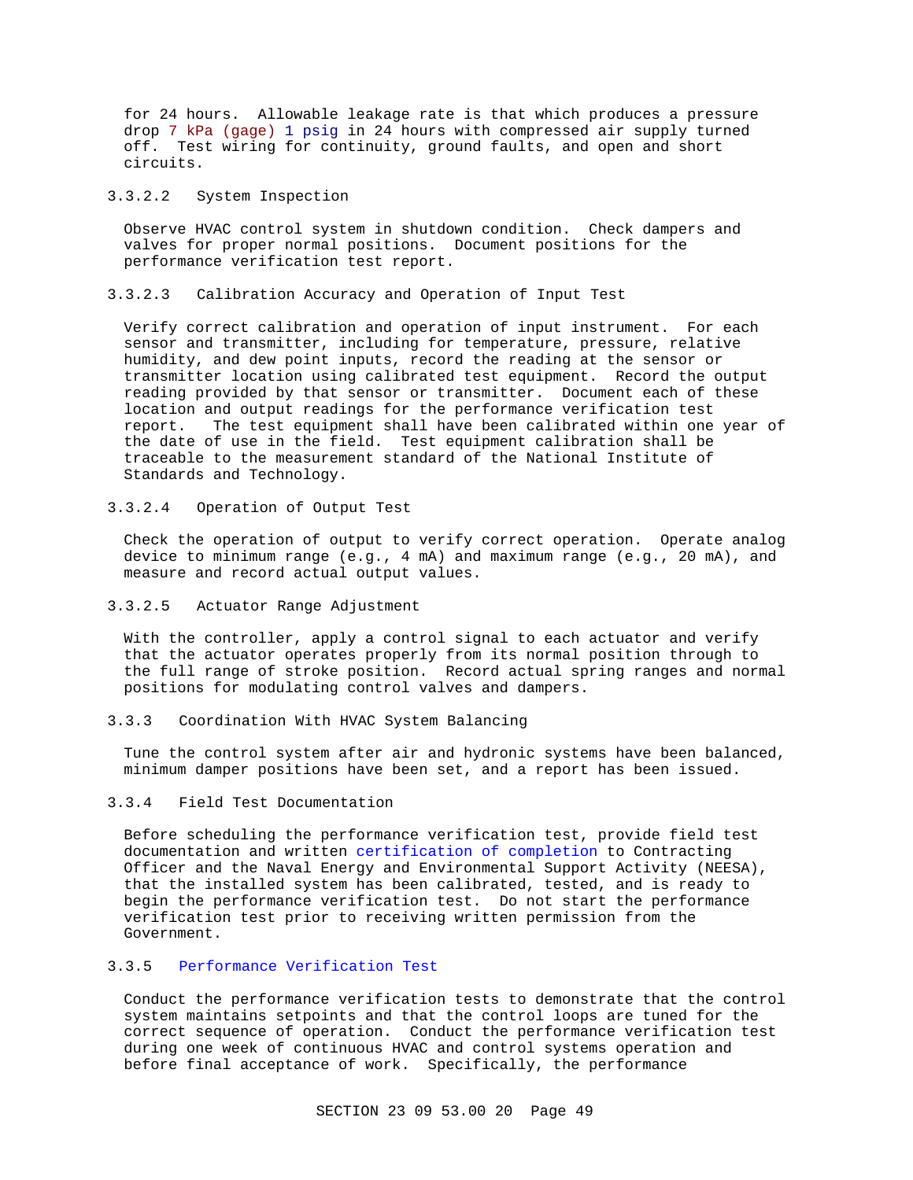for 24 hours. Allowable leakage rate is that which produces a pressure drop 7 kPa (gage) 1 psig in 24 hours with compressed air supply turned off. Test wiring for continuity, ground faults, and open and short circuits.

#### 3.3.2.2 System Inspection

Observe HVAC control system in shutdown condition. Check dampers and valves for proper normal positions. Document positions for the performance verification test report.

#### 3.3.2.3 Calibration Accuracy and Operation of Input Test

Verify correct calibration and operation of input instrument. For each sensor and transmitter, including for temperature, pressure, relative humidity, and dew point inputs, record the reading at the sensor or transmitter location using calibrated test equipment. Record the output reading provided by that sensor or transmitter. Document each of these location and output readings for the performance verification test report. The test equipment shall have been calibrated within one year of the date of use in the field. Test equipment calibration shall be traceable to the measurement standard of the National Institute of Standards and Technology.

#### 3.3.2.4 Operation of Output Test

Check the operation of output to verify correct operation. Operate analog device to minimum range (e.g., 4 mA) and maximum range (e.g., 20 mA), and measure and record actual output values.

#### 3.3.2.5 Actuator Range Adjustment

With the controller, apply a control signal to each actuator and verify that the actuator operates properly from its normal position through to the full range of stroke position. Record actual spring ranges and normal positions for modulating control valves and dampers.

### 3.3.3 Coordination With HVAC System Balancing

Tune the control system after air and hydronic systems have been balanced, minimum damper positions have been set, and a report has been issued.

### 3.3.4 Field Test Documentation

Before scheduling the performance verification test, provide field test documentation and written certification of completion to Contracting Officer and the Naval Energy and Environmental Support Activity (NEESA), that the installed system has been calibrated, tested, and is ready to begin the performance verification test. Do not start the performance verification test prior to receiving written permission from the Government.

### 3.3.5 Performance Verification Test

Conduct the performance verification tests to demonstrate that the control system maintains setpoints and that the control loops are tuned for the correct sequence of operation. Conduct the performance verification test during one week of continuous HVAC and control systems operation and before final acceptance of work. Specifically, the performance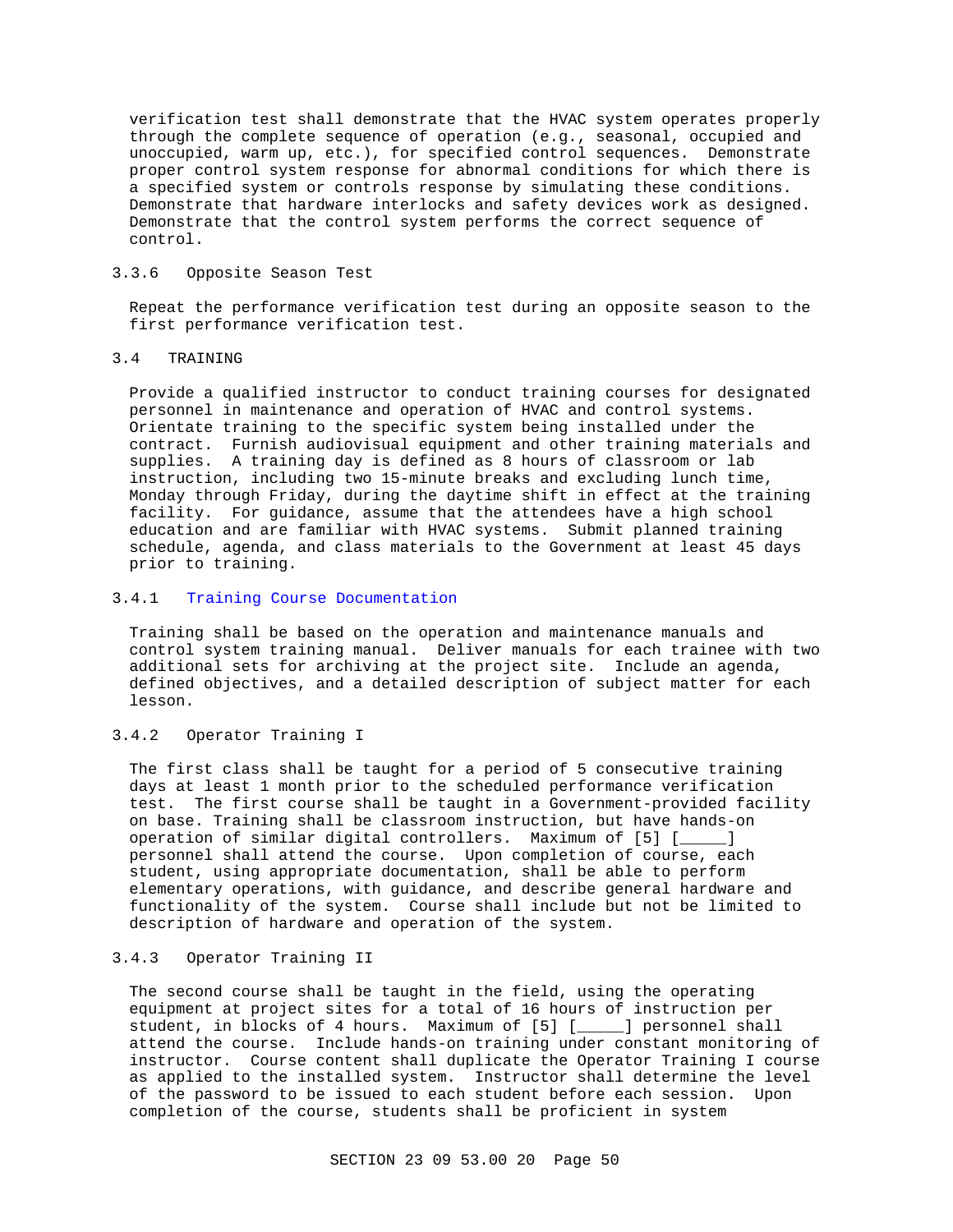verification test shall demonstrate that the HVAC system operates properly through the complete sequence of operation (e.g., seasonal, occupied and unoccupied, warm up, etc.), for specified control sequences. Demonstrate proper control system response for abnormal conditions for which there is a specified system or controls response by simulating these conditions. Demonstrate that hardware interlocks and safety devices work as designed. Demonstrate that the control system performs the correct sequence of control.

### 3.3.6 Opposite Season Test

Repeat the performance verification test during an opposite season to the first performance verification test.

## 3.4 TRAINING

Provide a qualified instructor to conduct training courses for designated personnel in maintenance and operation of HVAC and control systems. Orientate training to the specific system being installed under the contract. Furnish audiovisual equipment and other training materials and supplies. A training day is defined as 8 hours of classroom or lab instruction, including two 15-minute breaks and excluding lunch time, Monday through Friday, during the daytime shift in effect at the training facility. For guidance, assume that the attendees have a high school education and are familiar with HVAC systems. Submit planned training schedule, agenda, and class materials to the Government at least 45 days prior to training.

### 3.4.1 Training Course Documentation

Training shall be based on the operation and maintenance manuals and control system training manual. Deliver manuals for each trainee with two additional sets for archiving at the project site. Include an agenda, defined objectives, and a detailed description of subject matter for each lesson.

### 3.4.2 Operator Training I

The first class shall be taught for a period of 5 consecutive training days at least 1 month prior to the scheduled performance verification test. The first course shall be taught in a Government-provided facility on base. Training shall be classroom instruction, but have hands-on operation of similar digital controllers. Maximum of [5] [_____] personnel shall attend the course. Upon completion of course, each student, using appropriate documentation, shall be able to perform elementary operations, with guidance, and describe general hardware and functionality of the system. Course shall include but not be limited to description of hardware and operation of the system.

### 3.4.3 Operator Training II

The second course shall be taught in the field, using the operating equipment at project sites for a total of 16 hours of instruction per student, in blocks of 4 hours. Maximum of [5] [_____] personnel shall attend the course. Include hands-on training under constant monitoring of instructor. Course content shall duplicate the Operator Training I course as applied to the installed system. Instructor shall determine the level of the password to be issued to each student before each session. Upon completion of the course, students shall be proficient in system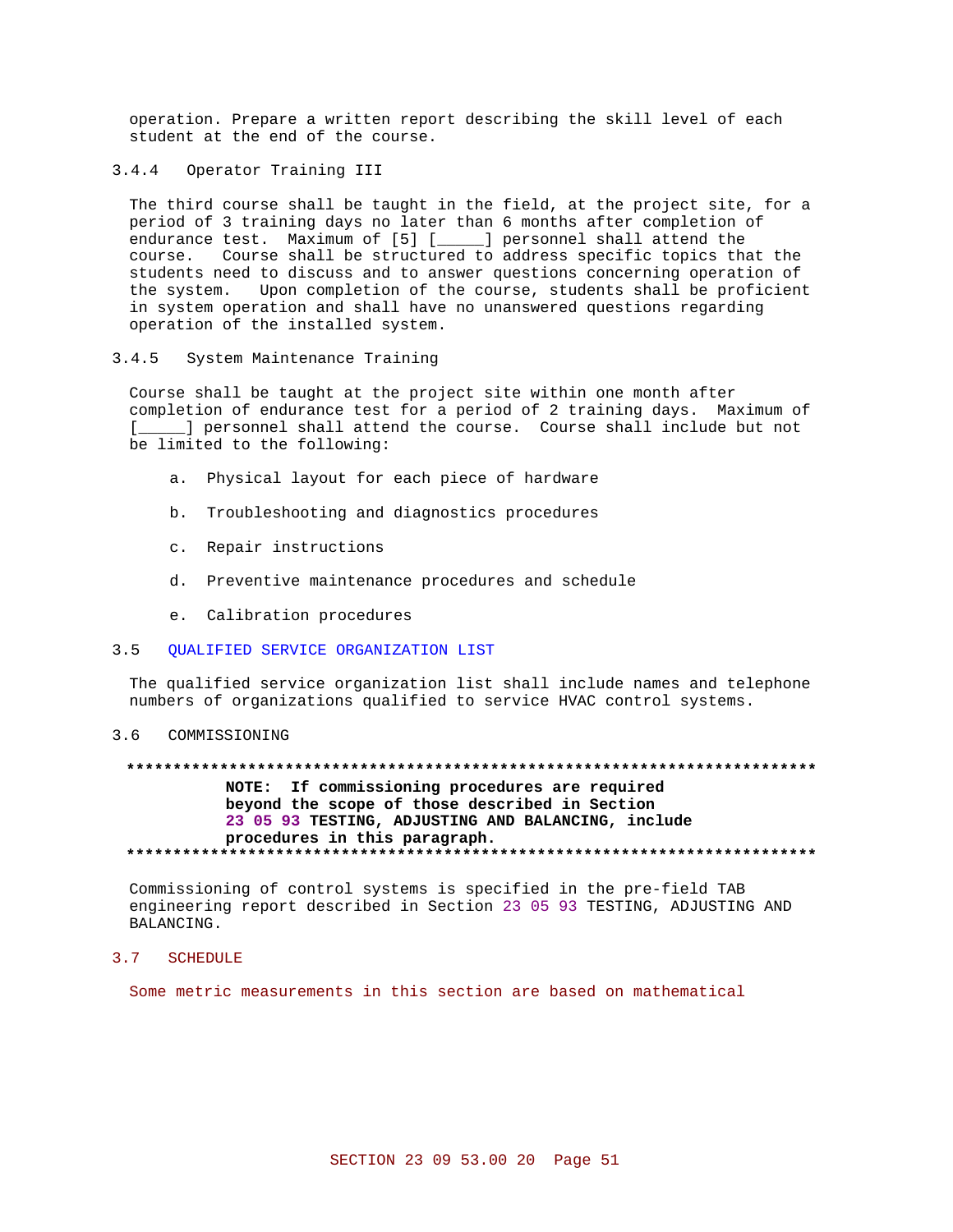operation. Prepare a written report describing the skill level of each student at the end of the course.

### 3.4.4 Operator Training III

The third course shall be taught in the field, at the project site, for a period of 3 training days no later than 6 months after completion of endurance test. Maximum of [5] [_____] personnel shall attend the course. Course shall be structured to address specific topics that the students need to discuss and to answer questions concerning operation of the system. Upon completion of the course, students shall be proficient in system operation and shall have no unanswered questions regarding operation of the installed system.

### 3.4.5 System Maintenance Training

Course shall be taught at the project site within one month after completion of endurance test for a period of 2 training days. Maximum of [_____] personnel shall attend the course. Course shall include but not be limited to the following:

a. Physical layout for each piece of hardware

b. Troubleshooting and diagnostics procedures

c. Repair instructions

d. Preventive maintenance procedures and schedule

e. Calibration procedures

## 3.5 QUALIFIED SERVICE ORGANIZATION LIST

The qualified service organization list shall include names and telephone numbers of organizations qualified to service HVAC control systems.

## 3.6 COMMISSIONING

**************************************************************************

**NOTE: If commissioning procedures are required beyond the scope of those described in Section 23 05 93 TESTING, ADJUSTING AND BALANCING, include procedures in this paragraph.**

**************************************************************************

Commissioning of control systems is specified in the pre-field TAB engineering report described in Section 23 05 93 TESTING, ADJUSTING AND BALANCING.

## 3.7 SCHEDULE

Some metric measurements in this section are based on mathematical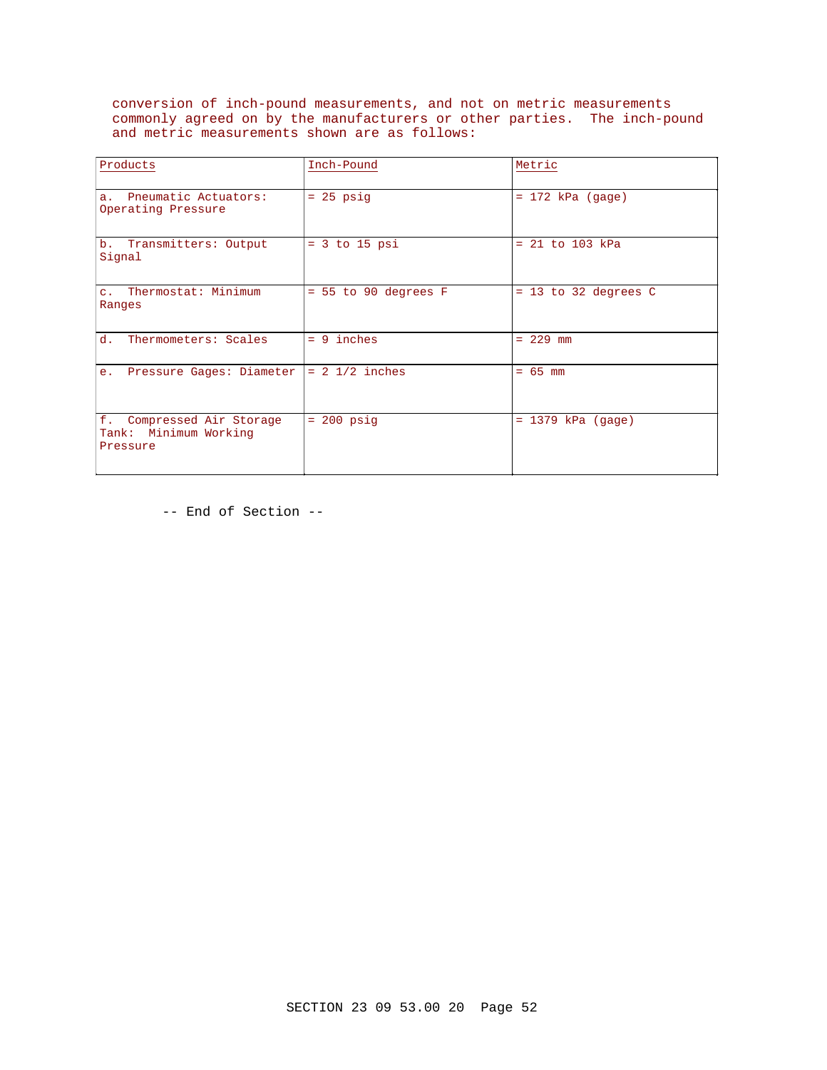conversion of inch-pound measurements, and not on metric measurements commonly agreed on by the manufacturers or other parties. The inch-pound and metric measurements shown are as follows:

| Products | Inch-Pound | Metric |
|---|---|---|
| a. Pneumatic Actuators: Operating Pressure | = 25 psig | = 172 kPa (gage) |
| b. Transmitters: Output Signal | = 3 to 15 psi | = 21 to 103 kPa |
| c. Thermostat: Minimum Ranges | = 55 to 90 degrees F | = 13 to 32 degrees C |
| d. Thermometers: Scales | = 9 inches | = 229 mm |
| e. Pressure Gages: Diameter | = 2 1/2 inches | = 65 mm |
| f. Compressed Air Storage Tank: Minimum Working Pressure | = 200 psig | = 1379 kPa (gage) |

-- End of Section --